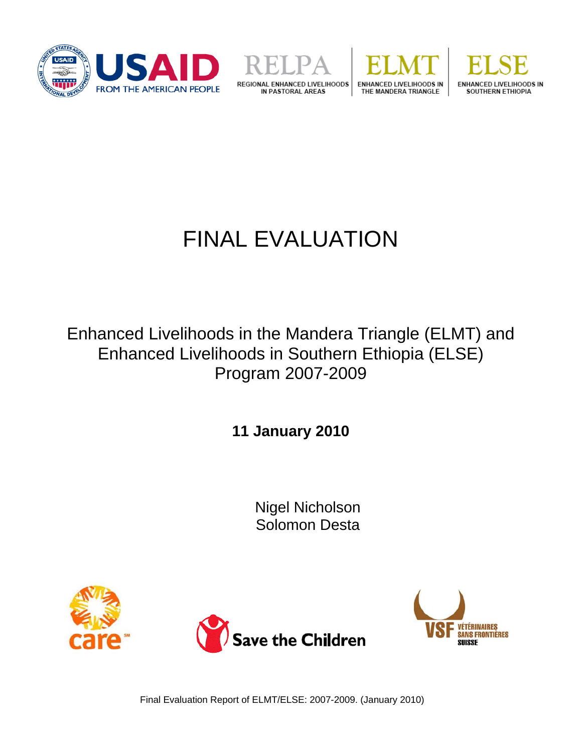USAID FROM THE AMERICAN PEOPLE

RELPA REGIONAL ENHANCED LIVELIHOODS IN PASTORAL AREAS | ELMT ENHANCED LIVELIHOODS IN THE MANDERA TRIANGLE | ELSE ENHANCED LIVELIHOODS IN SOUTHERN ETHIOPIA

# FINAL EVALUATION

## Enhanced Livelihoods in the Mandera Triangle (ELMT) and Enhanced Livelihoods in Southern Ethiopia (ELSE) Program 2007-2009

**11 January 2010**

Nigel Nicholson
Solomon Desta

care | Save the Children | VSF VÉTÉRINAIRES SANS FRONTIÈRES SUISSE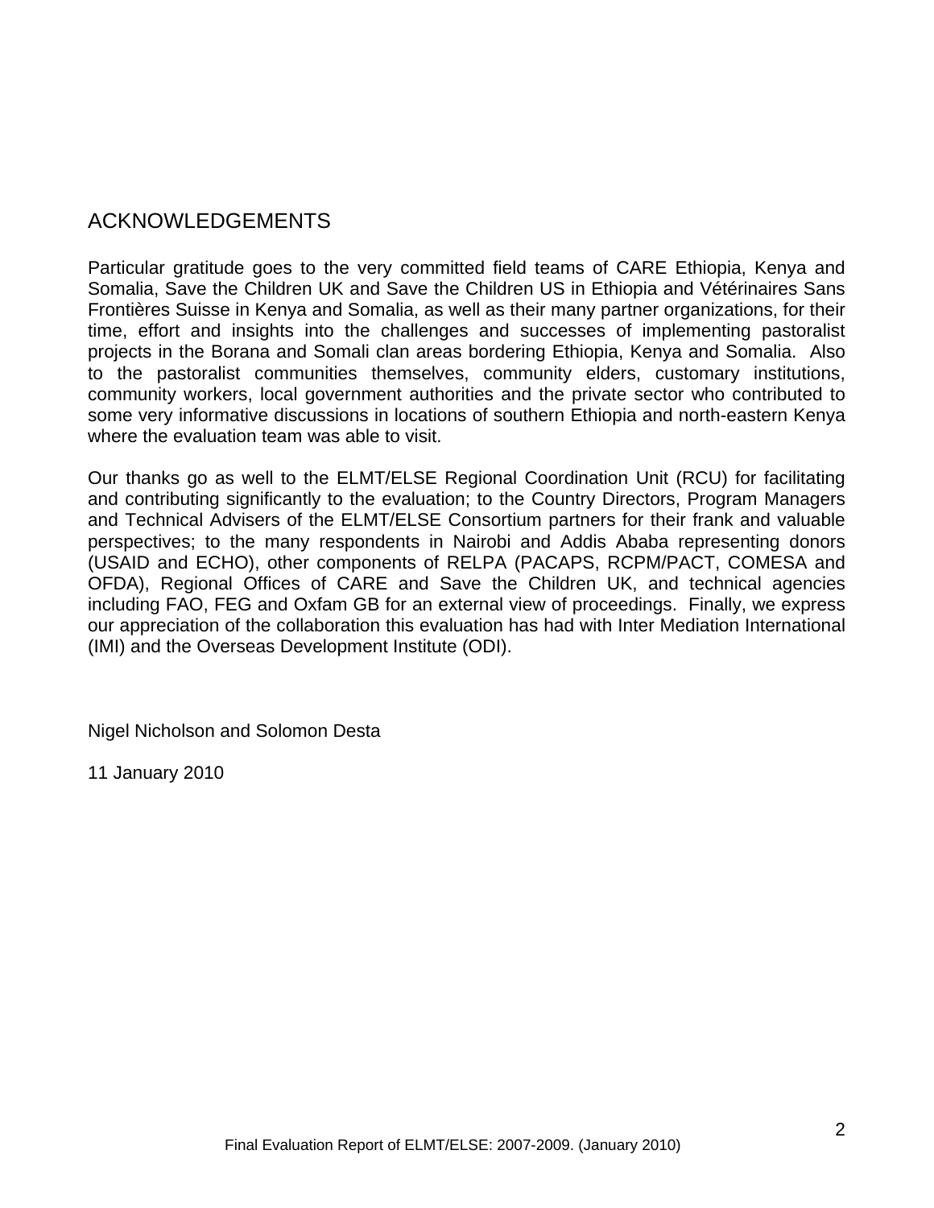# ACKNOWLEDGEMENTS

Particular gratitude goes to the very committed field teams of CARE Ethiopia, Kenya and Somalia, Save the Children UK and Save the Children US in Ethiopia and Vétérinaires Sans Frontières Suisse in Kenya and Somalia, as well as their many partner organizations, for their time, effort and insights into the challenges and successes of implementing pastoralist projects in the Borana and Somali clan areas bordering Ethiopia, Kenya and Somalia. Also to the pastoralist communities themselves, community elders, customary institutions, community workers, local government authorities and the private sector who contributed to some very informative discussions in locations of southern Ethiopia and north-eastern Kenya where the evaluation team was able to visit.

Our thanks go as well to the ELMT/ELSE Regional Coordination Unit (RCU) for facilitating and contributing significantly to the evaluation; to the Country Directors, Program Managers and Technical Advisers of the ELMT/ELSE Consortium partners for their frank and valuable perspectives; to the many respondents in Nairobi and Addis Ababa representing donors (USAID and ECHO), other components of RELPA (PACAPS, RCPM/PACT, COMESA and OFDA), Regional Offices of CARE and Save the Children UK, and technical agencies including FAO, FEG and Oxfam GB for an external view of proceedings. Finally, we express our appreciation of the collaboration this evaluation has had with Inter Mediation International (IMI) and the Overseas Development Institute (ODI).

Nigel Nicholson and Solomon Desta

11 January 2010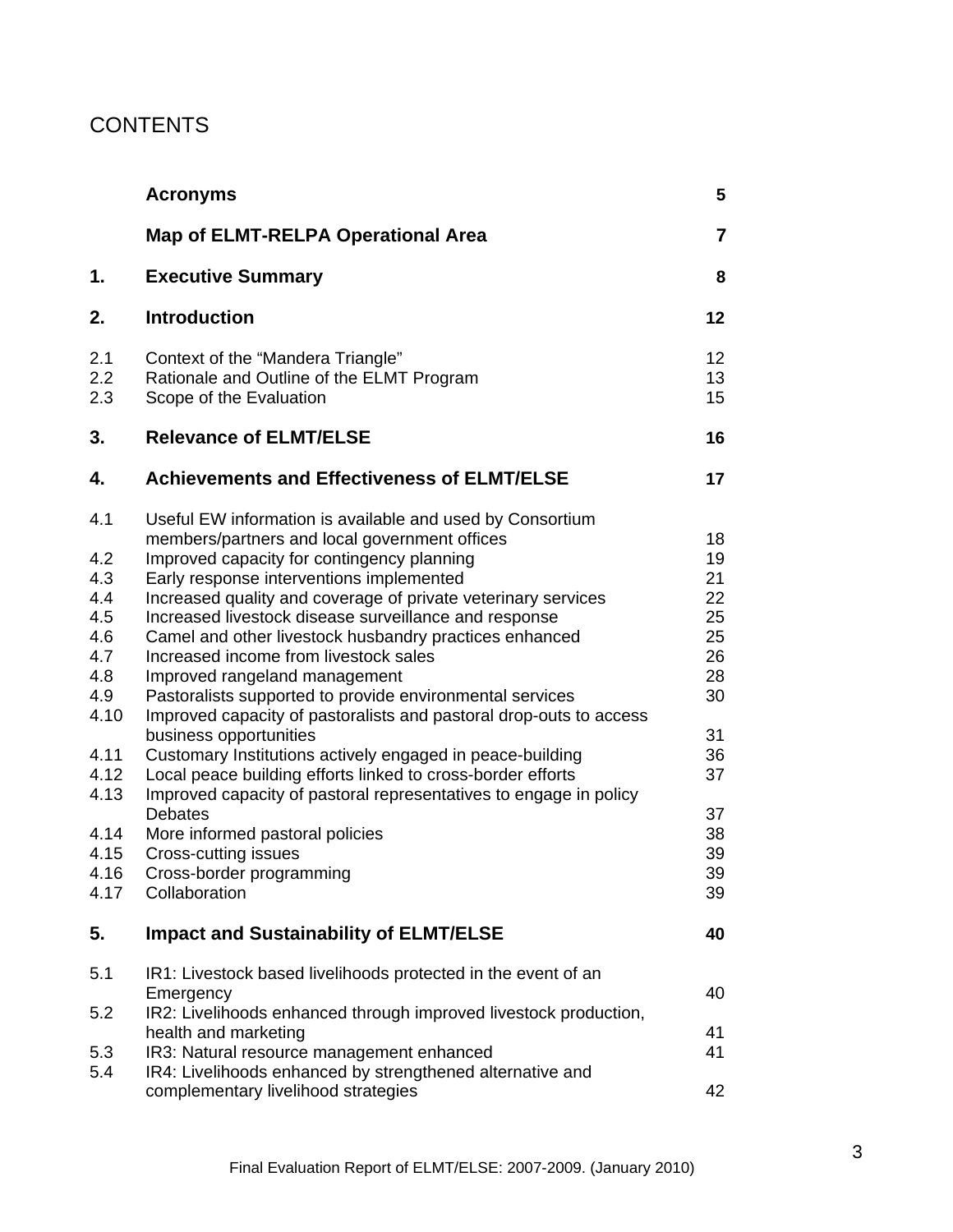# CONTENTS

| | | |
|---|---|---|
| | **Acronyms** | **5** |
| | **Map of ELMT-RELPA Operational Area** | **7** |
| **1.** | **Executive Summary** | **8** |
| **2.** | **Introduction** | **12** |
| 2.1 | Context of the "Mandera Triangle" | 12 |
| 2.2 | Rationale and Outline of the ELMT Program | 13 |
| 2.3 | Scope of the Evaluation | 15 |
| **3.** | **Relevance of ELMT/ELSE** | **16** |
| **4.** | **Achievements and Effectiveness of ELMT/ELSE** | **17** |
| 4.1 | Useful EW information is available and used by Consortium members/partners and local government offices | 18 |
| 4.2 | Improved capacity for contingency planning | 19 |
| 4.3 | Early response interventions implemented | 21 |
| 4.4 | Increased quality and coverage of private veterinary services | 22 |
| 4.5 | Increased livestock disease surveillance and response | 25 |
| 4.6 | Camel and other livestock husbandry practices enhanced | 25 |
| 4.7 | Increased income from livestock sales | 26 |
| 4.8 | Improved rangeland management | 28 |
| 4.9 | Pastoralists supported to provide environmental services | 30 |
| 4.10 | Improved capacity of pastoralists and pastoral drop-outs to access business opportunities | 31 |
| 4.11 | Customary Institutions actively engaged in peace-building | 36 |
| 4.12 | Local peace building efforts linked to cross-border efforts | 37 |
| 4.13 | Improved capacity of pastoral representatives to engage in policy Debates | 37 |
| 4.14 | More informed pastoral policies | 38 |
| 4.15 | Cross-cutting issues | 39 |
| 4.16 | Cross-border programming | 39 |
| 4.17 | Collaboration | 39 |
| **5.** | **Impact and Sustainability of ELMT/ELSE** | **40** |
| 5.1 | IR1: Livestock based livelihoods protected in the event of an Emergency | 40 |
| 5.2 | IR2: Livelihoods enhanced through improved livestock production, health and marketing | 41 |
| 5.3 | IR3: Natural resource management enhanced | 41 |
| 5.4 | IR4: Livelihoods enhanced by strengthened alternative and complementary livelihood strategies | 42 |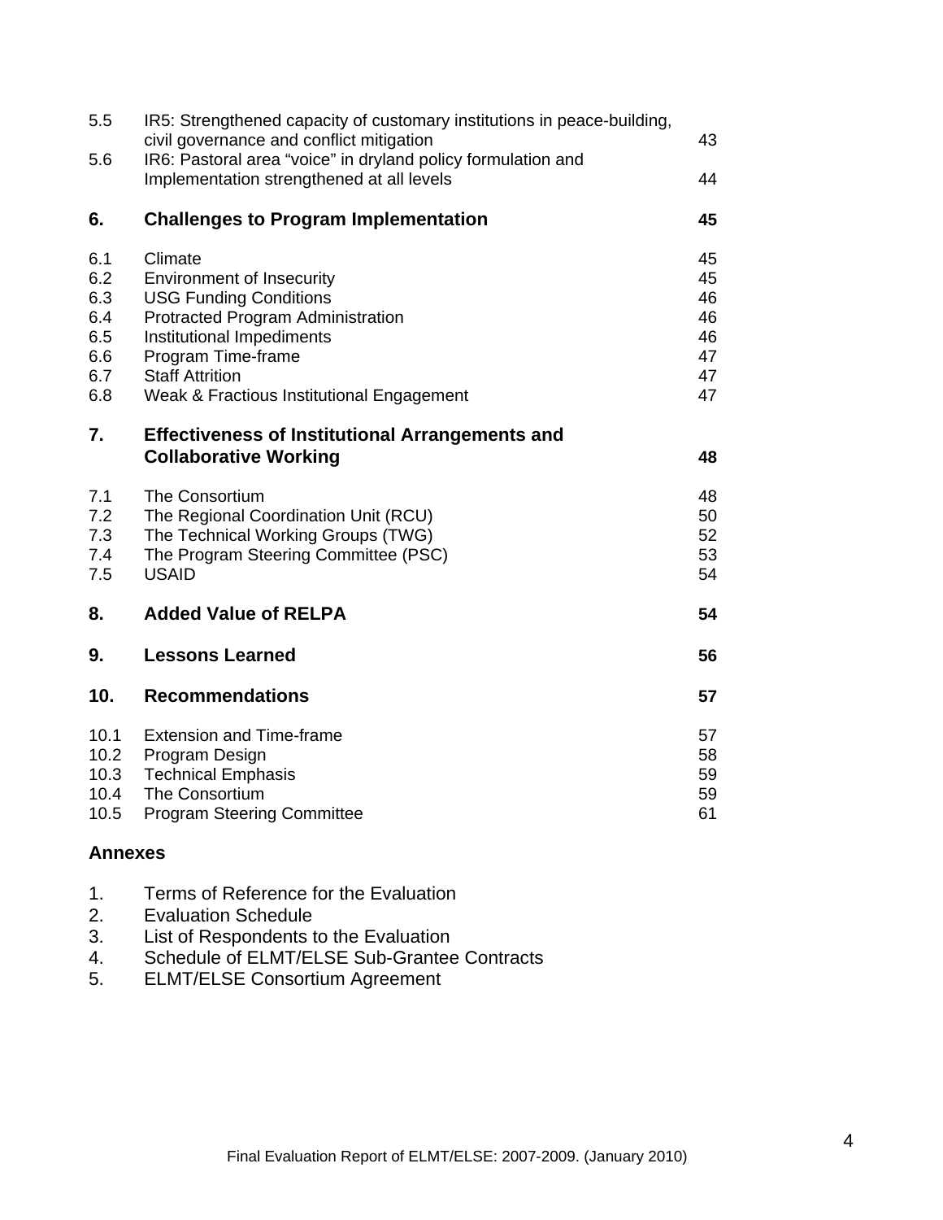| | | |
|---|---|---|
| 5.5 | IR5: Strengthened capacity of customary institutions in peace-building, civil governance and conflict mitigation | 43 |
| 5.6 | IR6: Pastoral area "voice" in dryland policy formulation and Implementation strengthened at all levels | 44 |
| **6.** | **Challenges to Program Implementation** | **45** |
| 6.1 | Climate | 45 |
| 6.2 | Environment of Insecurity | 45 |
| 6.3 | USG Funding Conditions | 46 |
| 6.4 | Protracted Program Administration | 46 |
| 6.5 | Institutional Impediments | 46 |
| 6.6 | Program Time-frame | 47 |
| 6.7 | Staff Attrition | 47 |
| 6.8 | Weak & Fractious Institutional Engagement | 47 |
| **7.** | **Effectiveness of Institutional Arrangements and Collaborative Working** | **48** |
| 7.1 | The Consortium | 48 |
| 7.2 | The Regional Coordination Unit (RCU) | 50 |
| 7.3 | The Technical Working Groups (TWG) | 52 |
| 7.4 | The Program Steering Committee (PSC) | 53 |
| 7.5 | USAID | 54 |
| **8.** | **Added Value of RELPA** | **54** |
| **9.** | **Lessons Learned** | **56** |
| **10.** | **Recommendations** | **57** |
| 10.1 | Extension and Time-frame | 57 |
| 10.2 | Program Design | 58 |
| 10.3 | Technical Emphasis | 59 |
| 10.4 | The Consortium | 59 |
| 10.5 | Program Steering Committee | 61 |

**Annexes**

1. Terms of Reference for the Evaluation
2. Evaluation Schedule
3. List of Respondents to the Evaluation
4. Schedule of ELMT/ELSE Sub-Grantee Contracts
5. ELMT/ELSE Consortium Agreement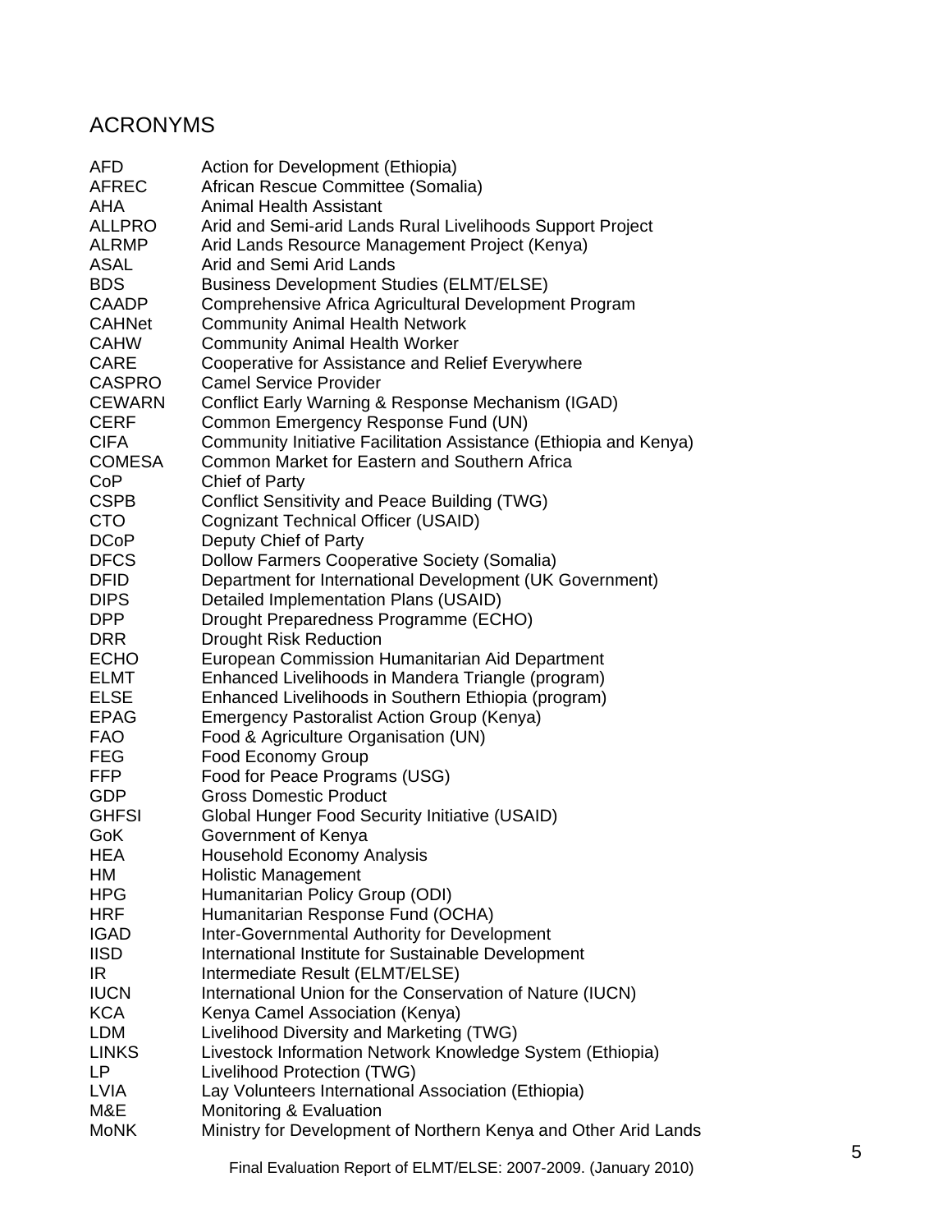## ACRONYMS

| | |
|---|---|
| AFD | Action for Development (Ethiopia) |
| AFREC | African Rescue Committee (Somalia) |
| AHA | Animal Health Assistant |
| ALLPRO | Arid and Semi-arid Lands Rural Livelihoods Support Project |
| ALRMP | Arid Lands Resource Management Project (Kenya) |
| ASAL | Arid and Semi Arid Lands |
| BDS | Business Development Studies (ELMT/ELSE) |
| CAADP | Comprehensive Africa Agricultural Development Program |
| CAHNet | Community Animal Health Network |
| CAHW | Community Animal Health Worker |
| CARE | Cooperative for Assistance and Relief Everywhere |
| CASPRO | Camel Service Provider |
| CEWARN | Conflict Early Warning & Response Mechanism (IGAD) |
| CERF | Common Emergency Response Fund (UN) |
| CIFA | Community Initiative Facilitation Assistance (Ethiopia and Kenya) |
| COMESA | Common Market for Eastern and Southern Africa |
| CoP | Chief of Party |
| CSPB | Conflict Sensitivity and Peace Building (TWG) |
| CTO | Cognizant Technical Officer (USAID) |
| DCoP | Deputy Chief of Party |
| DFCS | Dollow Farmers Cooperative Society (Somalia) |
| DFID | Department for International Development (UK Government) |
| DIPS | Detailed Implementation Plans (USAID) |
| DPP | Drought Preparedness Programme (ECHO) |
| DRR | Drought Risk Reduction |
| ECHO | European Commission Humanitarian Aid Department |
| ELMT | Enhanced Livelihoods in Mandera Triangle (program) |
| ELSE | Enhanced Livelihoods in Southern Ethiopia (program) |
| EPAG | Emergency Pastoralist Action Group (Kenya) |
| FAO | Food & Agriculture Organisation (UN) |
| FEG | Food Economy Group |
| FFP | Food for Peace Programs (USG) |
| GDP | Gross Domestic Product |
| GHFSI | Global Hunger Food Security Initiative (USAID) |
| GoK | Government of Kenya |
| HEA | Household Economy Analysis |
| HM | Holistic Management |
| HPG | Humanitarian Policy Group (ODI) |
| HRF | Humanitarian Response Fund (OCHA) |
| IGAD | Inter-Governmental Authority for Development |
| IISD | International Institute for Sustainable Development |
| IR | Intermediate Result (ELMT/ELSE) |
| IUCN | International Union for the Conservation of Nature (IUCN) |
| KCA | Kenya Camel Association (Kenya) |
| LDM | Livelihood Diversity and Marketing (TWG) |
| LINKS | Livestock Information Network Knowledge System (Ethiopia) |
| LP | Livelihood Protection (TWG) |
| LVIA | Lay Volunteers International Association (Ethiopia) |
| M&E | Monitoring & Evaluation |
| MoNK | Ministry for Development of Northern Kenya and Other Arid Lands |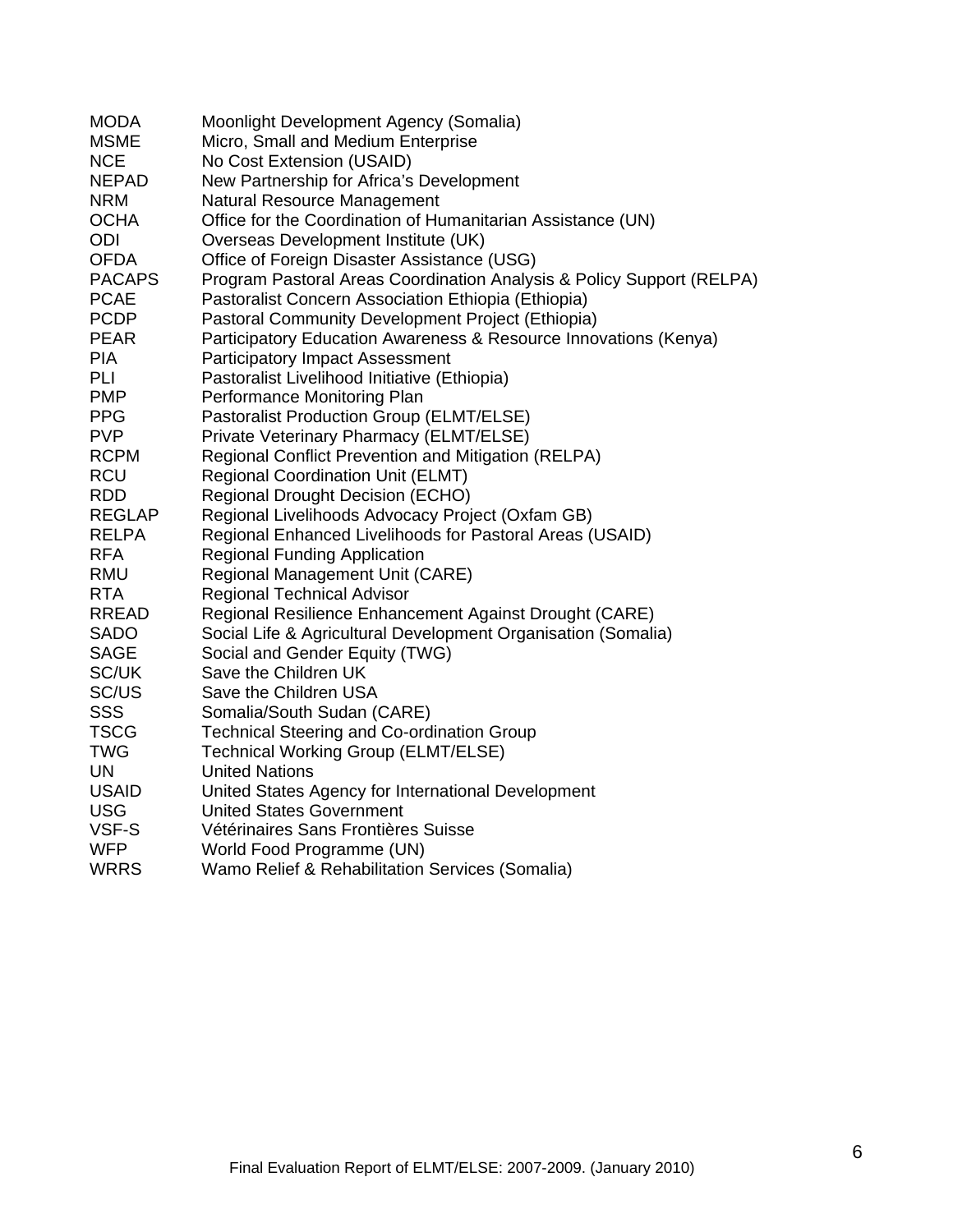| | |
|---|---|
| MODA | Moonlight Development Agency (Somalia) |
| MSME | Micro, Small and Medium Enterprise |
| NCE | No Cost Extension (USAID) |
| NEPAD | New Partnership for Africa's Development |
| NRM | Natural Resource Management |
| OCHA | Office for the Coordination of Humanitarian Assistance (UN) |
| ODI | Overseas Development Institute (UK) |
| OFDA | Office of Foreign Disaster Assistance (USG) |
| PACAPS | Program Pastoral Areas Coordination Analysis & Policy Support (RELPA) |
| PCAE | Pastoralist Concern Association Ethiopia (Ethiopia) |
| PCDP | Pastoral Community Development Project (Ethiopia) |
| PEAR | Participatory Education Awareness & Resource Innovations (Kenya) |
| PIA | Participatory Impact Assessment |
| PLI | Pastoralist Livelihood Initiative (Ethiopia) |
| PMP | Performance Monitoring Plan |
| PPG | Pastoralist Production Group (ELMT/ELSE) |
| PVP | Private Veterinary Pharmacy (ELMT/ELSE) |
| RCPM | Regional Conflict Prevention and Mitigation (RELPA) |
| RCU | Regional Coordination Unit (ELMT) |
| RDD | Regional Drought Decision (ECHO) |
| REGLAP | Regional Livelihoods Advocacy Project (Oxfam GB) |
| RELPA | Regional Enhanced Livelihoods for Pastoral Areas (USAID) |
| RFA | Regional Funding Application |
| RMU | Regional Management Unit (CARE) |
| RTA | Regional Technical Advisor |
| RREAD | Regional Resilience Enhancement Against Drought (CARE) |
| SADO | Social Life & Agricultural Development Organisation (Somalia) |
| SAGE | Social and Gender Equity (TWG) |
| SC/UK | Save the Children UK |
| SC/US | Save the Children USA |
| SSS | Somalia/South Sudan (CARE) |
| TSCG | Technical Steering and Co-ordination Group |
| TWG | Technical Working Group (ELMT/ELSE) |
| UN | United Nations |
| USAID | United States Agency for International Development |
| USG | United States Government |
| VSF-S | Vétérinaires Sans Frontières Suisse |
| WFP | World Food Programme (UN) |
| WRRS | Wamo Relief & Rehabilitation Services (Somalia) |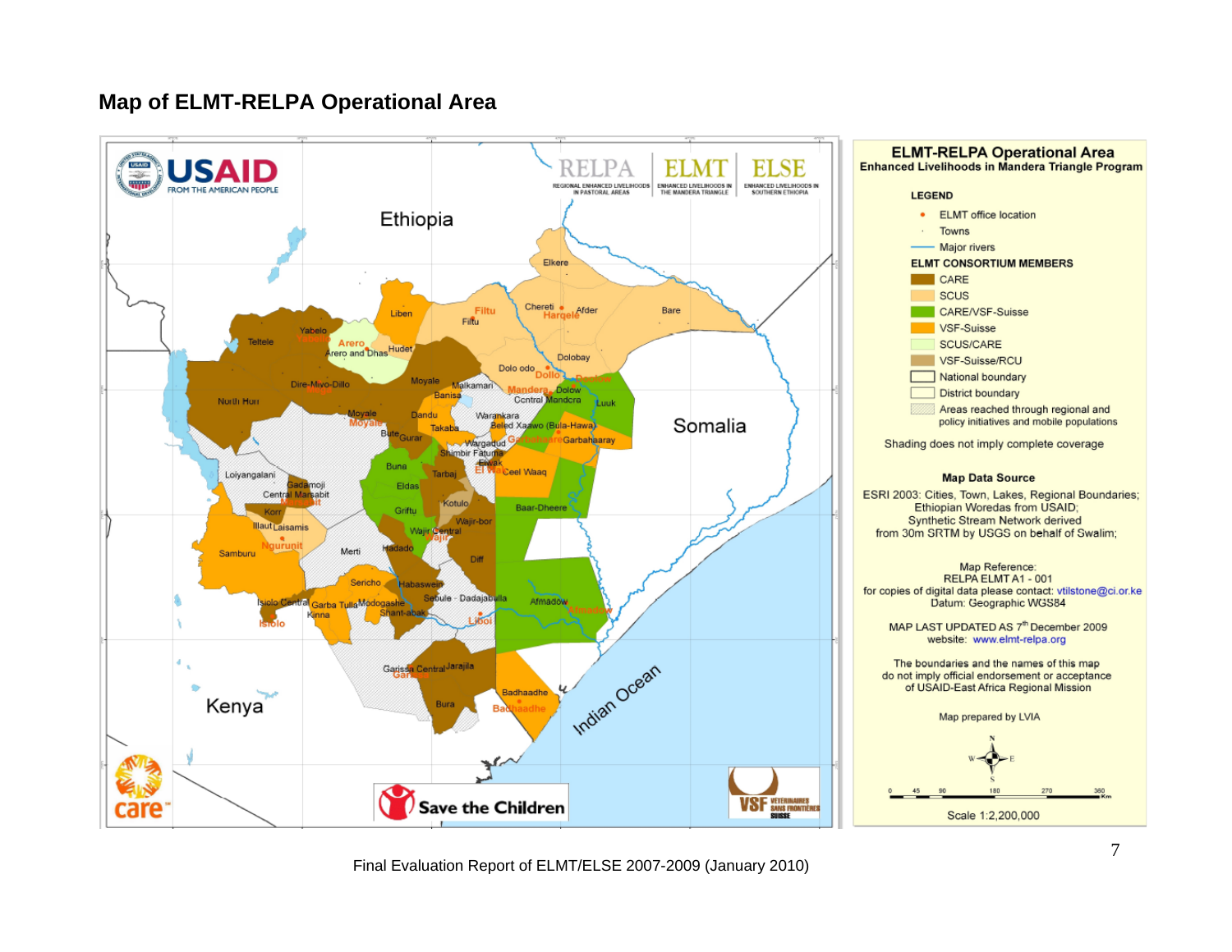# Map of ELMT-RELPA Operational Area

**ELMT-RELPA Operational Area**
**Enhanced Livelihoods in Mandera Triangle Program**

**LEGEND**

- ELMT office location
- Towns
- Major rivers

**ELMT CONSORTIUM MEMBERS**

- CARE
- SCUS
- CARE/VSF-Suisse
- VSF-Suisse
- SCUS/CARE
- VSF-Suisse/RCU
- National boundary
- District boundary
- Areas reached through regional and policy initiatives and mobile populations

Shading does not imply complete coverage

**Map Data Source**

ESRI 2003: Cities, Town, Lakes, Regional Boundaries; Ethiopian Woredas from USAID; Synthetic Stream Network derived from 30m SRTM by USGS on behalf of Swalim;

Map Reference:
RELPA ELMT A1 - 001
for copies of digital data please contact: vtilstone@ci.or.ke
Datum: Geographic WGS84

MAP LAST UPDATED AS 7th December 2009
website: www.elmt-relpa.org

The boundaries and the names of this map do not imply official endorsement or acceptance of USAID-East Africa Regional Mission

Map prepared by LVIA

Scale 1:2,200,000

Final Evaluation Report of ELMT/ELSE 2007-2009 (January 2010)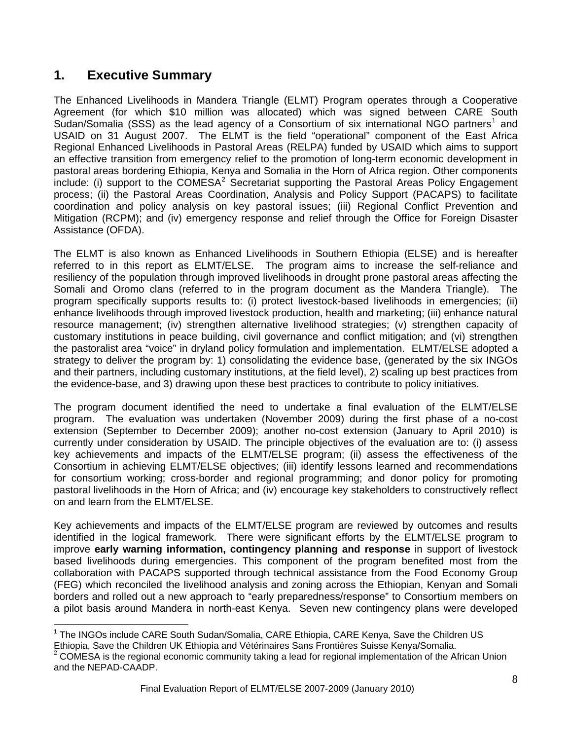## 1. Executive Summary

The Enhanced Livelihoods in Mandera Triangle (ELMT) Program operates through a Cooperative Agreement (for which $10 million was allocated) which was signed between CARE South Sudan/Somalia (SSS) as the lead agency of a Consortium of six international NGO partners[1] and USAID on 31 August 2007. The ELMT is the field "operational" component of the East Africa Regional Enhanced Livelihoods in Pastoral Areas (RELPA) funded by USAID which aims to support an effective transition from emergency relief to the promotion of long-term economic development in pastoral areas bordering Ethiopia, Kenya and Somalia in the Horn of Africa region. Other components include: (i) support to the COMESA[2] Secretariat supporting the Pastoral Areas Policy Engagement process; (ii) the Pastoral Areas Coordination, Analysis and Policy Support (PACAPS) to facilitate coordination and policy analysis on key pastoral issues; (iii) Regional Conflict Prevention and Mitigation (RCPM); and (iv) emergency response and relief through the Office for Foreign Disaster Assistance (OFDA).

The ELMT is also known as Enhanced Livelihoods in Southern Ethiopia (ELSE) and is hereafter referred to in this report as ELMT/ELSE. The program aims to increase the self-reliance and resiliency of the population through improved livelihoods in drought prone pastoral areas affecting the Somali and Oromo clans (referred to in the program document as the Mandera Triangle). The program specifically supports results to: (i) protect livestock-based livelihoods in emergencies; (ii) enhance livelihoods through improved livestock production, health and marketing; (iii) enhance natural resource management; (iv) strengthen alternative livelihood strategies; (v) strengthen capacity of customary institutions in peace building, civil governance and conflict mitigation; and (vi) strengthen the pastoralist area "voice" in dryland policy formulation and implementation. ELMT/ELSE adopted a strategy to deliver the program by: 1) consolidating the evidence base, (generated by the six INGOs and their partners, including customary institutions, at the field level), 2) scaling up best practices from the evidence-base, and 3) drawing upon these best practices to contribute to policy initiatives.

The program document identified the need to undertake a final evaluation of the ELMT/ELSE program. The evaluation was undertaken (November 2009) during the first phase of a no-cost extension (September to December 2009); another no-cost extension (January to April 2010) is currently under consideration by USAID. The principle objectives of the evaluation are to: (i) assess key achievements and impacts of the ELMT/ELSE program; (ii) assess the effectiveness of the Consortium in achieving ELMT/ELSE objectives; (iii) identify lessons learned and recommendations for consortium working; cross-border and regional programming; and donor policy for promoting pastoral livelihoods in the Horn of Africa; and (iv) encourage key stakeholders to constructively reflect on and learn from the ELMT/ELSE.

Key achievements and impacts of the ELMT/ELSE program are reviewed by outcomes and results identified in the logical framework. There were significant efforts by the ELMT/ELSE program to improve **early warning information, contingency planning and response** in support of livestock based livelihoods during emergencies. This component of the program benefited most from the collaboration with PACAPS supported through technical assistance from the Food Economy Group (FEG) which reconciled the livelihood analysis and zoning across the Ethiopian, Kenyan and Somali borders and rolled out a new approach to "early preparedness/response" to Consortium members on a pilot basis around Mandera in north-east Kenya. Seven new contingency plans were developed

[1] The INGOs include CARE South Sudan/Somalia, CARE Ethiopia, CARE Kenya, Save the Children US Ethiopia, Save the Children UK Ethiopia and Vétérinaires Sans Frontières Suisse Kenya/Somalia.

[2] COMESA is the regional economic community taking a lead for regional implementation of the African Union and the NEPAD-CAADP.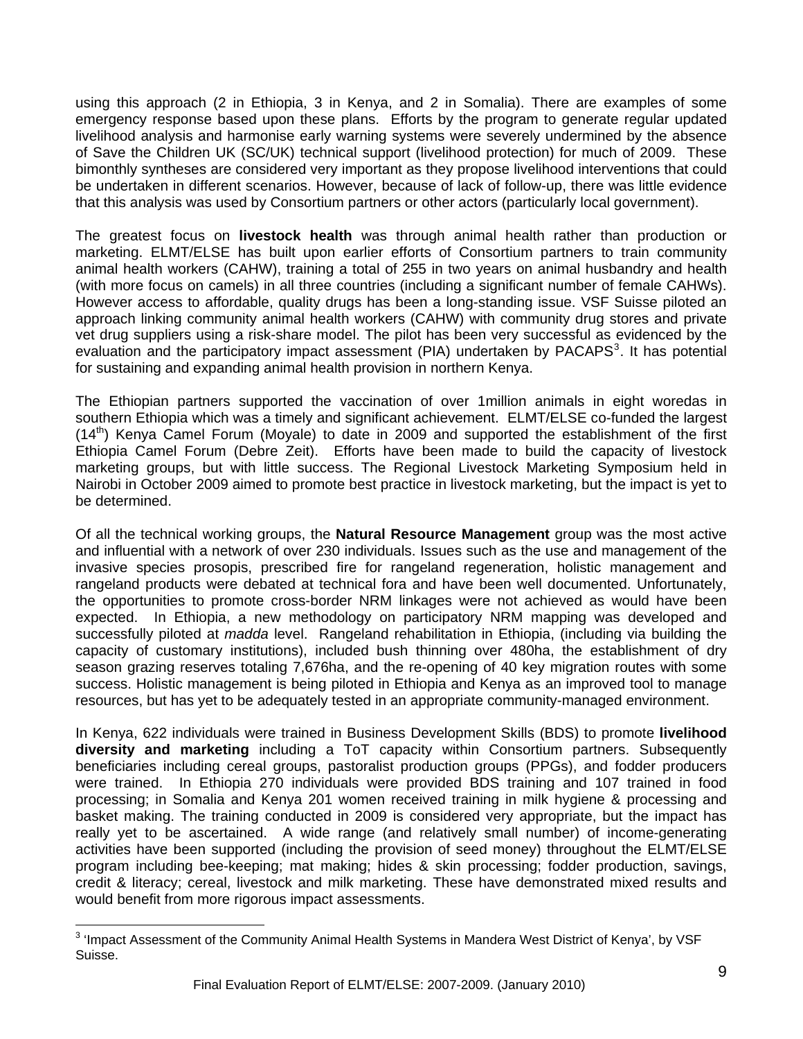using this approach (2 in Ethiopia, 3 in Kenya, and 2 in Somalia). There are examples of some emergency response based upon these plans. Efforts by the program to generate regular updated livelihood analysis and harmonise early warning systems were severely undermined by the absence of Save the Children UK (SC/UK) technical support (livelihood protection) for much of 2009. These bimonthly syntheses are considered very important as they propose livelihood interventions that could be undertaken in different scenarios. However, because of lack of follow-up, there was little evidence that this analysis was used by Consortium partners or other actors (particularly local government).

The greatest focus on **livestock health** was through animal health rather than production or marketing. ELMT/ELSE has built upon earlier efforts of Consortium partners to train community animal health workers (CAHW), training a total of 255 in two years on animal husbandry and health (with more focus on camels) in all three countries (including a significant number of female CAHWs). However access to affordable, quality drugs has been a long-standing issue. VSF Suisse piloted an approach linking community animal health workers (CAHW) with community drug stores and private vet drug suppliers using a risk-share model. The pilot has been very successful as evidenced by the evaluation and the participatory impact assessment (PIA) undertaken by PACAPS[3]. It has potential for sustaining and expanding animal health provision in northern Kenya.

The Ethiopian partners supported the vaccination of over 1million animals in eight woredas in southern Ethiopia which was a timely and significant achievement. ELMT/ELSE co-funded the largest (14th) Kenya Camel Forum (Moyale) to date in 2009 and supported the establishment of the first Ethiopia Camel Forum (Debre Zeit). Efforts have been made to build the capacity of livestock marketing groups, but with little success. The Regional Livestock Marketing Symposium held in Nairobi in October 2009 aimed to promote best practice in livestock marketing, but the impact is yet to be determined.

Of all the technical working groups, the **Natural Resource Management** group was the most active and influential with a network of over 230 individuals. Issues such as the use and management of the invasive species prosopis, prescribed fire for rangeland regeneration, holistic management and rangeland products were debated at technical fora and have been well documented. Unfortunately, the opportunities to promote cross-border NRM linkages were not achieved as would have been expected. In Ethiopia, a new methodology on participatory NRM mapping was developed and successfully piloted at *madda* level. Rangeland rehabilitation in Ethiopia, (including via building the capacity of customary institutions), included bush thinning over 480ha, the establishment of dry season grazing reserves totaling 7,676ha, and the re-opening of 40 key migration routes with some success. Holistic management is being piloted in Ethiopia and Kenya as an improved tool to manage resources, but has yet to be adequately tested in an appropriate community-managed environment.

In Kenya, 622 individuals were trained in Business Development Skills (BDS) to promote **livelihood diversity and marketing** including a ToT capacity within Consortium partners. Subsequently beneficiaries including cereal groups, pastoralist production groups (PPGs), and fodder producers were trained. In Ethiopia 270 individuals were provided BDS training and 107 trained in food processing; in Somalia and Kenya 201 women received training in milk hygiene & processing and basket making. The training conducted in 2009 is considered very appropriate, but the impact has really yet to be ascertained. A wide range (and relatively small number) of income-generating activities have been supported (including the provision of seed money) throughout the ELMT/ELSE program including bee-keeping; mat making; hides & skin processing; fodder production, savings, credit & literacy; cereal, livestock and milk marketing. These have demonstrated mixed results and would benefit from more rigorous impact assessments.

[3] 'Impact Assessment of the Community Animal Health Systems in Mandera West District of Kenya', by VSF Suisse.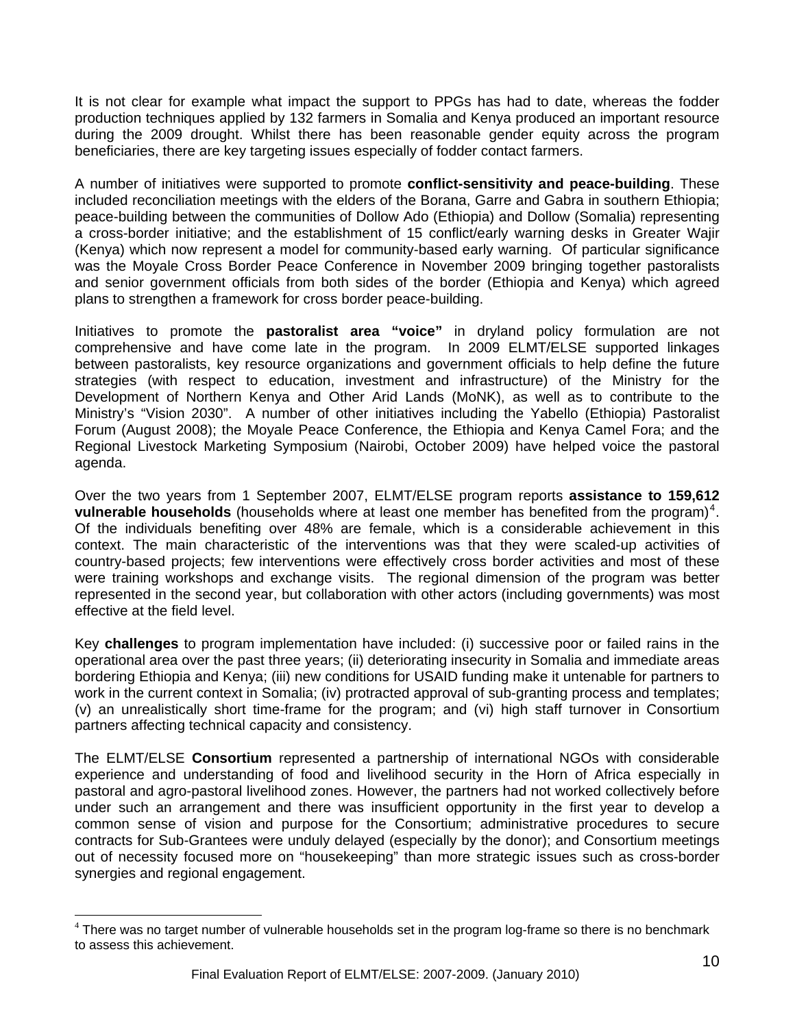It is not clear for example what impact the support to PPGs has had to date, whereas the fodder production techniques applied by 132 farmers in Somalia and Kenya produced an important resource during the 2009 drought. Whilst there has been reasonable gender equity across the program beneficiaries, there are key targeting issues especially of fodder contact farmers.

A number of initiatives were supported to promote **conflict-sensitivity and peace-building**. These included reconciliation meetings with the elders of the Borana, Garre and Gabra in southern Ethiopia; peace-building between the communities of Dollow Ado (Ethiopia) and Dollow (Somalia) representing a cross-border initiative; and the establishment of 15 conflict/early warning desks in Greater Wajir (Kenya) which now represent a model for community-based early warning. Of particular significance was the Moyale Cross Border Peace Conference in November 2009 bringing together pastoralists and senior government officials from both sides of the border (Ethiopia and Kenya) which agreed plans to strengthen a framework for cross border peace-building.

Initiatives to promote the **pastoralist area "voice"** in dryland policy formulation are not comprehensive and have come late in the program. In 2009 ELMT/ELSE supported linkages between pastoralists, key resource organizations and government officials to help define the future strategies (with respect to education, investment and infrastructure) of the Ministry for the Development of Northern Kenya and Other Arid Lands (MoNK), as well as to contribute to the Ministry's "Vision 2030". A number of other initiatives including the Yabello (Ethiopia) Pastoralist Forum (August 2008); the Moyale Peace Conference, the Ethiopia and Kenya Camel Fora; and the Regional Livestock Marketing Symposium (Nairobi, October 2009) have helped voice the pastoral agenda.

Over the two years from 1 September 2007, ELMT/ELSE program reports **assistance to 159,612 vulnerable households** (households where at least one member has benefited from the program)[4]. Of the individuals benefiting over 48% are female, which is a considerable achievement in this context. The main characteristic of the interventions was that they were scaled-up activities of country-based projects; few interventions were effectively cross border activities and most of these were training workshops and exchange visits. The regional dimension of the program was better represented in the second year, but collaboration with other actors (including governments) was most effective at the field level.

Key **challenges** to program implementation have included: (i) successive poor or failed rains in the operational area over the past three years; (ii) deteriorating insecurity in Somalia and immediate areas bordering Ethiopia and Kenya; (iii) new conditions for USAID funding make it untenable for partners to work in the current context in Somalia; (iv) protracted approval of sub-granting process and templates; (v) an unrealistically short time-frame for the program; and (vi) high staff turnover in Consortium partners affecting technical capacity and consistency.

The ELMT/ELSE **Consortium** represented a partnership of international NGOs with considerable experience and understanding of food and livelihood security in the Horn of Africa especially in pastoral and agro-pastoral livelihood zones. However, the partners had not worked collectively before under such an arrangement and there was insufficient opportunity in the first year to develop a common sense of vision and purpose for the Consortium; administrative procedures to secure contracts for Sub-Grantees were unduly delayed (especially by the donor); and Consortium meetings out of necessity focused more on "housekeeping" than more strategic issues such as cross-border synergies and regional engagement.

---

[4] There was no target number of vulnerable households set in the program log-frame so there is no benchmark to assess this achievement.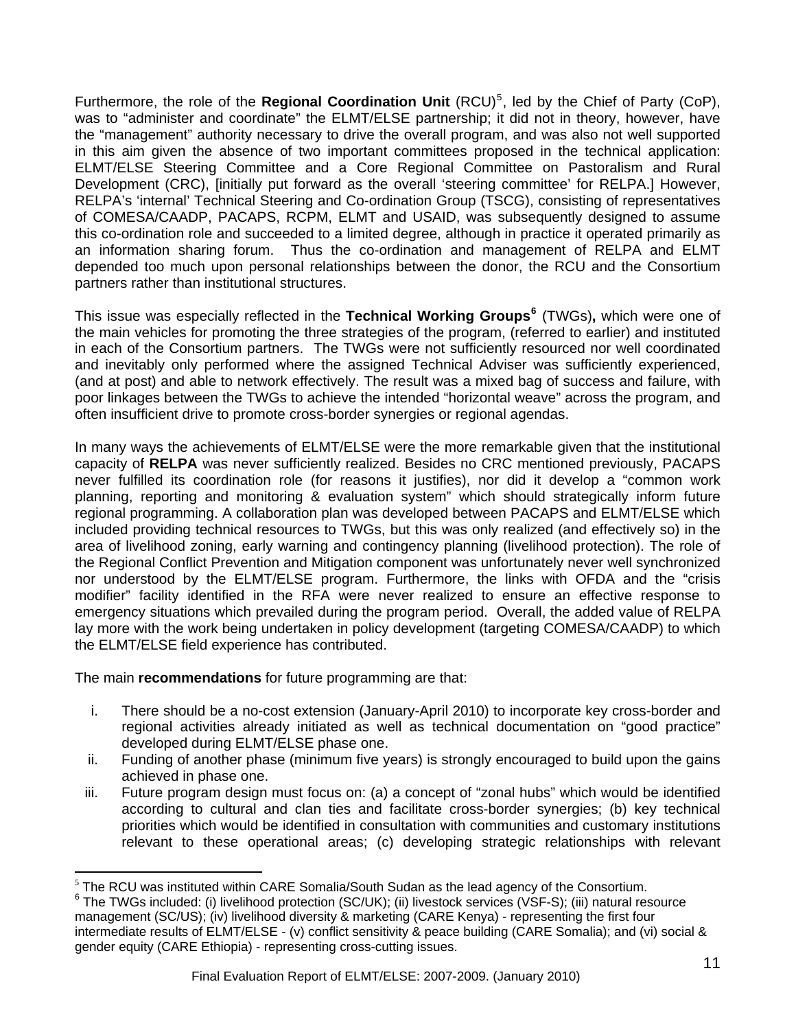Furthermore, the role of the **Regional Coordination Unit** (RCU)[5], led by the Chief of Party (CoP), was to "administer and coordinate" the ELMT/ELSE partnership; it did not in theory, however, have the "management" authority necessary to drive the overall program, and was also not well supported in this aim given the absence of two important committees proposed in the technical application: ELMT/ELSE Steering Committee and a Core Regional Committee on Pastoralism and Rural Development (CRC), [initially put forward as the overall 'steering committee' for RELPA.] However, RELPA's 'internal' Technical Steering and Co-ordination Group (TSCG), consisting of representatives of COMESA/CAADP, PACAPS, RCPM, ELMT and USAID, was subsequently designed to assume this co-ordination role and succeeded to a limited degree, although in practice it operated primarily as an information sharing forum. Thus the co-ordination and management of RELPA and ELMT depended too much upon personal relationships between the donor, the RCU and the Consortium partners rather than institutional structures.

This issue was especially reflected in the **Technical Working Groups**[6] (TWGs)**,** which were one of the main vehicles for promoting the three strategies of the program, (referred to earlier) and instituted in each of the Consortium partners. The TWGs were not sufficiently resourced nor well coordinated and inevitably only performed where the assigned Technical Adviser was sufficiently experienced, (and at post) and able to network effectively. The result was a mixed bag of success and failure, with poor linkages between the TWGs to achieve the intended "horizontal weave" across the program, and often insufficient drive to promote cross-border synergies or regional agendas.

In many ways the achievements of ELMT/ELSE were the more remarkable given that the institutional capacity of **RELPA** was never sufficiently realized. Besides no CRC mentioned previously, PACAPS never fulfilled its coordination role (for reasons it justifies), nor did it develop a "common work planning, reporting and monitoring & evaluation system" which should strategically inform future regional programming. A collaboration plan was developed between PACAPS and ELMT/ELSE which included providing technical resources to TWGs, but this was only realized (and effectively so) in the area of livelihood zoning, early warning and contingency planning (livelihood protection). The role of the Regional Conflict Prevention and Mitigation component was unfortunately never well synchronized nor understood by the ELMT/ELSE program. Furthermore, the links with OFDA and the "crisis modifier" facility identified in the RFA were never realized to ensure an effective response to emergency situations which prevailed during the program period. Overall, the added value of RELPA lay more with the work being undertaken in policy development (targeting COMESA/CAADP) to which the ELMT/ELSE field experience has contributed.

The main **recommendations** for future programming are that:

i. There should be a no-cost extension (January-April 2010) to incorporate key cross-border and regional activities already initiated as well as technical documentation on "good practice" developed during ELMT/ELSE phase one.
ii. Funding of another phase (minimum five years) is strongly encouraged to build upon the gains achieved in phase one.
iii. Future program design must focus on: (a) a concept of "zonal hubs" which would be identified according to cultural and clan ties and facilitate cross-border synergies; (b) key technical priorities which would be identified in consultation with communities and customary institutions relevant to these operational areas; (c) developing strategic relationships with relevant

---

[5] The RCU was instituted within CARE Somalia/South Sudan as the lead agency of the Consortium.

[6] The TWGs included: (i) livelihood protection (SC/UK); (ii) livestock services (VSF-S); (iii) natural resource management (SC/US); (iv) livelihood diversity & marketing (CARE Kenya) - representing the first four intermediate results of ELMT/ELSE - (v) conflict sensitivity & peace building (CARE Somalia); and (vi) social & gender equity (CARE Ethiopia) - representing cross-cutting issues.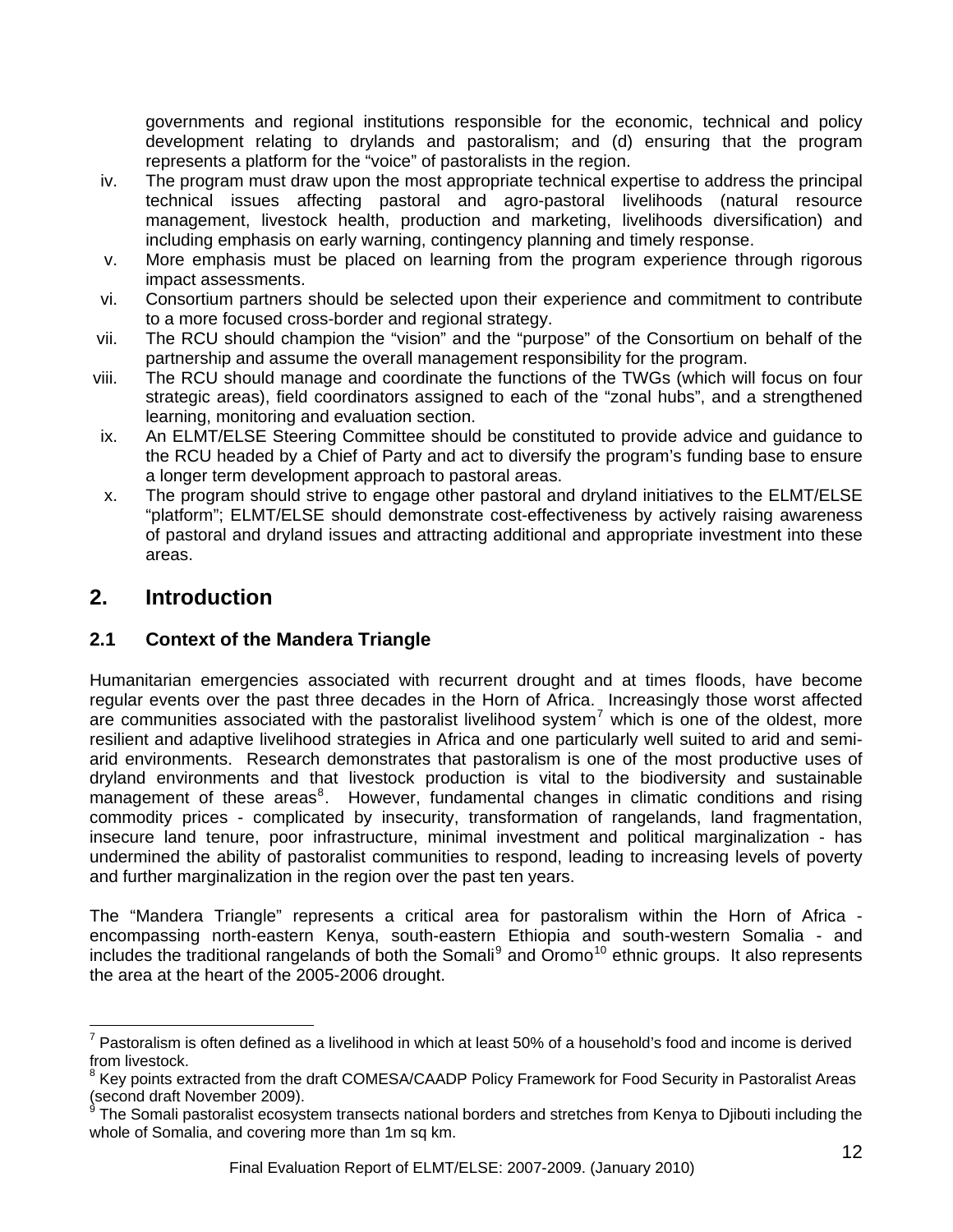governments and regional institutions responsible for the economic, technical and policy development relating to drylands and pastoralism; and (d) ensuring that the program represents a platform for the "voice" of pastoralists in the region.

iv. The program must draw upon the most appropriate technical expertise to address the principal technical issues affecting pastoral and agro-pastoral livelihoods (natural resource management, livestock health, production and marketing, livelihoods diversification) and including emphasis on early warning, contingency planning and timely response.

v. More emphasis must be placed on learning from the program experience through rigorous impact assessments.

vi. Consortium partners should be selected upon their experience and commitment to contribute to a more focused cross-border and regional strategy.

vii. The RCU should champion the "vision" and the "purpose" of the Consortium on behalf of the partnership and assume the overall management responsibility for the program.

viii. The RCU should manage and coordinate the functions of the TWGs (which will focus on four strategic areas), field coordinators assigned to each of the "zonal hubs", and a strengthened learning, monitoring and evaluation section.

ix. An ELMT/ELSE Steering Committee should be constituted to provide advice and guidance to the RCU headed by a Chief of Party and act to diversify the program's funding base to ensure a longer term development approach to pastoral areas.

x. The program should strive to engage other pastoral and dryland initiatives to the ELMT/ELSE "platform"; ELMT/ELSE should demonstrate cost-effectiveness by actively raising awareness of pastoral and dryland issues and attracting additional and appropriate investment into these areas.

# 2. Introduction

## 2.1 Context of the Mandera Triangle

Humanitarian emergencies associated with recurrent drought and at times floods, have become regular events over the past three decades in the Horn of Africa. Increasingly those worst affected are communities associated with the pastoralist livelihood system[7] which is one of the oldest, more resilient and adaptive livelihood strategies in Africa and one particularly well suited to arid and semi-arid environments. Research demonstrates that pastoralism is one of the most productive uses of dryland environments and that livestock production is vital to the biodiversity and sustainable management of these areas[8]. However, fundamental changes in climatic conditions and rising commodity prices - complicated by insecurity, transformation of rangelands, land fragmentation, insecure land tenure, poor infrastructure, minimal investment and political marginalization - has undermined the ability of pastoralist communities to respond, leading to increasing levels of poverty and further marginalization in the region over the past ten years.

The "Mandera Triangle" represents a critical area for pastoralism within the Horn of Africa - encompassing north-eastern Kenya, south-eastern Ethiopia and south-western Somalia - and includes the traditional rangelands of both the Somali[9] and Oromo[10] ethnic groups. It also represents the area at the heart of the 2005-2006 drought.

---

[7] Pastoralism is often defined as a livelihood in which at least 50% of a household's food and income is derived from livestock.

[8] Key points extracted from the draft COMESA/CAADP Policy Framework for Food Security in Pastoralist Areas (second draft November 2009).

[9] The Somali pastoralist ecosystem transects national borders and stretches from Kenya to Djibouti including the whole of Somalia, and covering more than 1m sq km.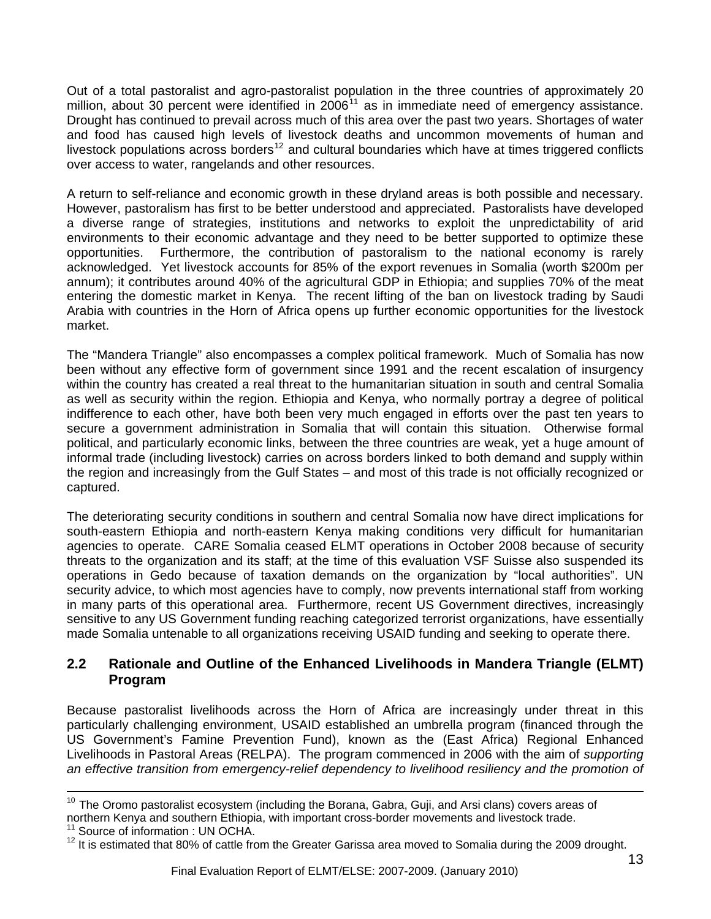Out of a total pastoralist and agro-pastoralist population in the three countries of approximately 20 million, about 30 percent were identified in 2006[11] as in immediate need of emergency assistance. Drought has continued to prevail across much of this area over the past two years. Shortages of water and food has caused high levels of livestock deaths and uncommon movements of human and livestock populations across borders[12] and cultural boundaries which have at times triggered conflicts over access to water, rangelands and other resources.

A return to self-reliance and economic growth in these dryland areas is both possible and necessary. However, pastoralism has first to be better understood and appreciated. Pastoralists have developed a diverse range of strategies, institutions and networks to exploit the unpredictability of arid environments to their economic advantage and they need to be better supported to optimize these opportunities. Furthermore, the contribution of pastoralism to the national economy is rarely acknowledged. Yet livestock accounts for 85% of the export revenues in Somalia (worth $200m per annum); it contributes around 40% of the agricultural GDP in Ethiopia; and supplies 70% of the meat entering the domestic market in Kenya. The recent lifting of the ban on livestock trading by Saudi Arabia with countries in the Horn of Africa opens up further economic opportunities for the livestock market.

The "Mandera Triangle" also encompasses a complex political framework. Much of Somalia has now been without any effective form of government since 1991 and the recent escalation of insurgency within the country has created a real threat to the humanitarian situation in south and central Somalia as well as security within the region. Ethiopia and Kenya, who normally portray a degree of political indifference to each other, have both been very much engaged in efforts over the past ten years to secure a government administration in Somalia that will contain this situation. Otherwise formal political, and particularly economic links, between the three countries are weak, yet a huge amount of informal trade (including livestock) carries on across borders linked to both demand and supply within the region and increasingly from the Gulf States – and most of this trade is not officially recognized or captured.

The deteriorating security conditions in southern and central Somalia now have direct implications for south-eastern Ethiopia and north-eastern Kenya making conditions very difficult for humanitarian agencies to operate. CARE Somalia ceased ELMT operations in October 2008 because of security threats to the organization and its staff; at the time of this evaluation VSF Suisse also suspended its operations in Gedo because of taxation demands on the organization by "local authorities". UN security advice, to which most agencies have to comply, now prevents international staff from working in many parts of this operational area. Furthermore, recent US Government directives, increasingly sensitive to any US Government funding reaching categorized terrorist organizations, have essentially made Somalia untenable to all organizations receiving USAID funding and seeking to operate there.

## 2.2 Rationale and Outline of the Enhanced Livelihoods in Mandera Triangle (ELMT) Program

Because pastoralist livelihoods across the Horn of Africa are increasingly under threat in this particularly challenging environment, USAID established an umbrella program (financed through the US Government's Famine Prevention Fund), known as the (East Africa) Regional Enhanced Livelihoods in Pastoral Areas (RELPA). The program commenced in 2006 with the aim of *supporting an effective transition from emergency-relief dependency to livelihood resiliency and the promotion of*

---

[10] The Oromo pastoralist ecosystem (including the Borana, Gabra, Guji, and Arsi clans) covers areas of northern Kenya and southern Ethiopia, with important cross-border movements and livestock trade.

[11] Source of information : UN OCHA.

[12] It is estimated that 80% of cattle from the Greater Garissa area moved to Somalia during the 2009 drought.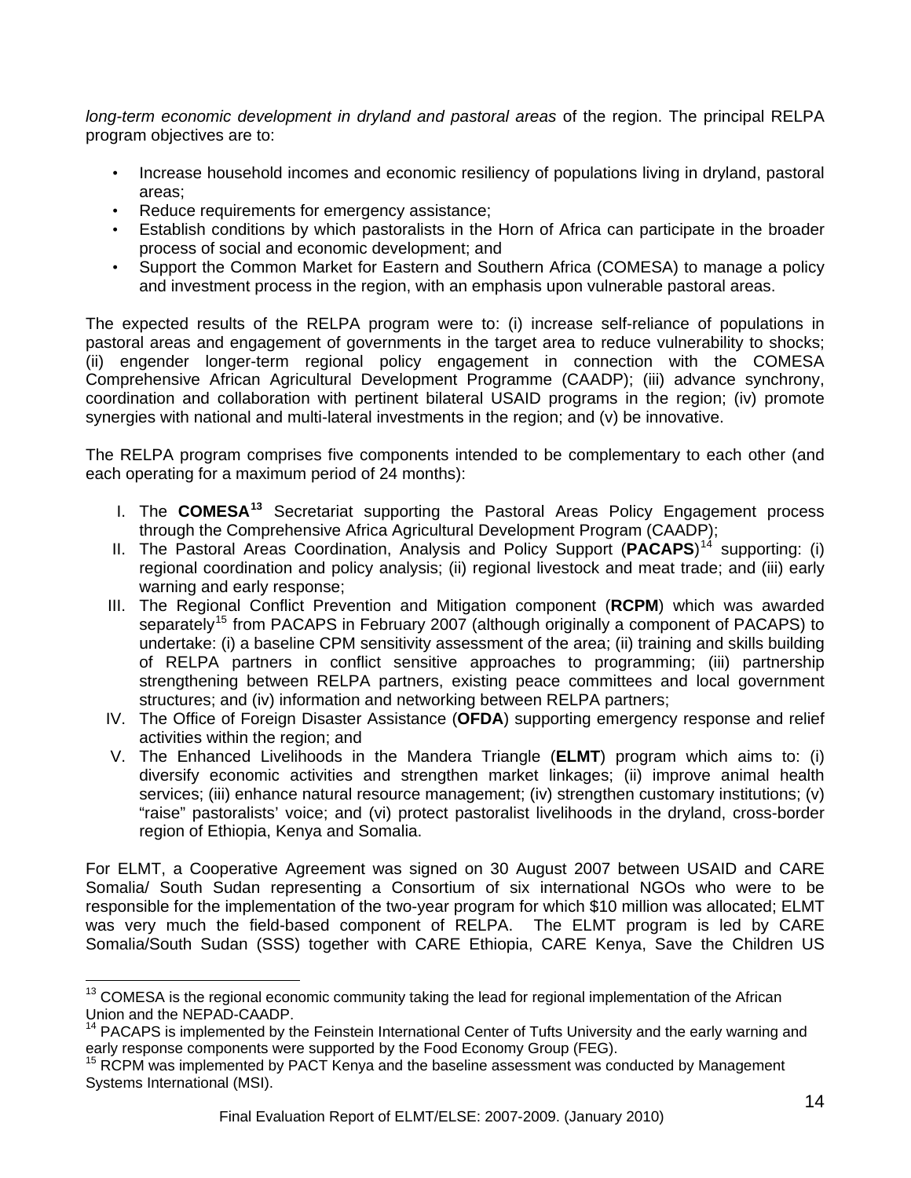*long-term economic development in dryland and pastoral areas* of the region. The principal RELPA program objectives are to:

- Increase household incomes and economic resiliency of populations living in dryland, pastoral areas;
- Reduce requirements for emergency assistance;
- Establish conditions by which pastoralists in the Horn of Africa can participate in the broader process of social and economic development; and
- Support the Common Market for Eastern and Southern Africa (COMESA) to manage a policy and investment process in the region, with an emphasis upon vulnerable pastoral areas.

The expected results of the RELPA program were to: (i) increase self-reliance of populations in pastoral areas and engagement of governments in the target area to reduce vulnerability to shocks; (ii) engender longer-term regional policy engagement in connection with the COMESA Comprehensive African Agricultural Development Programme (CAADP); (iii) advance synchrony, coordination and collaboration with pertinent bilateral USAID programs in the region; (iv) promote synergies with national and multi-lateral investments in the region; and (v) be innovative.

The RELPA program comprises five components intended to be complementary to each other (and each operating for a maximum period of 24 months):

I. The **COMESA**[13] Secretariat supporting the Pastoral Areas Policy Engagement process through the Comprehensive Africa Agricultural Development Program (CAADP);
II. The Pastoral Areas Coordination, Analysis and Policy Support (**PACAPS**)[14] supporting: (i) regional coordination and policy analysis; (ii) regional livestock and meat trade; and (iii) early warning and early response;
III. The Regional Conflict Prevention and Mitigation component (**RCPM**) which was awarded separately[15] from PACAPS in February 2007 (although originally a component of PACAPS) to undertake: (i) a baseline CPM sensitivity assessment of the area; (ii) training and skills building of RELPA partners in conflict sensitive approaches to programming; (iii) partnership strengthening between RELPA partners, existing peace committees and local government structures; and (iv) information and networking between RELPA partners;
IV. The Office of Foreign Disaster Assistance (**OFDA**) supporting emergency response and relief activities within the region; and
V. The Enhanced Livelihoods in the Mandera Triangle (**ELMT**) program which aims to: (i) diversify economic activities and strengthen market linkages; (ii) improve animal health services; (iii) enhance natural resource management; (iv) strengthen customary institutions; (v) "raise" pastoralists' voice; and (vi) protect pastoralist livelihoods in the dryland, cross-border region of Ethiopia, Kenya and Somalia.

For ELMT, a Cooperative Agreement was signed on 30 August 2007 between USAID and CARE Somalia/ South Sudan representing a Consortium of six international NGOs who were to be responsible for the implementation of the two-year program for which \$10 million was allocated; ELMT was very much the field-based component of RELPA. The ELMT program is led by CARE Somalia/South Sudan (SSS) together with CARE Ethiopia, CARE Kenya, Save the Children US

---

[13] COMESA is the regional economic community taking the lead for regional implementation of the African Union and the NEPAD-CAADP.

[14] PACAPS is implemented by the Feinstein International Center of Tufts University and the early warning and early response components were supported by the Food Economy Group (FEG).

[15] RCPM was implemented by PACT Kenya and the baseline assessment was conducted by Management Systems International (MSI).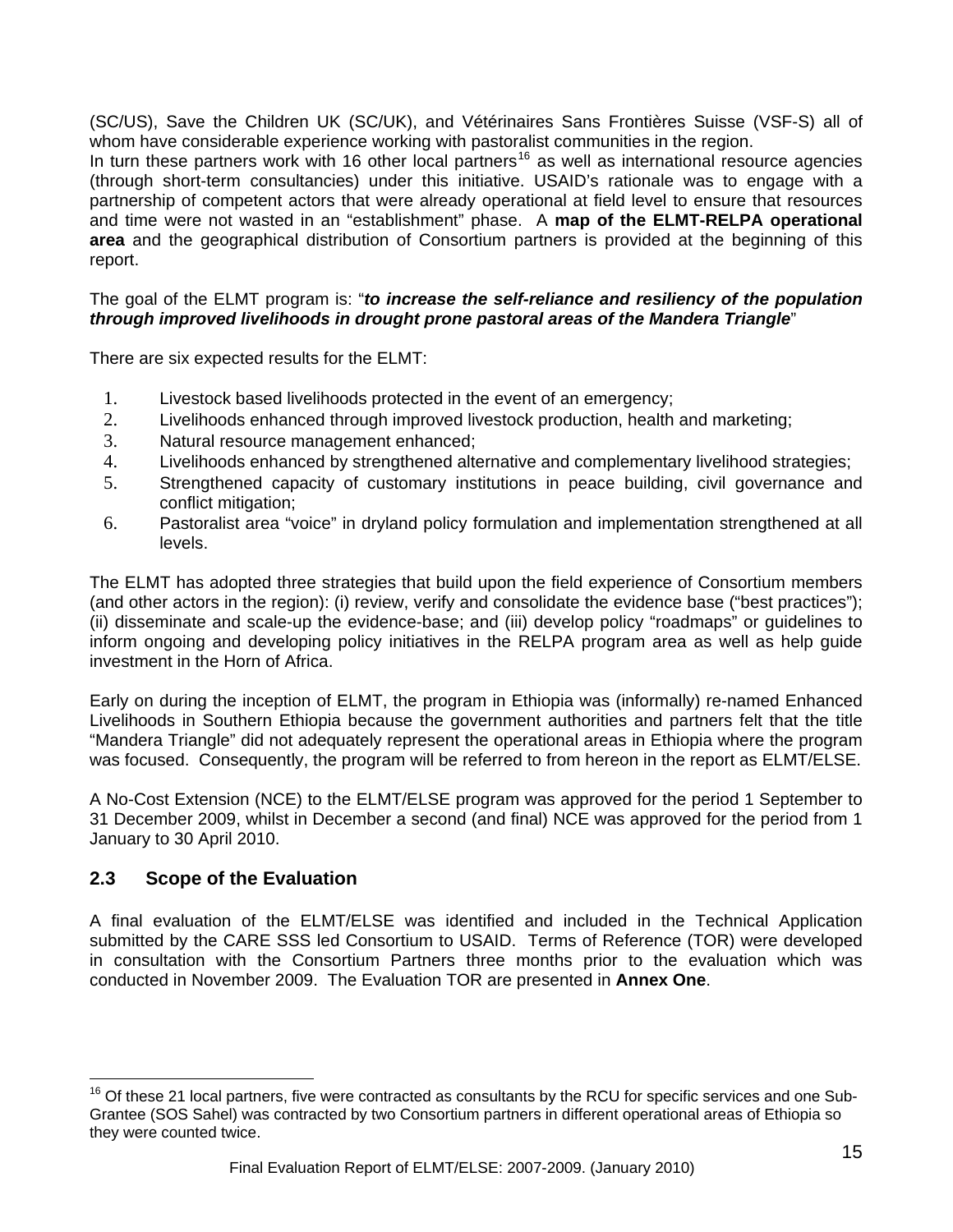(SC/US), Save the Children UK (SC/UK), and Vétérinaires Sans Frontières Suisse (VSF-S) all of whom have considerable experience working with pastoralist communities in the region.
In turn these partners work with 16 other local partners[16] as well as international resource agencies (through short-term consultancies) under this initiative. USAID's rationale was to engage with a partnership of competent actors that were already operational at field level to ensure that resources and time were not wasted in an "establishment" phase. A **map of the ELMT-RELPA operational area** and the geographical distribution of Consortium partners is provided at the beginning of this report.

The goal of the ELMT program is: "***to increase the self-reliance and resiliency of the population through improved livelihoods in drought prone pastoral areas of the Mandera Triangle***"

There are six expected results for the ELMT:

1. Livestock based livelihoods protected in the event of an emergency;
2. Livelihoods enhanced through improved livestock production, health and marketing;
3. Natural resource management enhanced;
4. Livelihoods enhanced by strengthened alternative and complementary livelihood strategies;
5. Strengthened capacity of customary institutions in peace building, civil governance and conflict mitigation;
6. Pastoralist area "voice" in dryland policy formulation and implementation strengthened at all levels.

The ELMT has adopted three strategies that build upon the field experience of Consortium members (and other actors in the region): (i) review, verify and consolidate the evidence base ("best practices"); (ii) disseminate and scale-up the evidence-base; and (iii) develop policy "roadmaps" or guidelines to inform ongoing and developing policy initiatives in the RELPA program area as well as help guide investment in the Horn of Africa.

Early on during the inception of ELMT, the program in Ethiopia was (informally) re-named Enhanced Livelihoods in Southern Ethiopia because the government authorities and partners felt that the title "Mandera Triangle" did not adequately represent the operational areas in Ethiopia where the program was focused. Consequently, the program will be referred to from hereon in the report as ELMT/ELSE.

A No-Cost Extension (NCE) to the ELMT/ELSE program was approved for the period 1 September to 31 December 2009, whilst in December a second (and final) NCE was approved for the period from 1 January to 30 April 2010.

## 2.3 Scope of the Evaluation

A final evaluation of the ELMT/ELSE was identified and included in the Technical Application submitted by the CARE SSS led Consortium to USAID. Terms of Reference (TOR) were developed in consultation with the Consortium Partners three months prior to the evaluation which was conducted in November 2009. The Evaluation TOR are presented in **Annex One**.

---

[16] Of these 21 local partners, five were contracted as consultants by the RCU for specific services and one Sub-Grantee (SOS Sahel) was contracted by two Consortium partners in different operational areas of Ethiopia so they were counted twice.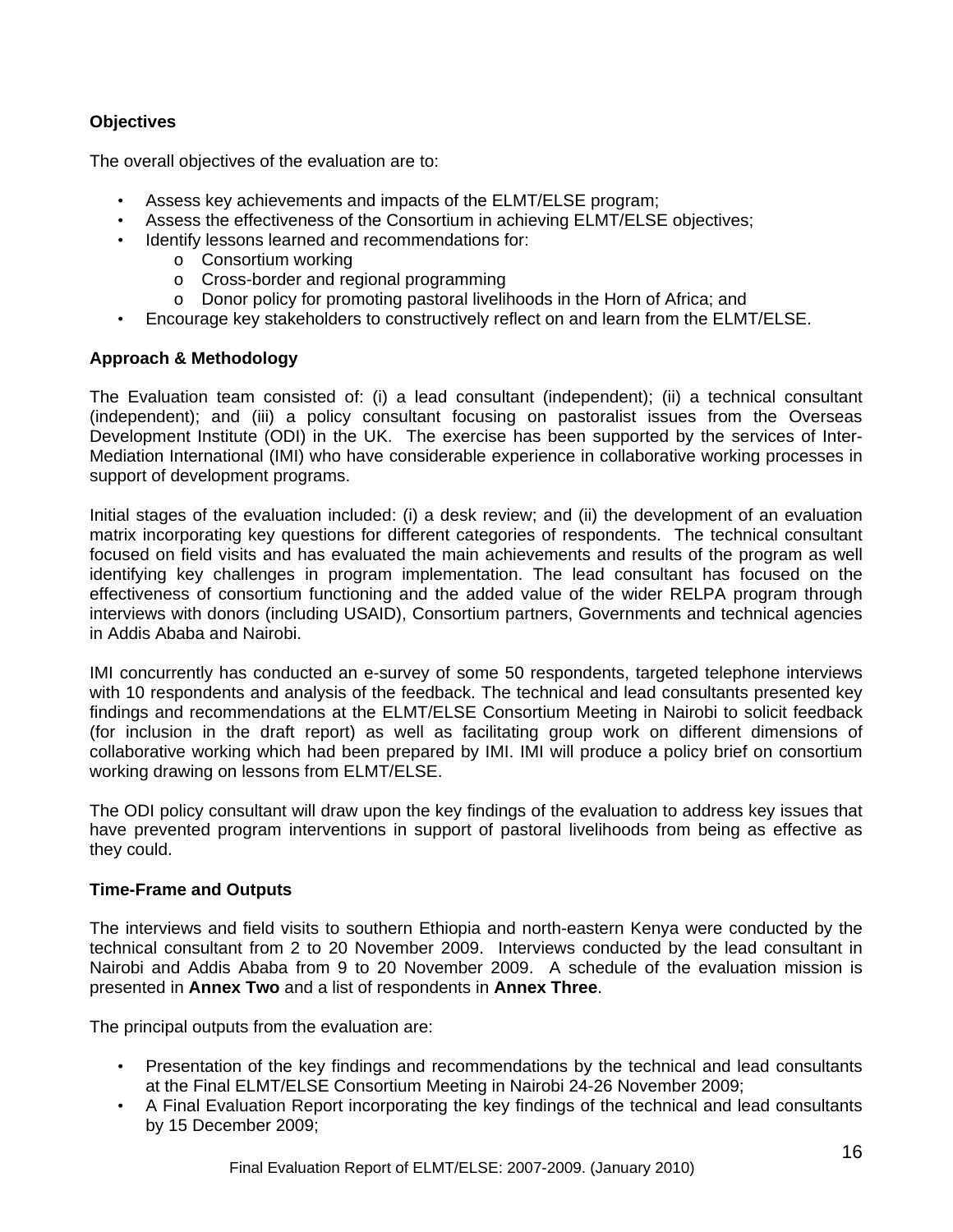**Objectives**

The overall objectives of the evaluation are to:

- Assess key achievements and impacts of the ELMT/ELSE program;
- Assess the effectiveness of the Consortium in achieving ELMT/ELSE objectives;
- Identify lessons learned and recommendations for:
  - Consortium working
  - Cross-border and regional programming
  - Donor policy for promoting pastoral livelihoods in the Horn of Africa; and
- Encourage key stakeholders to constructively reflect on and learn from the ELMT/ELSE.

**Approach & Methodology**

The Evaluation team consisted of: (i) a lead consultant (independent); (ii) a technical consultant (independent); and (iii) a policy consultant focusing on pastoralist issues from the Overseas Development Institute (ODI) in the UK. The exercise has been supported by the services of Inter-Mediation International (IMI) who have considerable experience in collaborative working processes in support of development programs.

Initial stages of the evaluation included: (i) a desk review; and (ii) the development of an evaluation matrix incorporating key questions for different categories of respondents. The technical consultant focused on field visits and has evaluated the main achievements and results of the program as well identifying key challenges in program implementation. The lead consultant has focused on the effectiveness of consortium functioning and the added value of the wider RELPA program through interviews with donors (including USAID), Consortium partners, Governments and technical agencies in Addis Ababa and Nairobi.

IMI concurrently has conducted an e-survey of some 50 respondents, targeted telephone interviews with 10 respondents and analysis of the feedback. The technical and lead consultants presented key findings and recommendations at the ELMT/ELSE Consortium Meeting in Nairobi to solicit feedback (for inclusion in the draft report) as well as facilitating group work on different dimensions of collaborative working which had been prepared by IMI. IMI will produce a policy brief on consortium working drawing on lessons from ELMT/ELSE.

The ODI policy consultant will draw upon the key findings of the evaluation to address key issues that have prevented program interventions in support of pastoral livelihoods from being as effective as they could.

**Time-Frame and Outputs**

The interviews and field visits to southern Ethiopia and north-eastern Kenya were conducted by the technical consultant from 2 to 20 November 2009. Interviews conducted by the lead consultant in Nairobi and Addis Ababa from 9 to 20 November 2009. A schedule of the evaluation mission is presented in **Annex Two** and a list of respondents in **Annex Three**.

The principal outputs from the evaluation are:

- Presentation of the key findings and recommendations by the technical and lead consultants at the Final ELMT/ELSE Consortium Meeting in Nairobi 24-26 November 2009;
- A Final Evaluation Report incorporating the key findings of the technical and lead consultants by 15 December 2009;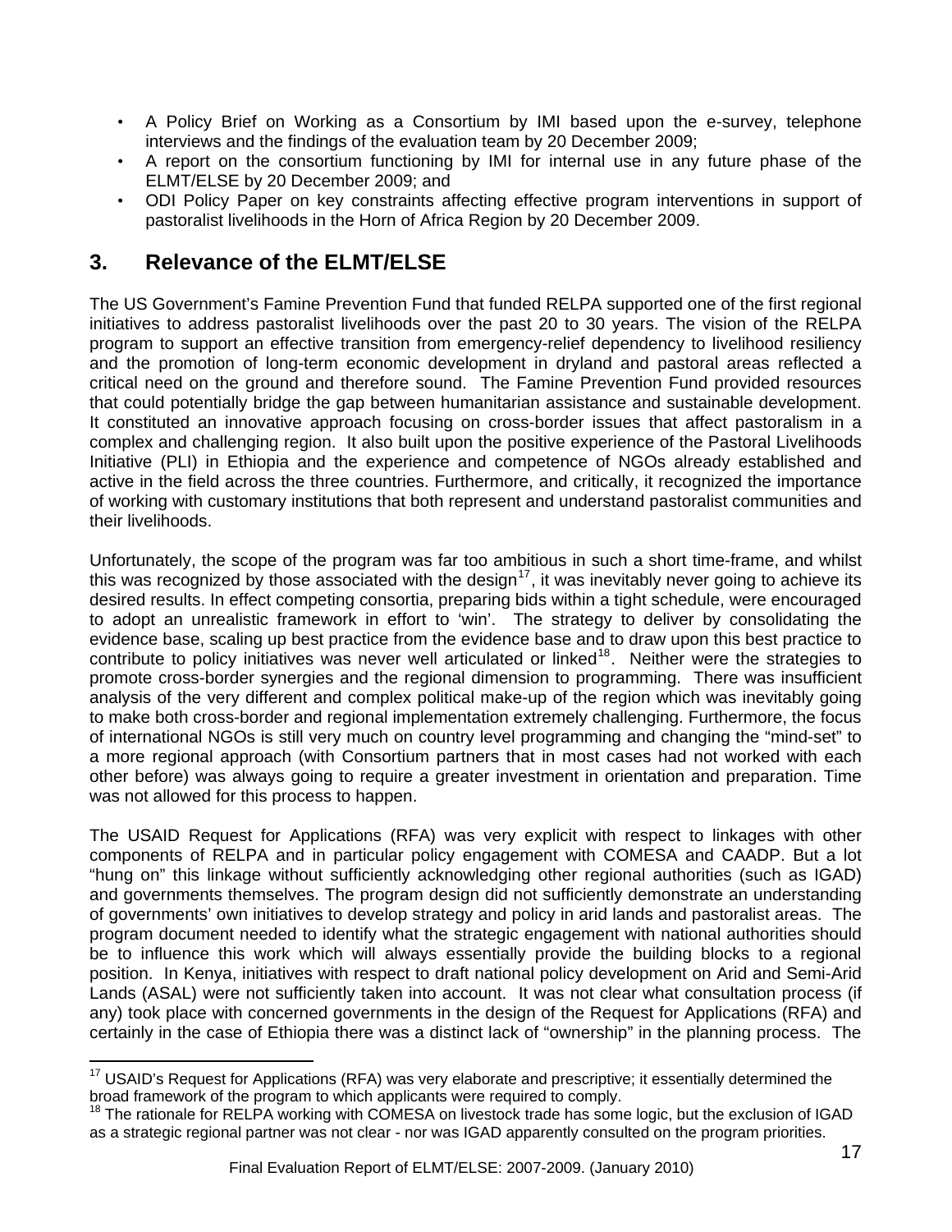- A Policy Brief on Working as a Consortium by IMI based upon the e-survey, telephone interviews and the findings of the evaluation team by 20 December 2009;
- A report on the consortium functioning by IMI for internal use in any future phase of the ELMT/ELSE by 20 December 2009; and
- ODI Policy Paper on key constraints affecting effective program interventions in support of pastoralist livelihoods in the Horn of Africa Region by 20 December 2009.

## 3. Relevance of the ELMT/ELSE

The US Government's Famine Prevention Fund that funded RELPA supported one of the first regional initiatives to address pastoralist livelihoods over the past 20 to 30 years. The vision of the RELPA program to support an effective transition from emergency-relief dependency to livelihood resiliency and the promotion of long-term economic development in dryland and pastoral areas reflected a critical need on the ground and therefore sound. The Famine Prevention Fund provided resources that could potentially bridge the gap between humanitarian assistance and sustainable development. It constituted an innovative approach focusing on cross-border issues that affect pastoralism in a complex and challenging region. It also built upon the positive experience of the Pastoral Livelihoods Initiative (PLI) in Ethiopia and the experience and competence of NGOs already established and active in the field across the three countries. Furthermore, and critically, it recognized the importance of working with customary institutions that both represent and understand pastoralist communities and their livelihoods.

Unfortunately, the scope of the program was far too ambitious in such a short time-frame, and whilst this was recognized by those associated with the design[17], it was inevitably never going to achieve its desired results. In effect competing consortia, preparing bids within a tight schedule, were encouraged to adopt an unrealistic framework in effort to 'win'. The strategy to deliver by consolidating the evidence base, scaling up best practice from the evidence base and to draw upon this best practice to contribute to policy initiatives was never well articulated or linked[18]. Neither were the strategies to promote cross-border synergies and the regional dimension to programming. There was insufficient analysis of the very different and complex political make-up of the region which was inevitably going to make both cross-border and regional implementation extremely challenging. Furthermore, the focus of international NGOs is still very much on country level programming and changing the "mind-set" to a more regional approach (with Consortium partners that in most cases had not worked with each other before) was always going to require a greater investment in orientation and preparation. Time was not allowed for this process to happen.

The USAID Request for Applications (RFA) was very explicit with respect to linkages with other components of RELPA and in particular policy engagement with COMESA and CAADP. But a lot "hung on" this linkage without sufficiently acknowledging other regional authorities (such as IGAD) and governments themselves. The program design did not sufficiently demonstrate an understanding of governments' own initiatives to develop strategy and policy in arid lands and pastoralist areas. The program document needed to identify what the strategic engagement with national authorities should be to influence this work which will always essentially provide the building blocks to a regional position. In Kenya, initiatives with respect to draft national policy development on Arid and Semi-Arid Lands (ASAL) were not sufficiently taken into account. It was not clear what consultation process (if any) took place with concerned governments in the design of the Request for Applications (RFA) and certainly in the case of Ethiopia there was a distinct lack of "ownership" in the planning process. The

[17] USAID's Request for Applications (RFA) was very elaborate and prescriptive; it essentially determined the broad framework of the program to which applicants were required to comply.

[18] The rationale for RELPA working with COMESA on livestock trade has some logic, but the exclusion of IGAD as a strategic regional partner was not clear - nor was IGAD apparently consulted on the program priorities.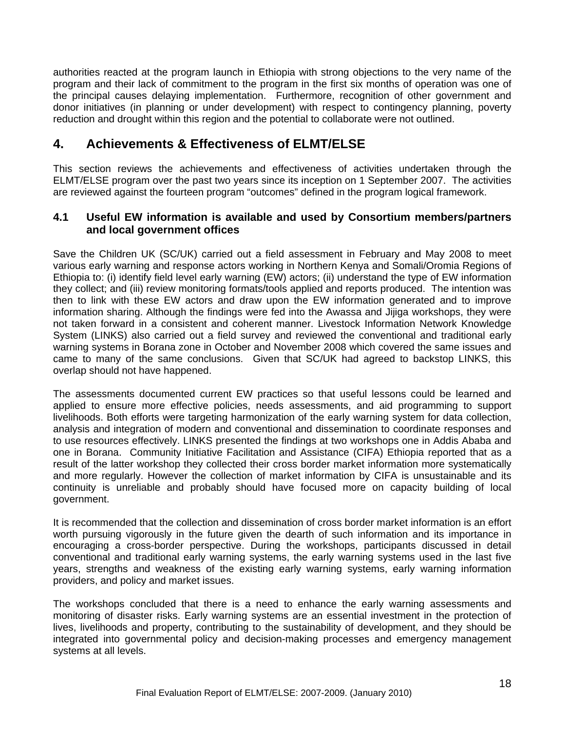authorities reacted at the program launch in Ethiopia with strong objections to the very name of the program and their lack of commitment to the program in the first six months of operation was one of the principal causes delaying implementation. Furthermore, recognition of other government and donor initiatives (in planning or under development) with respect to contingency planning, poverty reduction and drought within this region and the potential to collaborate were not outlined.

# 4. Achievements & Effectiveness of ELMT/ELSE

This section reviews the achievements and effectiveness of activities undertaken through the ELMT/ELSE program over the past two years since its inception on 1 September 2007. The activities are reviewed against the fourteen program "outcomes" defined in the program logical framework.

## 4.1 Useful EW information is available and used by Consortium members/partners and local government offices

Save the Children UK (SC/UK) carried out a field assessment in February and May 2008 to meet various early warning and response actors working in Northern Kenya and Somali/Oromia Regions of Ethiopia to: (i) identify field level early warning (EW) actors; (ii) understand the type of EW information they collect; and (iii) review monitoring formats/tools applied and reports produced. The intention was then to link with these EW actors and draw upon the EW information generated and to improve information sharing. Although the findings were fed into the Awassa and Jijiga workshops, they were not taken forward in a consistent and coherent manner. Livestock Information Network Knowledge System (LINKS) also carried out a field survey and reviewed the conventional and traditional early warning systems in Borana zone in October and November 2008 which covered the same issues and came to many of the same conclusions. Given that SC/UK had agreed to backstop LINKS, this overlap should not have happened.

The assessments documented current EW practices so that useful lessons could be learned and applied to ensure more effective policies, needs assessments, and aid programming to support livelihoods. Both efforts were targeting harmonization of the early warning system for data collection, analysis and integration of modern and conventional and dissemination to coordinate responses and to use resources effectively. LINKS presented the findings at two workshops one in Addis Ababa and one in Borana. Community Initiative Facilitation and Assistance (CIFA) Ethiopia reported that as a result of the latter workshop they collected their cross border market information more systematically and more regularly. However the collection of market information by CIFA is unsustainable and its continuity is unreliable and probably should have focused more on capacity building of local government.

It is recommended that the collection and dissemination of cross border market information is an effort worth pursuing vigorously in the future given the dearth of such information and its importance in encouraging a cross-border perspective. During the workshops, participants discussed in detail conventional and traditional early warning systems, the early warning systems used in the last five years, strengths and weakness of the existing early warning systems, early warning information providers, and policy and market issues.

The workshops concluded that there is a need to enhance the early warning assessments and monitoring of disaster risks. Early warning systems are an essential investment in the protection of lives, livelihoods and property, contributing to the sustainability of development, and they should be integrated into governmental policy and decision-making processes and emergency management systems at all levels.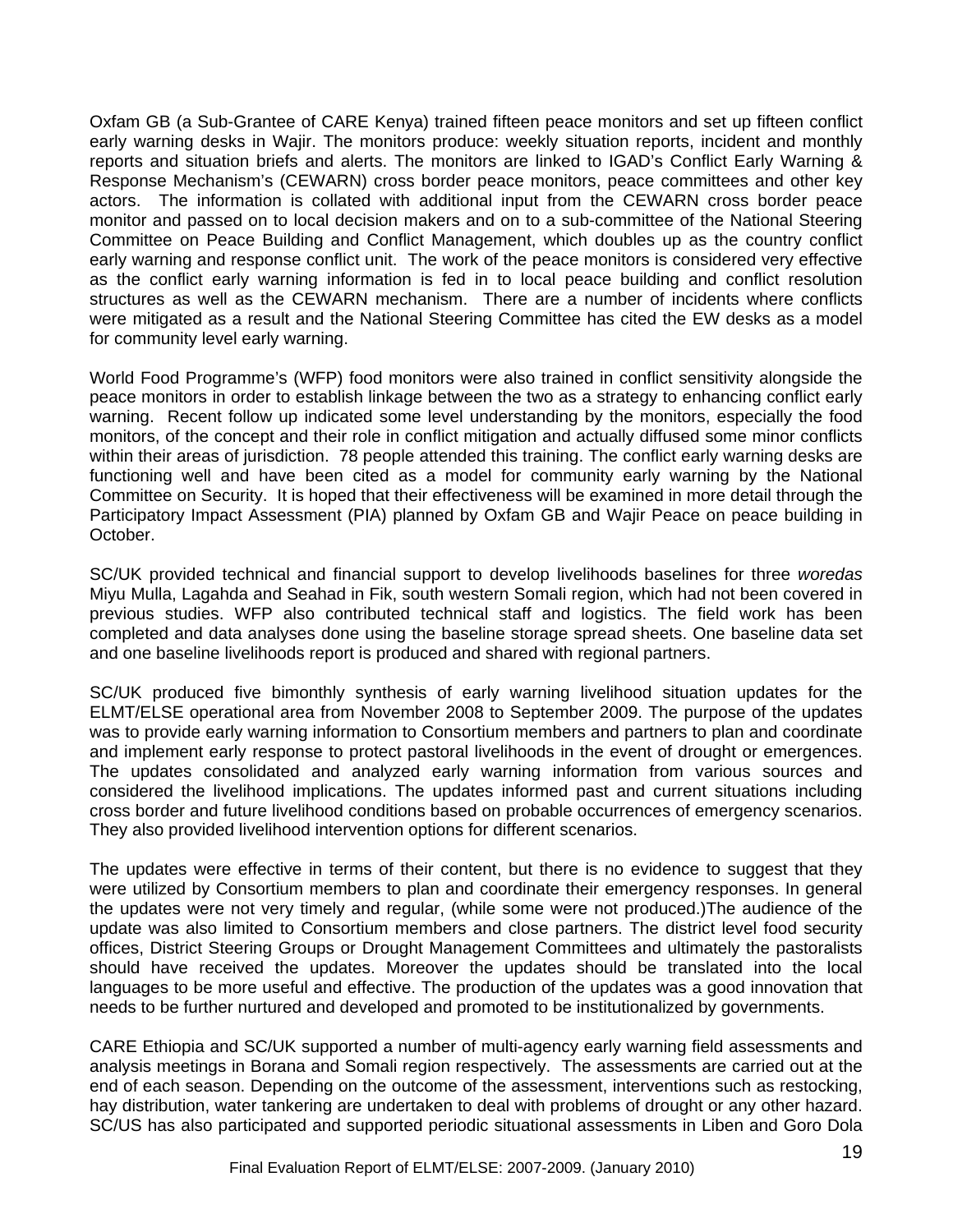Oxfam GB (a Sub-Grantee of CARE Kenya) trained fifteen peace monitors and set up fifteen conflict early warning desks in Wajir. The monitors produce: weekly situation reports, incident and monthly reports and situation briefs and alerts. The monitors are linked to IGAD's Conflict Early Warning & Response Mechanism's (CEWARN) cross border peace monitors, peace committees and other key actors. The information is collated with additional input from the CEWARN cross border peace monitor and passed on to local decision makers and on to a sub-committee of the National Steering Committee on Peace Building and Conflict Management, which doubles up as the country conflict early warning and response conflict unit. The work of the peace monitors is considered very effective as the conflict early warning information is fed in to local peace building and conflict resolution structures as well as the CEWARN mechanism. There are a number of incidents where conflicts were mitigated as a result and the National Steering Committee has cited the EW desks as a model for community level early warning.

World Food Programme's (WFP) food monitors were also trained in conflict sensitivity alongside the peace monitors in order to establish linkage between the two as a strategy to enhancing conflict early warning. Recent follow up indicated some level understanding by the monitors, especially the food monitors, of the concept and their role in conflict mitigation and actually diffused some minor conflicts within their areas of jurisdiction. 78 people attended this training. The conflict early warning desks are functioning well and have been cited as a model for community early warning by the National Committee on Security. It is hoped that their effectiveness will be examined in more detail through the Participatory Impact Assessment (PIA) planned by Oxfam GB and Wajir Peace on peace building in October.

SC/UK provided technical and financial support to develop livelihoods baselines for three *woredas* Miyu Mulla, Lagahda and Seahad in Fik, south western Somali region, which had not been covered in previous studies. WFP also contributed technical staff and logistics. The field work has been completed and data analyses done using the baseline storage spread sheets. One baseline data set and one baseline livelihoods report is produced and shared with regional partners.

SC/UK produced five bimonthly synthesis of early warning livelihood situation updates for the ELMT/ELSE operational area from November 2008 to September 2009. The purpose of the updates was to provide early warning information to Consortium members and partners to plan and coordinate and implement early response to protect pastoral livelihoods in the event of drought or emergences. The updates consolidated and analyzed early warning information from various sources and considered the livelihood implications. The updates informed past and current situations including cross border and future livelihood conditions based on probable occurrences of emergency scenarios. They also provided livelihood intervention options for different scenarios.

The updates were effective in terms of their content, but there is no evidence to suggest that they were utilized by Consortium members to plan and coordinate their emergency responses. In general the updates were not very timely and regular, (while some were not produced.)The audience of the update was also limited to Consortium members and close partners. The district level food security offices, District Steering Groups or Drought Management Committees and ultimately the pastoralists should have received the updates. Moreover the updates should be translated into the local languages to be more useful and effective. The production of the updates was a good innovation that needs to be further nurtured and developed and promoted to be institutionalized by governments.

CARE Ethiopia and SC/UK supported a number of multi-agency early warning field assessments and analysis meetings in Borana and Somali region respectively. The assessments are carried out at the end of each season. Depending on the outcome of the assessment, interventions such as restocking, hay distribution, water tankering are undertaken to deal with problems of drought or any other hazard. SC/US has also participated and supported periodic situational assessments in Liben and Goro Dola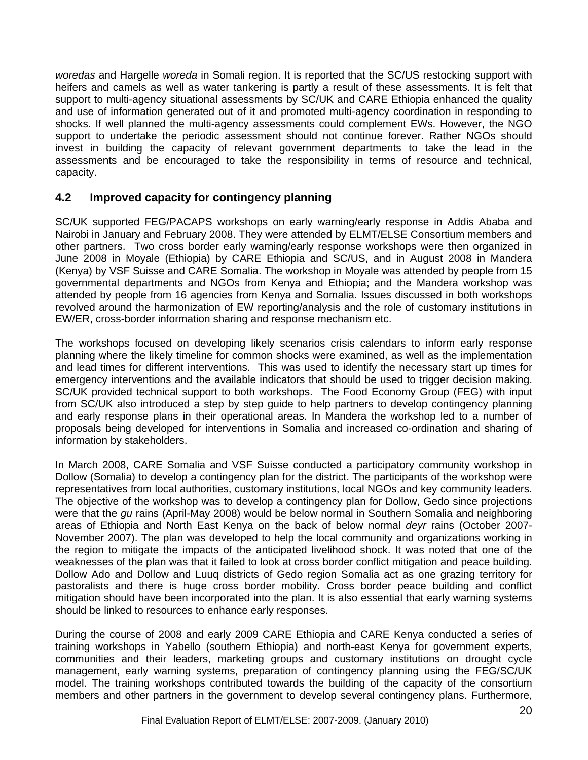*woredas* and Hargelle *woreda* in Somali region. It is reported that the SC/US restocking support with heifers and camels as well as water tankering is partly a result of these assessments. It is felt that support to multi-agency situational assessments by SC/UK and CARE Ethiopia enhanced the quality and use of information generated out of it and promoted multi-agency coordination in responding to shocks. If well planned the multi-agency assessments could complement EWs. However, the NGO support to undertake the periodic assessment should not continue forever. Rather NGOs should invest in building the capacity of relevant government departments to take the lead in the assessments and be encouraged to take the responsibility in terms of resource and technical, capacity.

## 4.2 Improved capacity for contingency planning

SC/UK supported FEG/PACAPS workshops on early warning/early response in Addis Ababa and Nairobi in January and February 2008. They were attended by ELMT/ELSE Consortium members and other partners. Two cross border early warning/early response workshops were then organized in June 2008 in Moyale (Ethiopia) by CARE Ethiopia and SC/US, and in August 2008 in Mandera (Kenya) by VSF Suisse and CARE Somalia. The workshop in Moyale was attended by people from 15 governmental departments and NGOs from Kenya and Ethiopia; and the Mandera workshop was attended by people from 16 agencies from Kenya and Somalia. Issues discussed in both workshops revolved around the harmonization of EW reporting/analysis and the role of customary institutions in EW/ER, cross-border information sharing and response mechanism etc.

The workshops focused on developing likely scenarios crisis calendars to inform early response planning where the likely timeline for common shocks were examined, as well as the implementation and lead times for different interventions. This was used to identify the necessary start up times for emergency interventions and the available indicators that should be used to trigger decision making. SC/UK provided technical support to both workshops. The Food Economy Group (FEG) with input from SC/UK also introduced a step by step guide to help partners to develop contingency planning and early response plans in their operational areas. In Mandera the workshop led to a number of proposals being developed for interventions in Somalia and increased co-ordination and sharing of information by stakeholders.

In March 2008, CARE Somalia and VSF Suisse conducted a participatory community workshop in Dollow (Somalia) to develop a contingency plan for the district. The participants of the workshop were representatives from local authorities, customary institutions, local NGOs and key community leaders. The objective of the workshop was to develop a contingency plan for Dollow, Gedo since projections were that the *gu* rains (April-May 2008) would be below normal in Southern Somalia and neighboring areas of Ethiopia and North East Kenya on the back of below normal *deyr* rains (October 2007-November 2007). The plan was developed to help the local community and organizations working in the region to mitigate the impacts of the anticipated livelihood shock. It was noted that one of the weaknesses of the plan was that it failed to look at cross border conflict mitigation and peace building. Dollow Ado and Dollow and Luuq districts of Gedo region Somalia act as one grazing territory for pastoralists and there is huge cross border mobility. Cross border peace building and conflict mitigation should have been incorporated into the plan. It is also essential that early warning systems should be linked to resources to enhance early responses.

During the course of 2008 and early 2009 CARE Ethiopia and CARE Kenya conducted a series of training workshops in Yabello (southern Ethiopia) and north-east Kenya for government experts, communities and their leaders, marketing groups and customary institutions on drought cycle management, early warning systems, preparation of contingency planning using the FEG/SC/UK model. The training workshops contributed towards the building of the capacity of the consortium members and other partners in the government to develop several contingency plans. Furthermore,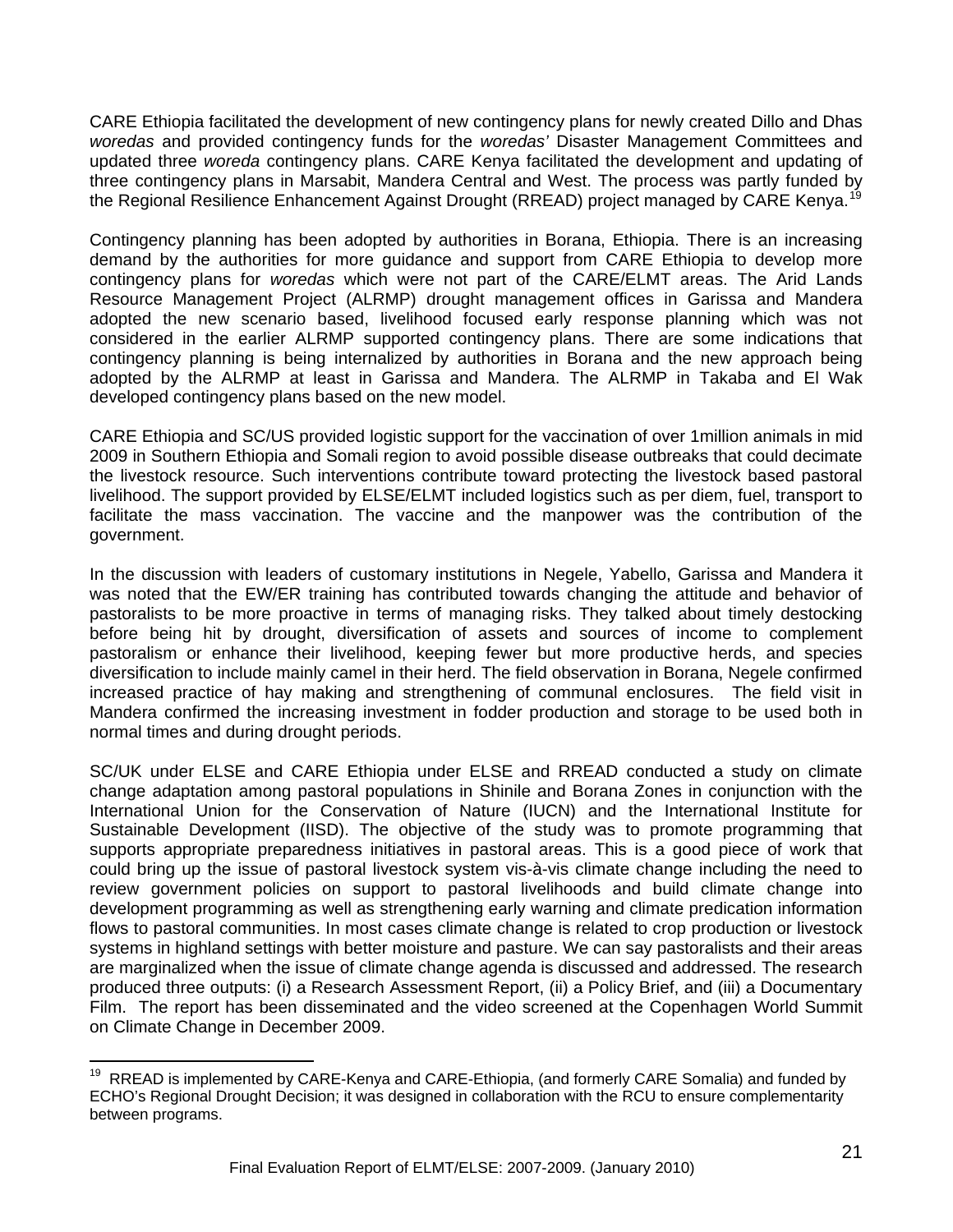CARE Ethiopia facilitated the development of new contingency plans for newly created Dillo and Dhas *woredas* and provided contingency funds for the *woredas'* Disaster Management Committees and updated three *woreda* contingency plans. CARE Kenya facilitated the development and updating of three contingency plans in Marsabit, Mandera Central and West. The process was partly funded by the Regional Resilience Enhancement Against Drought (RREAD) project managed by CARE Kenya.[19]

Contingency planning has been adopted by authorities in Borana, Ethiopia. There is an increasing demand by the authorities for more guidance and support from CARE Ethiopia to develop more contingency plans for *woredas* which were not part of the CARE/ELMT areas. The Arid Lands Resource Management Project (ALRMP) drought management offices in Garissa and Mandera adopted the new scenario based, livelihood focused early response planning which was not considered in the earlier ALRMP supported contingency plans. There are some indications that contingency planning is being internalized by authorities in Borana and the new approach being adopted by the ALRMP at least in Garissa and Mandera. The ALRMP in Takaba and El Wak developed contingency plans based on the new model.

CARE Ethiopia and SC/US provided logistic support for the vaccination of over 1million animals in mid 2009 in Southern Ethiopia and Somali region to avoid possible disease outbreaks that could decimate the livestock resource. Such interventions contribute toward protecting the livestock based pastoral livelihood. The support provided by ELSE/ELMT included logistics such as per diem, fuel, transport to facilitate the mass vaccination. The vaccine and the manpower was the contribution of the government.

In the discussion with leaders of customary institutions in Negele, Yabello, Garissa and Mandera it was noted that the EW/ER training has contributed towards changing the attitude and behavior of pastoralists to be more proactive in terms of managing risks. They talked about timely destocking before being hit by drought, diversification of assets and sources of income to complement pastoralism or enhance their livelihood, keeping fewer but more productive herds, and species diversification to include mainly camel in their herd. The field observation in Borana, Negele confirmed increased practice of hay making and strengthening of communal enclosures. The field visit in Mandera confirmed the increasing investment in fodder production and storage to be used both in normal times and during drought periods.

SC/UK under ELSE and CARE Ethiopia under ELSE and RREAD conducted a study on climate change adaptation among pastoral populations in Shinile and Borana Zones in conjunction with the International Union for the Conservation of Nature (IUCN) and the International Institute for Sustainable Development (IISD). The objective of the study was to promote programming that supports appropriate preparedness initiatives in pastoral areas. This is a good piece of work that could bring up the issue of pastoral livestock system vis-à-vis climate change including the need to review government policies on support to pastoral livelihoods and build climate change into development programming as well as strengthening early warning and climate predication information flows to pastoral communities. In most cases climate change is related to crop production or livestock systems in highland settings with better moisture and pasture. We can say pastoralists and their areas are marginalized when the issue of climate change agenda is discussed and addressed. The research produced three outputs: (i) a Research Assessment Report, (ii) a Policy Brief, and (iii) a Documentary Film. The report has been disseminated and the video screened at the Copenhagen World Summit on Climate Change in December 2009.

---

[19] RREAD is implemented by CARE-Kenya and CARE-Ethiopia, (and formerly CARE Somalia) and funded by ECHO's Regional Drought Decision; it was designed in collaboration with the RCU to ensure complementarity between programs.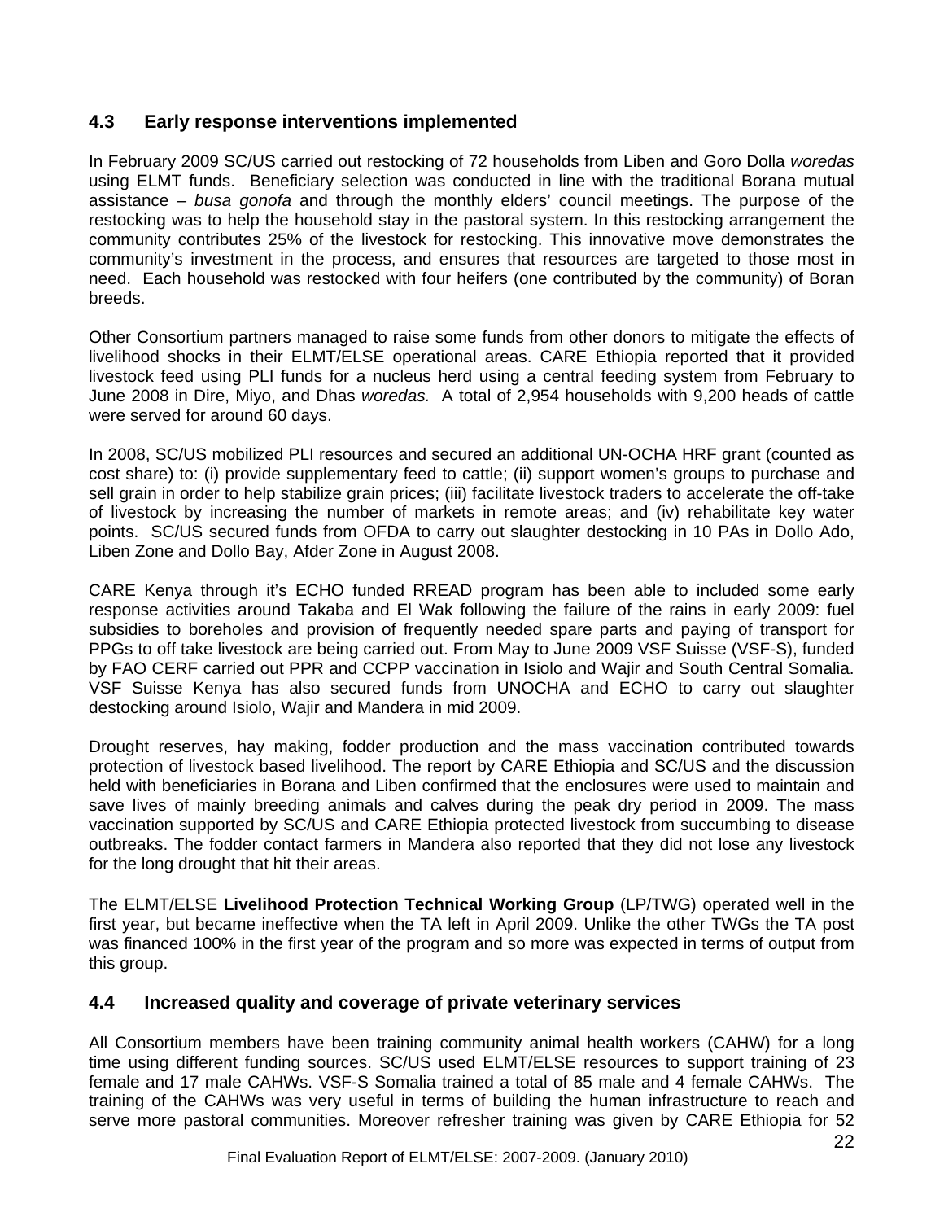## 4.3 Early response interventions implemented

In February 2009 SC/US carried out restocking of 72 households from Liben and Goro Dolla *woredas* using ELMT funds. Beneficiary selection was conducted in line with the traditional Borana mutual assistance – *busa gonofa* and through the monthly elders' council meetings. The purpose of the restocking was to help the household stay in the pastoral system. In this restocking arrangement the community contributes 25% of the livestock for restocking. This innovative move demonstrates the community's investment in the process, and ensures that resources are targeted to those most in need. Each household was restocked with four heifers (one contributed by the community) of Boran breeds.

Other Consortium partners managed to raise some funds from other donors to mitigate the effects of livelihood shocks in their ELMT/ELSE operational areas. CARE Ethiopia reported that it provided livestock feed using PLI funds for a nucleus herd using a central feeding system from February to June 2008 in Dire, Miyo, and Dhas *woredas.* A total of 2,954 households with 9,200 heads of cattle were served for around 60 days.

In 2008, SC/US mobilized PLI resources and secured an additional UN-OCHA HRF grant (counted as cost share) to: (i) provide supplementary feed to cattle; (ii) support women's groups to purchase and sell grain in order to help stabilize grain prices; (iii) facilitate livestock traders to accelerate the off-take of livestock by increasing the number of markets in remote areas; and (iv) rehabilitate key water points. SC/US secured funds from OFDA to carry out slaughter destocking in 10 PAs in Dollo Ado, Liben Zone and Dollo Bay, Afder Zone in August 2008.

CARE Kenya through it's ECHO funded RREAD program has been able to included some early response activities around Takaba and El Wak following the failure of the rains in early 2009: fuel subsidies to boreholes and provision of frequently needed spare parts and paying of transport for PPGs to off take livestock are being carried out. From May to June 2009 VSF Suisse (VSF-S), funded by FAO CERF carried out PPR and CCPP vaccination in Isiolo and Wajir and South Central Somalia. VSF Suisse Kenya has also secured funds from UNOCHA and ECHO to carry out slaughter destocking around Isiolo, Wajir and Mandera in mid 2009.

Drought reserves, hay making, fodder production and the mass vaccination contributed towards protection of livestock based livelihood. The report by CARE Ethiopia and SC/US and the discussion held with beneficiaries in Borana and Liben confirmed that the enclosures were used to maintain and save lives of mainly breeding animals and calves during the peak dry period in 2009. The mass vaccination supported by SC/US and CARE Ethiopia protected livestock from succumbing to disease outbreaks. The fodder contact farmers in Mandera also reported that they did not lose any livestock for the long drought that hit their areas.

The ELMT/ELSE **Livelihood Protection Technical Working Group** (LP/TWG) operated well in the first year, but became ineffective when the TA left in April 2009. Unlike the other TWGs the TA post was financed 100% in the first year of the program and so more was expected in terms of output from this group.

## 4.4 Increased quality and coverage of private veterinary services

All Consortium members have been training community animal health workers (CAHW) for a long time using different funding sources. SC/US used ELMT/ELSE resources to support training of 23 female and 17 male CAHWs. VSF-S Somalia trained a total of 85 male and 4 female CAHWs. The training of the CAHWs was very useful in terms of building the human infrastructure to reach and serve more pastoral communities. Moreover refresher training was given by CARE Ethiopia for 52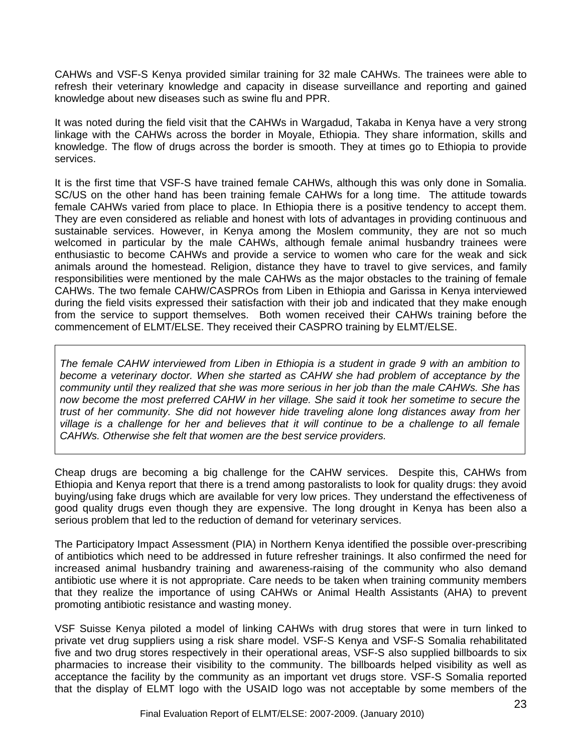CAHWs and VSF-S Kenya provided similar training for 32 male CAHWs. The trainees were able to refresh their veterinary knowledge and capacity in disease surveillance and reporting and gained knowledge about new diseases such as swine flu and PPR.

It was noted during the field visit that the CAHWs in Wargadud, Takaba in Kenya have a very strong linkage with the CAHWs across the border in Moyale, Ethiopia. They share information, skills and knowledge. The flow of drugs across the border is smooth. They at times go to Ethiopia to provide services.

It is the first time that VSF-S have trained female CAHWs, although this was only done in Somalia. SC/US on the other hand has been training female CAHWs for a long time. The attitude towards female CAHWs varied from place to place. In Ethiopia there is a positive tendency to accept them. They are even considered as reliable and honest with lots of advantages in providing continuous and sustainable services. However, in Kenya among the Moslem community, they are not so much welcomed in particular by the male CAHWs, although female animal husbandry trainees were enthusiastic to become CAHWs and provide a service to women who care for the weak and sick animals around the homestead. Religion, distance they have to travel to give services, and family responsibilities were mentioned by the male CAHWs as the major obstacles to the training of female CAHWs. The two female CAHW/CASPROs from Liben in Ethiopia and Garissa in Kenya interviewed during the field visits expressed their satisfaction with their job and indicated that they make enough from the service to support themselves. Both women received their CAHWs training before the commencement of ELMT/ELSE. They received their CASPRO training by ELMT/ELSE.

> *The female CAHW interviewed from Liben in Ethiopia is a student in grade 9 with an ambition to become a veterinary doctor. When she started as CAHW she had problem of acceptance by the community until they realized that she was more serious in her job than the male CAHWs. She has now become the most preferred CAHW in her village. She said it took her sometime to secure the trust of her community. She did not however hide traveling alone long distances away from her village is a challenge for her and believes that it will continue to be a challenge to all female CAHWs. Otherwise she felt that women are the best service providers.*

Cheap drugs are becoming a big challenge for the CAHW services. Despite this, CAHWs from Ethiopia and Kenya report that there is a trend among pastoralists to look for quality drugs: they avoid buying/using fake drugs which are available for very low prices. They understand the effectiveness of good quality drugs even though they are expensive. The long drought in Kenya has been also a serious problem that led to the reduction of demand for veterinary services.

The Participatory Impact Assessment (PIA) in Northern Kenya identified the possible over-prescribing of antibiotics which need to be addressed in future refresher trainings. It also confirmed the need for increased animal husbandry training and awareness-raising of the community who also demand antibiotic use where it is not appropriate. Care needs to be taken when training community members that they realize the importance of using CAHWs or Animal Health Assistants (AHA) to prevent promoting antibiotic resistance and wasting money.

VSF Suisse Kenya piloted a model of linking CAHWs with drug stores that were in turn linked to private vet drug suppliers using a risk share model. VSF-S Kenya and VSF-S Somalia rehabilitated five and two drug stores respectively in their operational areas, VSF-S also supplied billboards to six pharmacies to increase their visibility to the community. The billboards helped visibility as well as acceptance the facility by the community as an important vet drugs store. VSF-S Somalia reported that the display of ELMT logo with the USAID logo was not acceptable by some members of the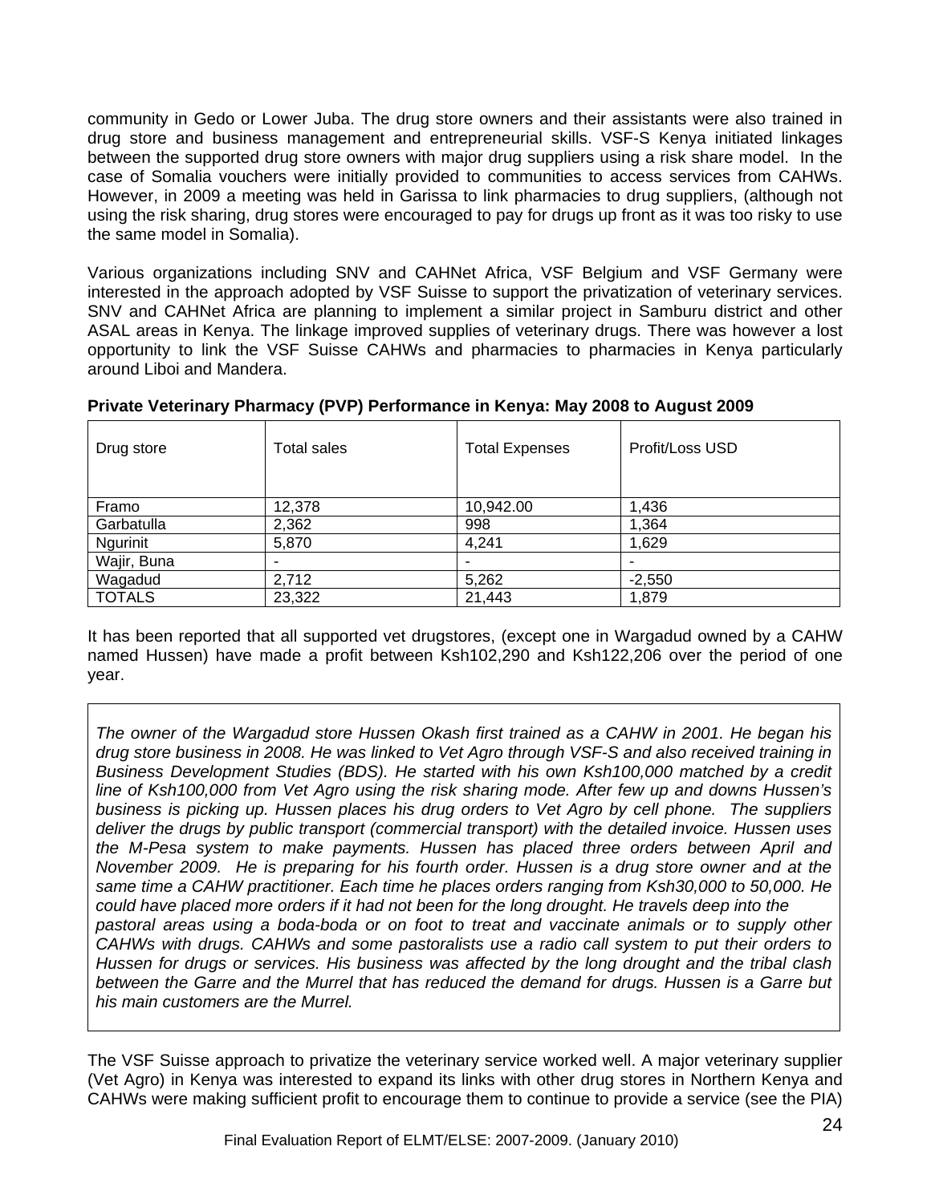community in Gedo or Lower Juba. The drug store owners and their assistants were also trained in drug store and business management and entrepreneurial skills. VSF-S Kenya initiated linkages between the supported drug store owners with major drug suppliers using a risk share model. In the case of Somalia vouchers were initially provided to communities to access services from CAHWs. However, in 2009 a meeting was held in Garissa to link pharmacies to drug suppliers, (although not using the risk sharing, drug stores were encouraged to pay for drugs up front as it was too risky to use the same model in Somalia).

Various organizations including SNV and CAHNet Africa, VSF Belgium and VSF Germany were interested in the approach adopted by VSF Suisse to support the privatization of veterinary services. SNV and CAHNet Africa are planning to implement a similar project in Samburu district and other ASAL areas in Kenya. The linkage improved supplies of veterinary drugs. There was however a lost opportunity to link the VSF Suisse CAHWs and pharmacies to pharmacies in Kenya particularly around Liboi and Mandera.

**Private Veterinary Pharmacy (PVP) Performance in Kenya: May 2008 to August 2009**

| Drug store | Total sales | Total Expenses | Profit/Loss USD |
|---|---|---|---|
| Framo | 12,378 | 10,942.00 | 1,436 |
| Garbatulla | 2,362 | 998 | 1,364 |
| Ngurinit | 5,870 | 4,241 | 1,629 |
| Wajir, Buna | - | - | - |
| Wagadud | 2,712 | 5,262 | -2,550 |
| TOTALS | 23,322 | 21,443 | 1,879 |

It has been reported that all supported vet drugstores, (except one in Wargadud owned by a CAHW named Hussen) have made a profit between Ksh102,290 and Ksh122,206 over the period of one year.

*The owner of the Wargadud store Hussen Okash first trained as a CAHW in 2001. He began his drug store business in 2008. He was linked to Vet Agro through VSF-S and also received training in Business Development Studies (BDS). He started with his own Ksh100,000 matched by a credit line of Ksh100,000 from Vet Agro using the risk sharing mode. After few up and downs Hussen's business is picking up. Hussen places his drug orders to Vet Agro by cell phone. The suppliers deliver the drugs by public transport (commercial transport) with the detailed invoice. Hussen uses the M-Pesa system to make payments. Hussen has placed three orders between April and November 2009. He is preparing for his fourth order. Hussen is a drug store owner and at the same time a CAHW practitioner. Each time he places orders ranging from Ksh30,000 to 50,000. He could have placed more orders if it had not been for the long drought. He travels deep into the pastoral areas using a boda-boda or on foot to treat and vaccinate animals or to supply other CAHWs with drugs. CAHWs and some pastoralists use a radio call system to put their orders to Hussen for drugs or services. His business was affected by the long drought and the tribal clash between the Garre and the Murrel that has reduced the demand for drugs. Hussen is a Garre but his main customers are the Murrel.*

The VSF Suisse approach to privatize the veterinary service worked well. A major veterinary supplier (Vet Agro) in Kenya was interested to expand its links with other drug stores in Northern Kenya and CAHWs were making sufficient profit to encourage them to continue to provide a service (see the PIA)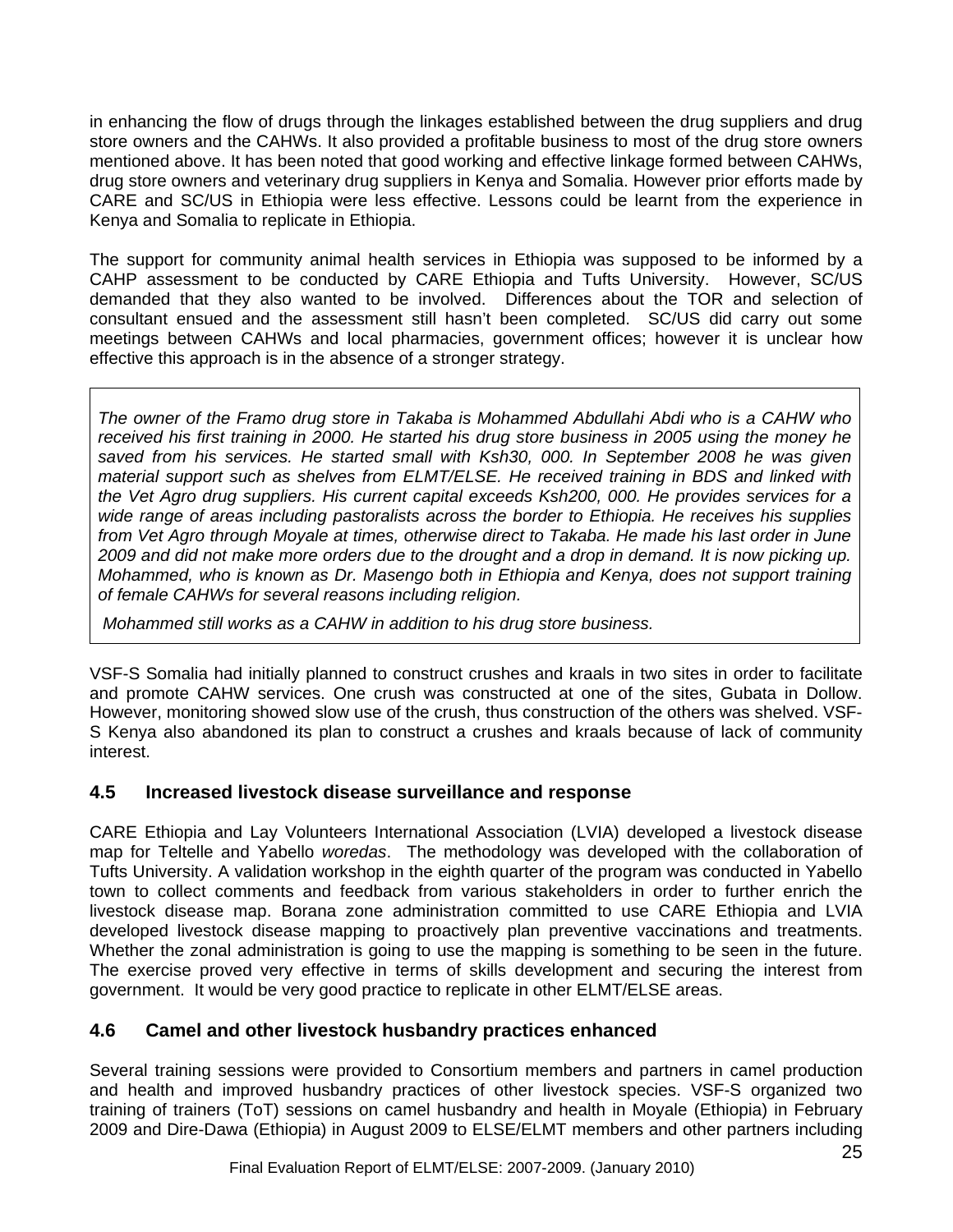in enhancing the flow of drugs through the linkages established between the drug suppliers and drug store owners and the CAHWs. It also provided a profitable business to most of the drug store owners mentioned above. It has been noted that good working and effective linkage formed between CAHWs, drug store owners and veterinary drug suppliers in Kenya and Somalia. However prior efforts made by CARE and SC/US in Ethiopia were less effective. Lessons could be learnt from the experience in Kenya and Somalia to replicate in Ethiopia.

The support for community animal health services in Ethiopia was supposed to be informed by a CAHP assessment to be conducted by CARE Ethiopia and Tufts University. However, SC/US demanded that they also wanted to be involved. Differences about the TOR and selection of consultant ensued and the assessment still hasn't been completed. SC/US did carry out some meetings between CAHWs and local pharmacies, government offices; however it is unclear how effective this approach is in the absence of a stronger strategy.

> *The owner of the Framo drug store in Takaba is Mohammed Abdullahi Abdi who is a CAHW who received his first training in 2000. He started his drug store business in 2005 using the money he saved from his services. He started small with Ksh30, 000. In September 2008 he was given material support such as shelves from ELMT/ELSE. He received training in BDS and linked with the Vet Agro drug suppliers. His current capital exceeds Ksh200, 000. He provides services for a wide range of areas including pastoralists across the border to Ethiopia. He receives his supplies from Vet Agro through Moyale at times, otherwise direct to Takaba. He made his last order in June 2009 and did not make more orders due to the drought and a drop in demand. It is now picking up. Mohammed, who is known as Dr. Masengo both in Ethiopia and Kenya, does not support training of female CAHWs for several reasons including religion.*
>
> *Mohammed still works as a CAHW in addition to his drug store business.*

VSF-S Somalia had initially planned to construct crushes and kraals in two sites in order to facilitate and promote CAHW services. One crush was constructed at one of the sites, Gubata in Dollow. However, monitoring showed slow use of the crush, thus construction of the others was shelved. VSF-S Kenya also abandoned its plan to construct a crushes and kraals because of lack of community interest.

## 4.5 Increased livestock disease surveillance and response

CARE Ethiopia and Lay Volunteers International Association (LVIA) developed a livestock disease map for Teltelle and Yabello *woredas*. The methodology was developed with the collaboration of Tufts University. A validation workshop in the eighth quarter of the program was conducted in Yabello town to collect comments and feedback from various stakeholders in order to further enrich the livestock disease map. Borana zone administration committed to use CARE Ethiopia and LVIA developed livestock disease mapping to proactively plan preventive vaccinations and treatments. Whether the zonal administration is going to use the mapping is something to be seen in the future. The exercise proved very effective in terms of skills development and securing the interest from government. It would be very good practice to replicate in other ELMT/ELSE areas.

## 4.6 Camel and other livestock husbandry practices enhanced

Several training sessions were provided to Consortium members and partners in camel production and health and improved husbandry practices of other livestock species. VSF-S organized two training of trainers (ToT) sessions on camel husbandry and health in Moyale (Ethiopia) in February 2009 and Dire-Dawa (Ethiopia) in August 2009 to ELSE/ELMT members and other partners including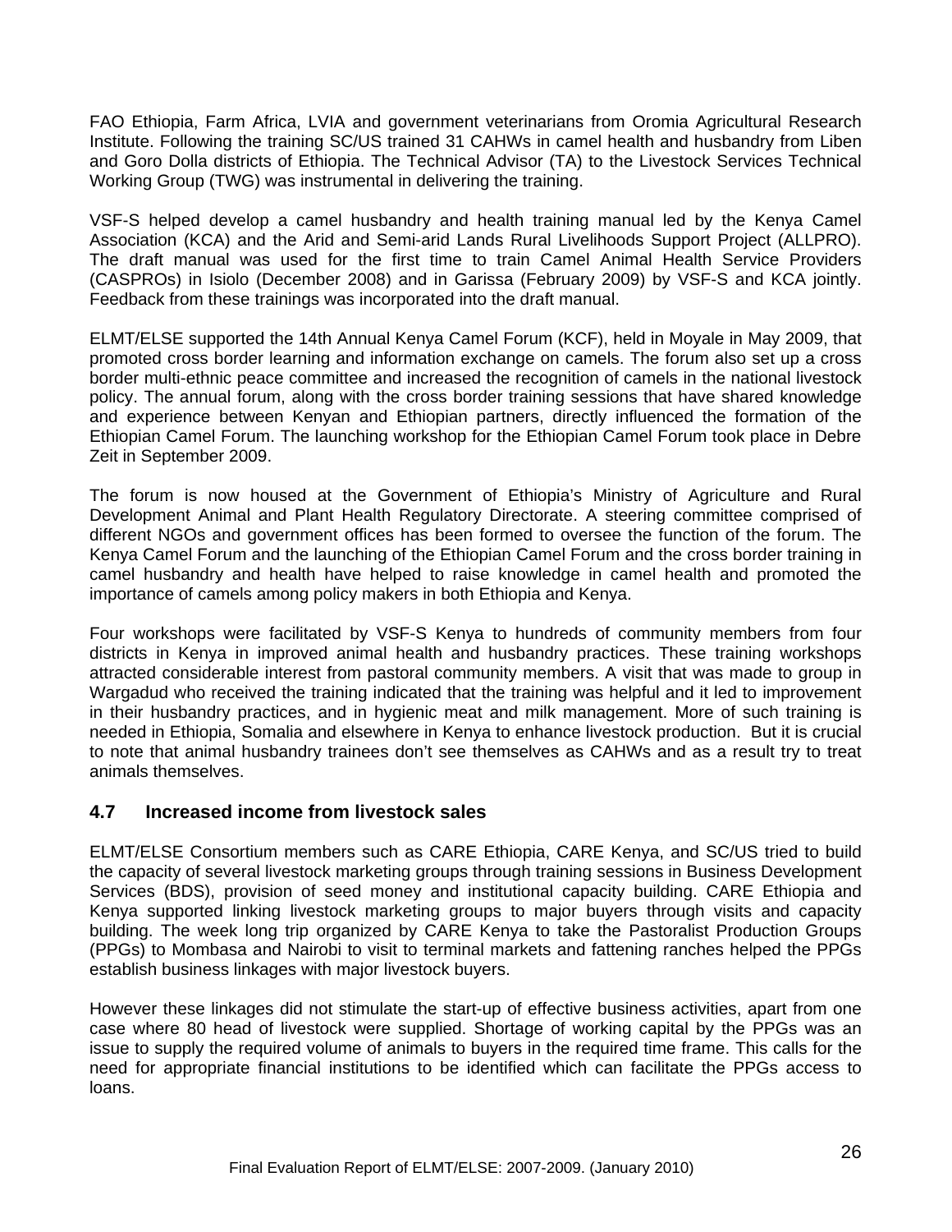FAO Ethiopia, Farm Africa, LVIA and government veterinarians from Oromia Agricultural Research Institute. Following the training SC/US trained 31 CAHWs in camel health and husbandry from Liben and Goro Dolla districts of Ethiopia. The Technical Advisor (TA) to the Livestock Services Technical Working Group (TWG) was instrumental in delivering the training.

VSF-S helped develop a camel husbandry and health training manual led by the Kenya Camel Association (KCA) and the Arid and Semi-arid Lands Rural Livelihoods Support Project (ALLPRO). The draft manual was used for the first time to train Camel Animal Health Service Providers (CASPROs) in Isiolo (December 2008) and in Garissa (February 2009) by VSF-S and KCA jointly. Feedback from these trainings was incorporated into the draft manual.

ELMT/ELSE supported the 14th Annual Kenya Camel Forum (KCF), held in Moyale in May 2009, that promoted cross border learning and information exchange on camels. The forum also set up a cross border multi-ethnic peace committee and increased the recognition of camels in the national livestock policy. The annual forum, along with the cross border training sessions that have shared knowledge and experience between Kenyan and Ethiopian partners, directly influenced the formation of the Ethiopian Camel Forum. The launching workshop for the Ethiopian Camel Forum took place in Debre Zeit in September 2009.

The forum is now housed at the Government of Ethiopia's Ministry of Agriculture and Rural Development Animal and Plant Health Regulatory Directorate. A steering committee comprised of different NGOs and government offices has been formed to oversee the function of the forum. The Kenya Camel Forum and the launching of the Ethiopian Camel Forum and the cross border training in camel husbandry and health have helped to raise knowledge in camel health and promoted the importance of camels among policy makers in both Ethiopia and Kenya.

Four workshops were facilitated by VSF-S Kenya to hundreds of community members from four districts in Kenya in improved animal health and husbandry practices. These training workshops attracted considerable interest from pastoral community members. A visit that was made to group in Wargadud who received the training indicated that the training was helpful and it led to improvement in their husbandry practices, and in hygienic meat and milk management. More of such training is needed in Ethiopia, Somalia and elsewhere in Kenya to enhance livestock production. But it is crucial to note that animal husbandry trainees don't see themselves as CAHWs and as a result try to treat animals themselves.

### 4.7 Increased income from livestock sales

ELMT/ELSE Consortium members such as CARE Ethiopia, CARE Kenya, and SC/US tried to build the capacity of several livestock marketing groups through training sessions in Business Development Services (BDS), provision of seed money and institutional capacity building. CARE Ethiopia and Kenya supported linking livestock marketing groups to major buyers through visits and capacity building. The week long trip organized by CARE Kenya to take the Pastoralist Production Groups (PPGs) to Mombasa and Nairobi to visit to terminal markets and fattening ranches helped the PPGs establish business linkages with major livestock buyers.

However these linkages did not stimulate the start-up of effective business activities, apart from one case where 80 head of livestock were supplied. Shortage of working capital by the PPGs was an issue to supply the required volume of animals to buyers in the required time frame. This calls for the need for appropriate financial institutions to be identified which can facilitate the PPGs access to loans.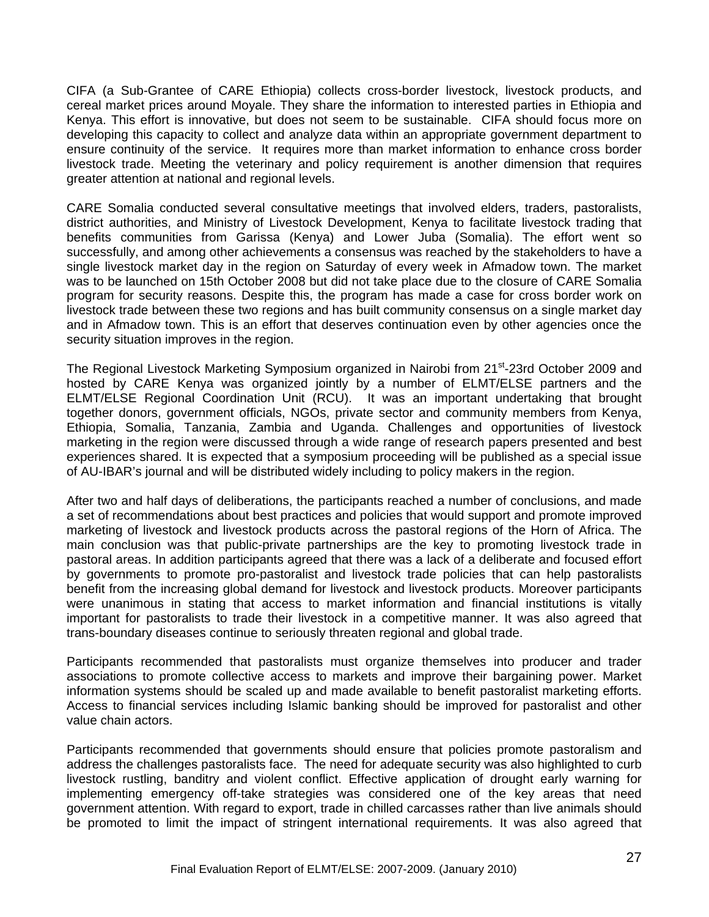CIFA (a Sub-Grantee of CARE Ethiopia) collects cross-border livestock, livestock products, and cereal market prices around Moyale. They share the information to interested parties in Ethiopia and Kenya. This effort is innovative, but does not seem to be sustainable. CIFA should focus more on developing this capacity to collect and analyze data within an appropriate government department to ensure continuity of the service. It requires more than market information to enhance cross border livestock trade. Meeting the veterinary and policy requirement is another dimension that requires greater attention at national and regional levels.

CARE Somalia conducted several consultative meetings that involved elders, traders, pastoralists, district authorities, and Ministry of Livestock Development, Kenya to facilitate livestock trading that benefits communities from Garissa (Kenya) and Lower Juba (Somalia). The effort went so successfully, and among other achievements a consensus was reached by the stakeholders to have a single livestock market day in the region on Saturday of every week in Afmadow town. The market was to be launched on 15th October 2008 but did not take place due to the closure of CARE Somalia program for security reasons. Despite this, the program has made a case for cross border work on livestock trade between these two regions and has built community consensus on a single market day and in Afmadow town. This is an effort that deserves continuation even by other agencies once the security situation improves in the region.

The Regional Livestock Marketing Symposium organized in Nairobi from 21st-23rd October 2009 and hosted by CARE Kenya was organized jointly by a number of ELMT/ELSE partners and the ELMT/ELSE Regional Coordination Unit (RCU). It was an important undertaking that brought together donors, government officials, NGOs, private sector and community members from Kenya, Ethiopia, Somalia, Tanzania, Zambia and Uganda. Challenges and opportunities of livestock marketing in the region were discussed through a wide range of research papers presented and best experiences shared. It is expected that a symposium proceeding will be published as a special issue of AU-IBAR's journal and will be distributed widely including to policy makers in the region.

After two and half days of deliberations, the participants reached a number of conclusions, and made a set of recommendations about best practices and policies that would support and promote improved marketing of livestock and livestock products across the pastoral regions of the Horn of Africa. The main conclusion was that public-private partnerships are the key to promoting livestock trade in pastoral areas. In addition participants agreed that there was a lack of a deliberate and focused effort by governments to promote pro-pastoralist and livestock trade policies that can help pastoralists benefit from the increasing global demand for livestock and livestock products. Moreover participants were unanimous in stating that access to market information and financial institutions is vitally important for pastoralists to trade their livestock in a competitive manner. It was also agreed that trans-boundary diseases continue to seriously threaten regional and global trade.

Participants recommended that pastoralists must organize themselves into producer and trader associations to promote collective access to markets and improve their bargaining power. Market information systems should be scaled up and made available to benefit pastoralist marketing efforts. Access to financial services including Islamic banking should be improved for pastoralist and other value chain actors.

Participants recommended that governments should ensure that policies promote pastoralism and address the challenges pastoralists face. The need for adequate security was also highlighted to curb livestock rustling, banditry and violent conflict. Effective application of drought early warning for implementing emergency off-take strategies was considered one of the key areas that need government attention. With regard to export, trade in chilled carcasses rather than live animals should be promoted to limit the impact of stringent international requirements. It was also agreed that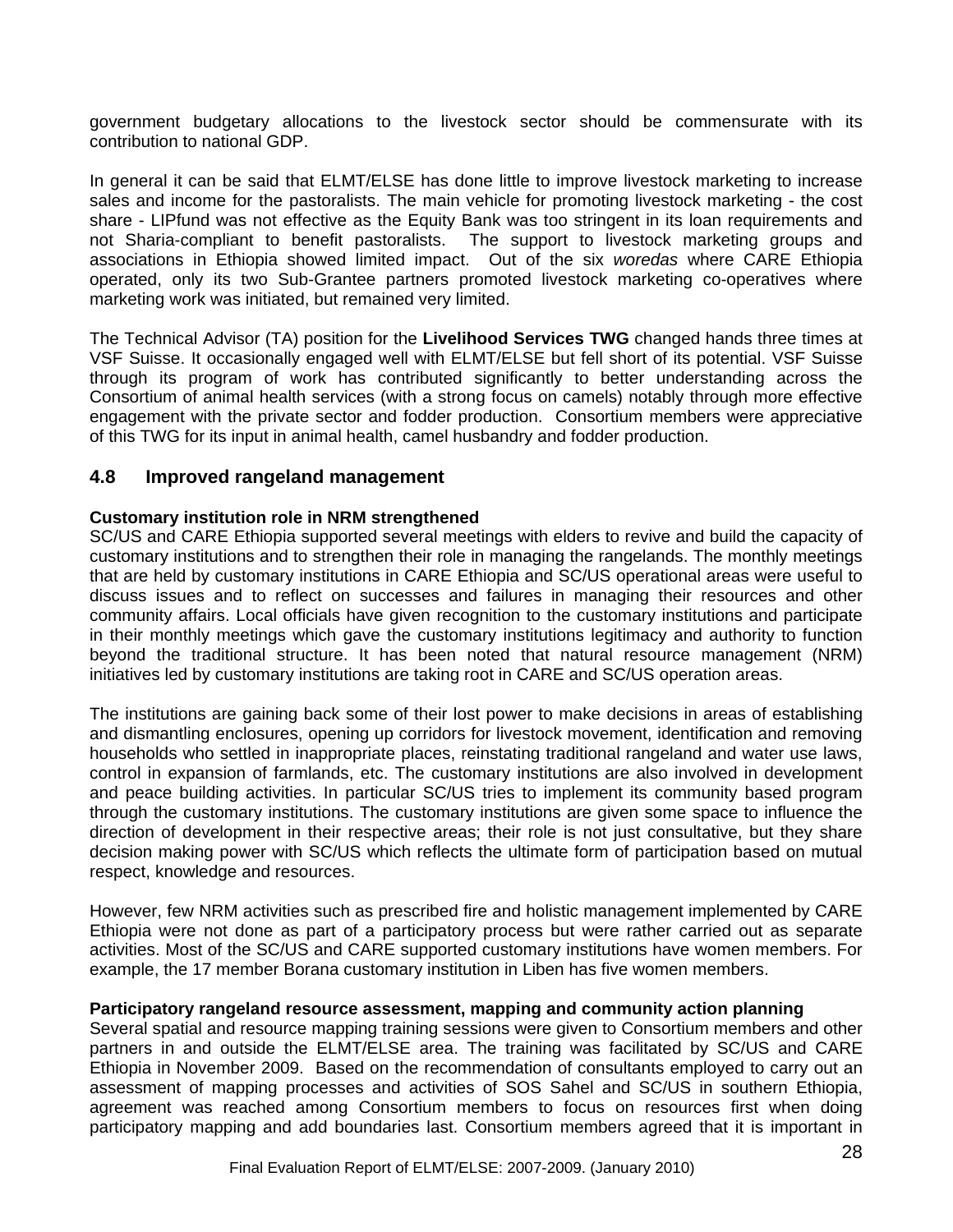government budgetary allocations to the livestock sector should be commensurate with its contribution to national GDP.

In general it can be said that ELMT/ELSE has done little to improve livestock marketing to increase sales and income for the pastoralists. The main vehicle for promoting livestock marketing - the cost share - LIPfund was not effective as the Equity Bank was too stringent in its loan requirements and not Sharia-compliant to benefit pastoralists. The support to livestock marketing groups and associations in Ethiopia showed limited impact. Out of the six *woredas* where CARE Ethiopia operated, only its two Sub-Grantee partners promoted livestock marketing co-operatives where marketing work was initiated, but remained very limited.

The Technical Advisor (TA) position for the **Livelihood Services TWG** changed hands three times at VSF Suisse. It occasionally engaged well with ELMT/ELSE but fell short of its potential. VSF Suisse through its program of work has contributed significantly to better understanding across the Consortium of animal health services (with a strong focus on camels) notably through more effective engagement with the private sector and fodder production. Consortium members were appreciative of this TWG for its input in animal health, camel husbandry and fodder production.

## 4.8 Improved rangeland management

**Customary institution role in NRM strengthened**

SC/US and CARE Ethiopia supported several meetings with elders to revive and build the capacity of customary institutions and to strengthen their role in managing the rangelands. The monthly meetings that are held by customary institutions in CARE Ethiopia and SC/US operational areas were useful to discuss issues and to reflect on successes and failures in managing their resources and other community affairs. Local officials have given recognition to the customary institutions and participate in their monthly meetings which gave the customary institutions legitimacy and authority to function beyond the traditional structure. It has been noted that natural resource management (NRM) initiatives led by customary institutions are taking root in CARE and SC/US operation areas.

The institutions are gaining back some of their lost power to make decisions in areas of establishing and dismantling enclosures, opening up corridors for livestock movement, identification and removing households who settled in inappropriate places, reinstating traditional rangeland and water use laws, control in expansion of farmlands, etc. The customary institutions are also involved in development and peace building activities. In particular SC/US tries to implement its community based program through the customary institutions. The customary institutions are given some space to influence the direction of development in their respective areas; their role is not just consultative, but they share decision making power with SC/US which reflects the ultimate form of participation based on mutual respect, knowledge and resources.

However, few NRM activities such as prescribed fire and holistic management implemented by CARE Ethiopia were not done as part of a participatory process but were rather carried out as separate activities. Most of the SC/US and CARE supported customary institutions have women members. For example, the 17 member Borana customary institution in Liben has five women members.

**Participatory rangeland resource assessment, mapping and community action planning**

Several spatial and resource mapping training sessions were given to Consortium members and other partners in and outside the ELMT/ELSE area. The training was facilitated by SC/US and CARE Ethiopia in November 2009. Based on the recommendation of consultants employed to carry out an assessment of mapping processes and activities of SOS Sahel and SC/US in southern Ethiopia, agreement was reached among Consortium members to focus on resources first when doing participatory mapping and add boundaries last. Consortium members agreed that it is important in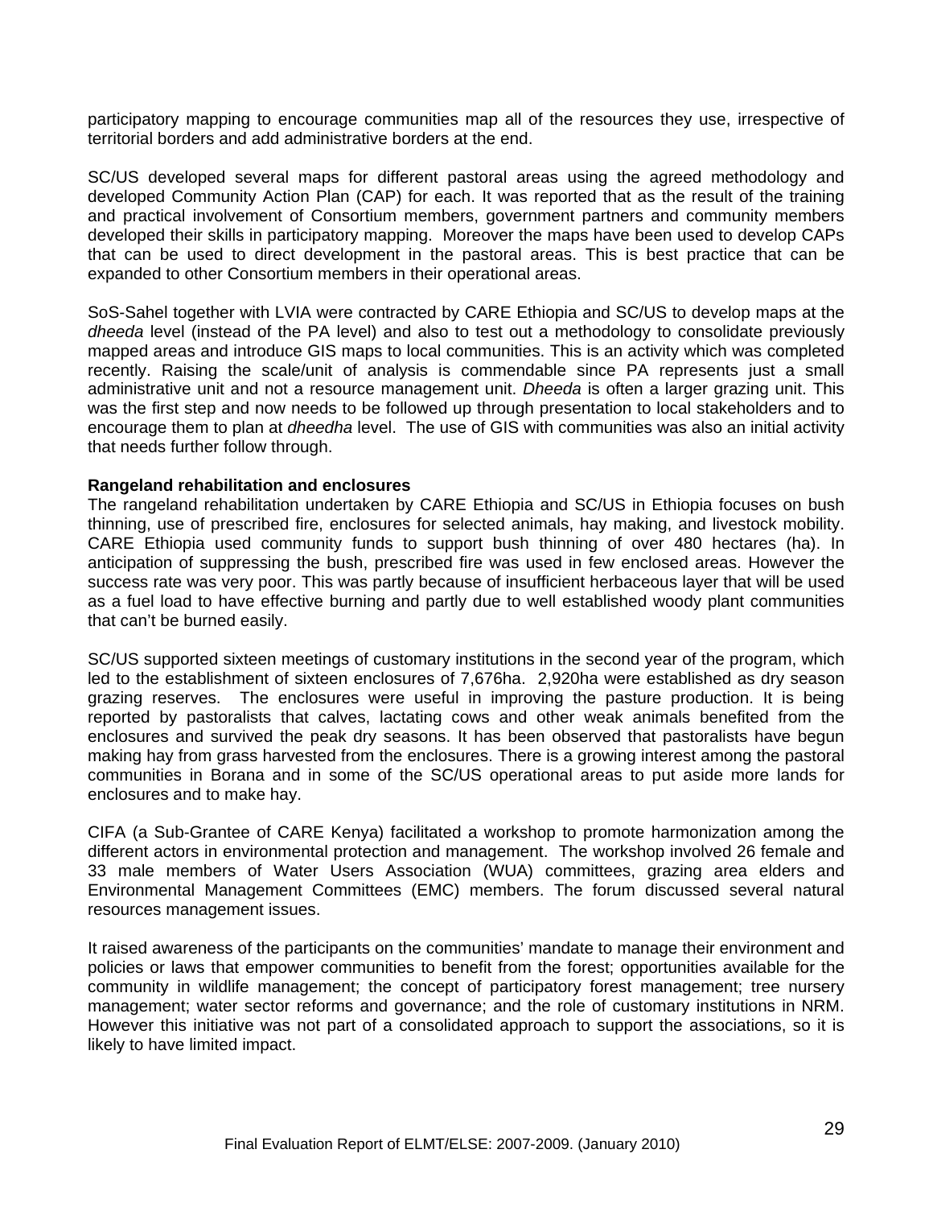participatory mapping to encourage communities map all of the resources they use, irrespective of territorial borders and add administrative borders at the end.

SC/US developed several maps for different pastoral areas using the agreed methodology and developed Community Action Plan (CAP) for each. It was reported that as the result of the training and practical involvement of Consortium members, government partners and community members developed their skills in participatory mapping. Moreover the maps have been used to develop CAPs that can be used to direct development in the pastoral areas. This is best practice that can be expanded to other Consortium members in their operational areas.

SoS-Sahel together with LVIA were contracted by CARE Ethiopia and SC/US to develop maps at the *dheeda* level (instead of the PA level) and also to test out a methodology to consolidate previously mapped areas and introduce GIS maps to local communities. This is an activity which was completed recently. Raising the scale/unit of analysis is commendable since PA represents just a small administrative unit and not a resource management unit. *Dheeda* is often a larger grazing unit. This was the first step and now needs to be followed up through presentation to local stakeholders and to encourage them to plan at *dheedha* level. The use of GIS with communities was also an initial activity that needs further follow through.

**Rangeland rehabilitation and enclosures**

The rangeland rehabilitation undertaken by CARE Ethiopia and SC/US in Ethiopia focuses on bush thinning, use of prescribed fire, enclosures for selected animals, hay making, and livestock mobility. CARE Ethiopia used community funds to support bush thinning of over 480 hectares (ha). In anticipation of suppressing the bush, prescribed fire was used in few enclosed areas. However the success rate was very poor. This was partly because of insufficient herbaceous layer that will be used as a fuel load to have effective burning and partly due to well established woody plant communities that can't be burned easily.

SC/US supported sixteen meetings of customary institutions in the second year of the program, which led to the establishment of sixteen enclosures of 7,676ha. 2,920ha were established as dry season grazing reserves. The enclosures were useful in improving the pasture production. It is being reported by pastoralists that calves, lactating cows and other weak animals benefited from the enclosures and survived the peak dry seasons. It has been observed that pastoralists have begun making hay from grass harvested from the enclosures. There is a growing interest among the pastoral communities in Borana and in some of the SC/US operational areas to put aside more lands for enclosures and to make hay.

CIFA (a Sub-Grantee of CARE Kenya) facilitated a workshop to promote harmonization among the different actors in environmental protection and management. The workshop involved 26 female and 33 male members of Water Users Association (WUA) committees, grazing area elders and Environmental Management Committees (EMC) members. The forum discussed several natural resources management issues.

It raised awareness of the participants on the communities' mandate to manage their environment and policies or laws that empower communities to benefit from the forest; opportunities available for the community in wildlife management; the concept of participatory forest management; tree nursery management; water sector reforms and governance; and the role of customary institutions in NRM. However this initiative was not part of a consolidated approach to support the associations, so it is likely to have limited impact.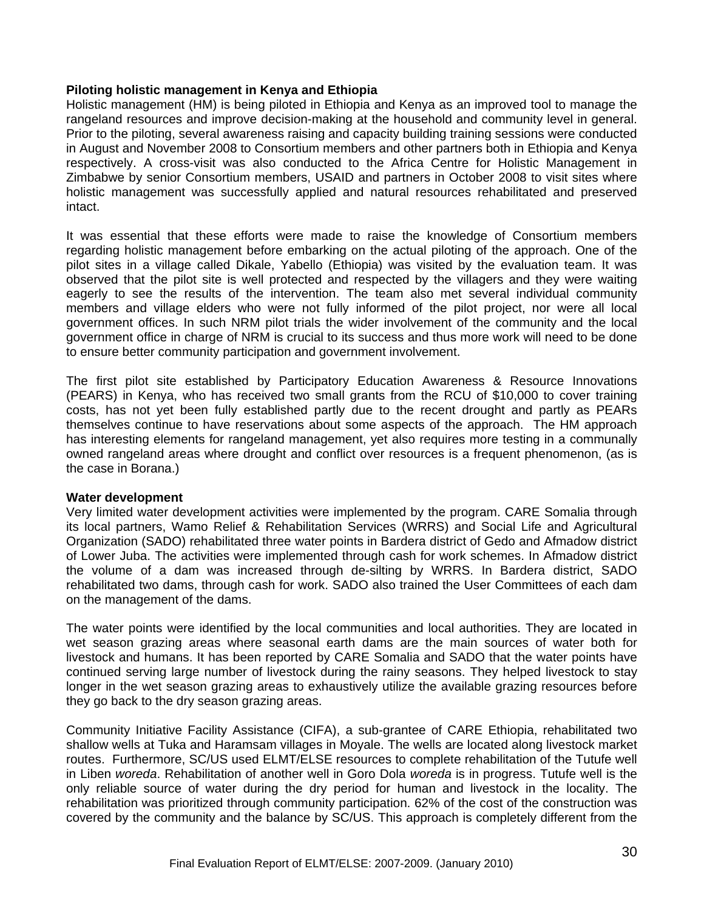**Piloting holistic management in Kenya and Ethiopia**

Holistic management (HM) is being piloted in Ethiopia and Kenya as an improved tool to manage the rangeland resources and improve decision-making at the household and community level in general. Prior to the piloting, several awareness raising and capacity building training sessions were conducted in August and November 2008 to Consortium members and other partners both in Ethiopia and Kenya respectively. A cross-visit was also conducted to the Africa Centre for Holistic Management in Zimbabwe by senior Consortium members, USAID and partners in October 2008 to visit sites where holistic management was successfully applied and natural resources rehabilitated and preserved intact.

It was essential that these efforts were made to raise the knowledge of Consortium members regarding holistic management before embarking on the actual piloting of the approach. One of the pilot sites in a village called Dikale, Yabello (Ethiopia) was visited by the evaluation team. It was observed that the pilot site is well protected and respected by the villagers and they were waiting eagerly to see the results of the intervention. The team also met several individual community members and village elders who were not fully informed of the pilot project, nor were all local government offices. In such NRM pilot trials the wider involvement of the community and the local government office in charge of NRM is crucial to its success and thus more work will need to be done to ensure better community participation and government involvement.

The first pilot site established by Participatory Education Awareness & Resource Innovations (PEARS) in Kenya, who has received two small grants from the RCU of $10,000 to cover training costs, has not yet been fully established partly due to the recent drought and partly as PEARs themselves continue to have reservations about some aspects of the approach. The HM approach has interesting elements for rangeland management, yet also requires more testing in a communally owned rangeland areas where drought and conflict over resources is a frequent phenomenon, (as is the case in Borana.)

**Water development**

Very limited water development activities were implemented by the program. CARE Somalia through its local partners, Wamo Relief & Rehabilitation Services (WRRS) and Social Life and Agricultural Organization (SADO) rehabilitated three water points in Bardera district of Gedo and Afmadow district of Lower Juba. The activities were implemented through cash for work schemes. In Afmadow district the volume of a dam was increased through de-silting by WRRS. In Bardera district, SADO rehabilitated two dams, through cash for work. SADO also trained the User Committees of each dam on the management of the dams.

The water points were identified by the local communities and local authorities. They are located in wet season grazing areas where seasonal earth dams are the main sources of water both for livestock and humans. It has been reported by CARE Somalia and SADO that the water points have continued serving large number of livestock during the rainy seasons. They helped livestock to stay longer in the wet season grazing areas to exhaustively utilize the available grazing resources before they go back to the dry season grazing areas.

Community Initiative Facility Assistance (CIFA), a sub-grantee of CARE Ethiopia, rehabilitated two shallow wells at Tuka and Haramsam villages in Moyale. The wells are located along livestock market routes. Furthermore, SC/US used ELMT/ELSE resources to complete rehabilitation of the Tutufe well in Liben *woreda*. Rehabilitation of another well in Goro Dola *woreda* is in progress. Tutufe well is the only reliable source of water during the dry period for human and livestock in the locality. The rehabilitation was prioritized through community participation. 62% of the cost of the construction was covered by the community and the balance by SC/US. This approach is completely different from the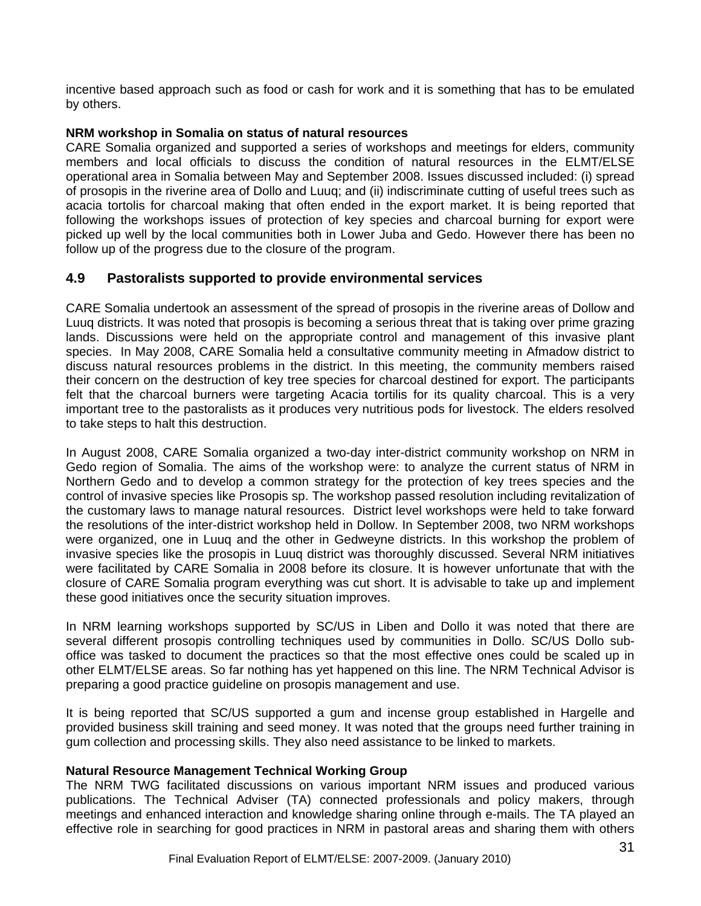incentive based approach such as food or cash for work and it is something that has to be emulated by others.

**NRM workshop in Somalia on status of natural resources**
CARE Somalia organized and supported a series of workshops and meetings for elders, community members and local officials to discuss the condition of natural resources in the ELMT/ELSE operational area in Somalia between May and September 2008. Issues discussed included: (i) spread of prosopis in the riverine area of Dollo and Luuq; and (ii) indiscriminate cutting of useful trees such as acacia tortolis for charcoal making that often ended in the export market. It is being reported that following the workshops issues of protection of key species and charcoal burning for export were picked up well by the local communities both in Lower Juba and Gedo. However there has been no follow up of the progress due to the closure of the program.

## 4.9 Pastoralists supported to provide environmental services

CARE Somalia undertook an assessment of the spread of prosopis in the riverine areas of Dollow and Luuq districts. It was noted that prosopis is becoming a serious threat that is taking over prime grazing lands. Discussions were held on the appropriate control and management of this invasive plant species. In May 2008, CARE Somalia held a consultative community meeting in Afmadow district to discuss natural resources problems in the district. In this meeting, the community members raised their concern on the destruction of key tree species for charcoal destined for export. The participants felt that the charcoal burners were targeting Acacia tortilis for its quality charcoal. This is a very important tree to the pastoralists as it produces very nutritious pods for livestock. The elders resolved to take steps to halt this destruction.

In August 2008, CARE Somalia organized a two-day inter-district community workshop on NRM in Gedo region of Somalia. The aims of the workshop were: to analyze the current status of NRM in Northern Gedo and to develop a common strategy for the protection of key trees species and the control of invasive species like Prosopis sp. The workshop passed resolution including revitalization of the customary laws to manage natural resources. District level workshops were held to take forward the resolutions of the inter-district workshop held in Dollow. In September 2008, two NRM workshops were organized, one in Luuq and the other in Gedweyne districts. In this workshop the problem of invasive species like the prosopis in Luuq district was thoroughly discussed. Several NRM initiatives were facilitated by CARE Somalia in 2008 before its closure. It is however unfortunate that with the closure of CARE Somalia program everything was cut short. It is advisable to take up and implement these good initiatives once the security situation improves.

In NRM learning workshops supported by SC/US in Liben and Dollo it was noted that there are several different prosopis controlling techniques used by communities in Dollo. SC/US Dollo sub-office was tasked to document the practices so that the most effective ones could be scaled up in other ELMT/ELSE areas. So far nothing has yet happened on this line. The NRM Technical Advisor is preparing a good practice guideline on prosopis management and use.

It is being reported that SC/US supported a gum and incense group established in Hargelle and provided business skill training and seed money. It was noted that the groups need further training in gum collection and processing skills. They also need assistance to be linked to markets.

**Natural Resource Management Technical Working Group**
The NRM TWG facilitated discussions on various important NRM issues and produced various publications. The Technical Adviser (TA) connected professionals and policy makers, through meetings and enhanced interaction and knowledge sharing online through e-mails. The TA played an effective role in searching for good practices in NRM in pastoral areas and sharing them with others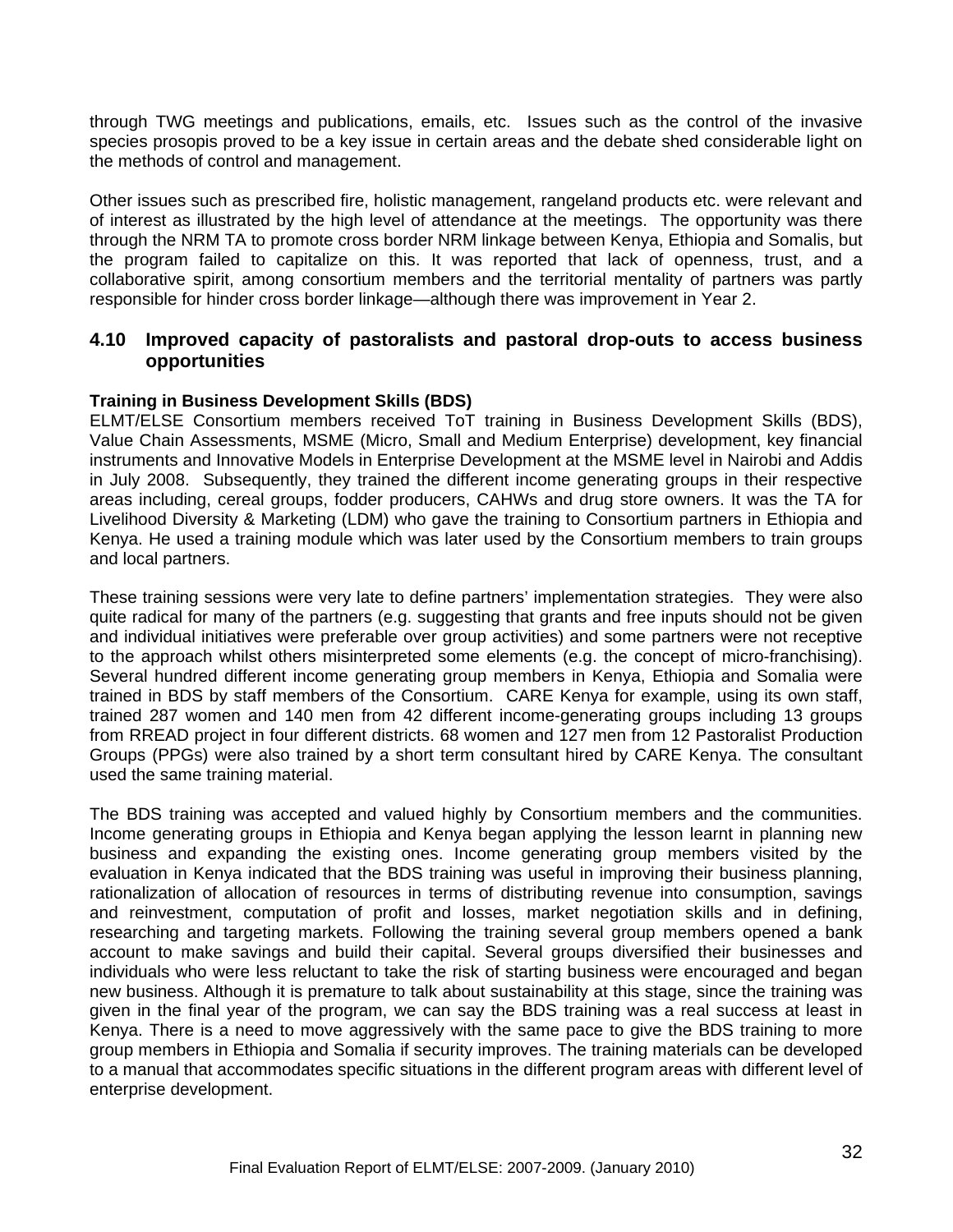through TWG meetings and publications, emails, etc. Issues such as the control of the invasive species prosopis proved to be a key issue in certain areas and the debate shed considerable light on the methods of control and management.

Other issues such as prescribed fire, holistic management, rangeland products etc. were relevant and of interest as illustrated by the high level of attendance at the meetings. The opportunity was there through the NRM TA to promote cross border NRM linkage between Kenya, Ethiopia and Somalis, but the program failed to capitalize on this. It was reported that lack of openness, trust, and a collaborative spirit, among consortium members and the territorial mentality of partners was partly responsible for hinder cross border linkage—although there was improvement in Year 2.

### 4.10 Improved capacity of pastoralists and pastoral drop-outs to access business opportunities

**Training in Business Development Skills (BDS)**

ELMT/ELSE Consortium members received ToT training in Business Development Skills (BDS), Value Chain Assessments, MSME (Micro, Small and Medium Enterprise) development, key financial instruments and Innovative Models in Enterprise Development at the MSME level in Nairobi and Addis in July 2008. Subsequently, they trained the different income generating groups in their respective areas including, cereal groups, fodder producers, CAHWs and drug store owners. It was the TA for Livelihood Diversity & Marketing (LDM) who gave the training to Consortium partners in Ethiopia and Kenya. He used a training module which was later used by the Consortium members to train groups and local partners.

These training sessions were very late to define partners' implementation strategies. They were also quite radical for many of the partners (e.g. suggesting that grants and free inputs should not be given and individual initiatives were preferable over group activities) and some partners were not receptive to the approach whilst others misinterpreted some elements (e.g. the concept of micro-franchising). Several hundred different income generating group members in Kenya, Ethiopia and Somalia were trained in BDS by staff members of the Consortium. CARE Kenya for example, using its own staff, trained 287 women and 140 men from 42 different income-generating groups including 13 groups from RREAD project in four different districts. 68 women and 127 men from 12 Pastoralist Production Groups (PPGs) were also trained by a short term consultant hired by CARE Kenya. The consultant used the same training material.

The BDS training was accepted and valued highly by Consortium members and the communities. Income generating groups in Ethiopia and Kenya began applying the lesson learnt in planning new business and expanding the existing ones. Income generating group members visited by the evaluation in Kenya indicated that the BDS training was useful in improving their business planning, rationalization of allocation of resources in terms of distributing revenue into consumption, savings and reinvestment, computation of profit and losses, market negotiation skills and in defining, researching and targeting markets. Following the training several group members opened a bank account to make savings and build their capital. Several groups diversified their businesses and individuals who were less reluctant to take the risk of starting business were encouraged and began new business. Although it is premature to talk about sustainability at this stage, since the training was given in the final year of the program, we can say the BDS training was a real success at least in Kenya. There is a need to move aggressively with the same pace to give the BDS training to more group members in Ethiopia and Somalia if security improves. The training materials can be developed to a manual that accommodates specific situations in the different program areas with different level of enterprise development.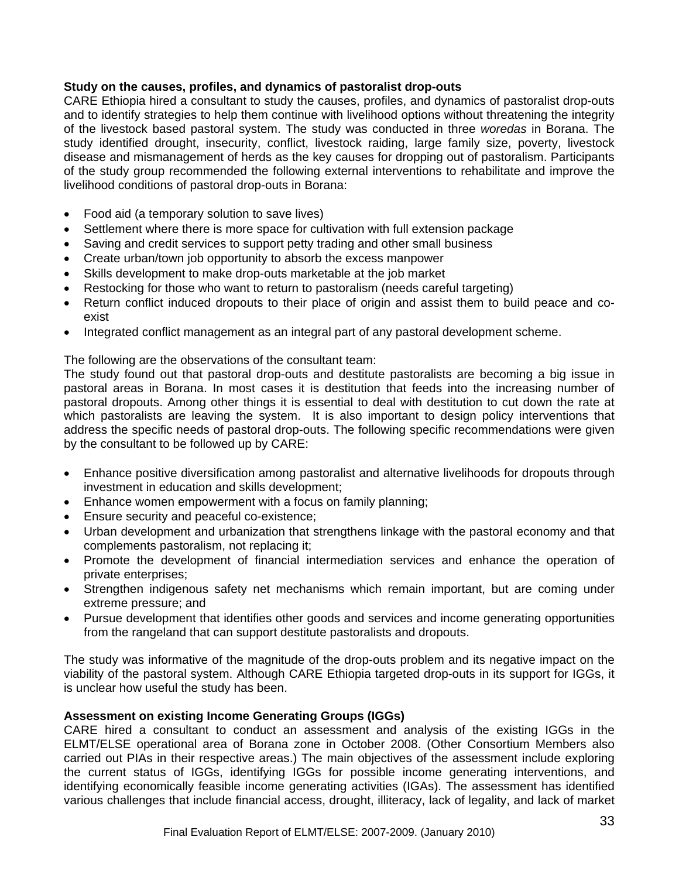**Study on the causes, profiles, and dynamics of pastoralist drop-outs**
CARE Ethiopia hired a consultant to study the causes, profiles, and dynamics of pastoralist drop-outs and to identify strategies to help them continue with livelihood options without threatening the integrity of the livestock based pastoral system. The study was conducted in three *woredas* in Borana. The study identified drought, insecurity, conflict, livestock raiding, large family size, poverty, livestock disease and mismanagement of herds as the key causes for dropping out of pastoralism. Participants of the study group recommended the following external interventions to rehabilitate and improve the livelihood conditions of pastoral drop-outs in Borana:

- Food aid (a temporary solution to save lives)
- Settlement where there is more space for cultivation with full extension package
- Saving and credit services to support petty trading and other small business
- Create urban/town job opportunity to absorb the excess manpower
- Skills development to make drop-outs marketable at the job market
- Restocking for those who want to return to pastoralism (needs careful targeting)
- Return conflict induced dropouts to their place of origin and assist them to build peace and co-exist
- Integrated conflict management as an integral part of any pastoral development scheme.

The following are the observations of the consultant team:
The study found out that pastoral drop-outs and destitute pastoralists are becoming a big issue in pastoral areas in Borana. In most cases it is destitution that feeds into the increasing number of pastoral dropouts. Among other things it is essential to deal with destitution to cut down the rate at which pastoralists are leaving the system. It is also important to design policy interventions that address the specific needs of pastoral drop-outs. The following specific recommendations were given by the consultant to be followed up by CARE:

- Enhance positive diversification among pastoralist and alternative livelihoods for dropouts through investment in education and skills development;
- Enhance women empowerment with a focus on family planning;
- Ensure security and peaceful co-existence;
- Urban development and urbanization that strengthens linkage with the pastoral economy and that complements pastoralism, not replacing it;
- Promote the development of financial intermediation services and enhance the operation of private enterprises;
- Strengthen indigenous safety net mechanisms which remain important, but are coming under extreme pressure; and
- Pursue development that identifies other goods and services and income generating opportunities from the rangeland that can support destitute pastoralists and dropouts.

The study was informative of the magnitude of the drop-outs problem and its negative impact on the viability of the pastoral system. Although CARE Ethiopia targeted drop-outs in its support for IGGs, it is unclear how useful the study has been.

**Assessment on existing Income Generating Groups (IGGs)**
CARE hired a consultant to conduct an assessment and analysis of the existing IGGs in the ELMT/ELSE operational area of Borana zone in October 2008. (Other Consortium Members also carried out PIAs in their respective areas.) The main objectives of the assessment include exploring the current status of IGGs, identifying IGGs for possible income generating interventions, and identifying economically feasible income generating activities (IGAs). The assessment has identified various challenges that include financial access, drought, illiteracy, lack of legality, and lack of market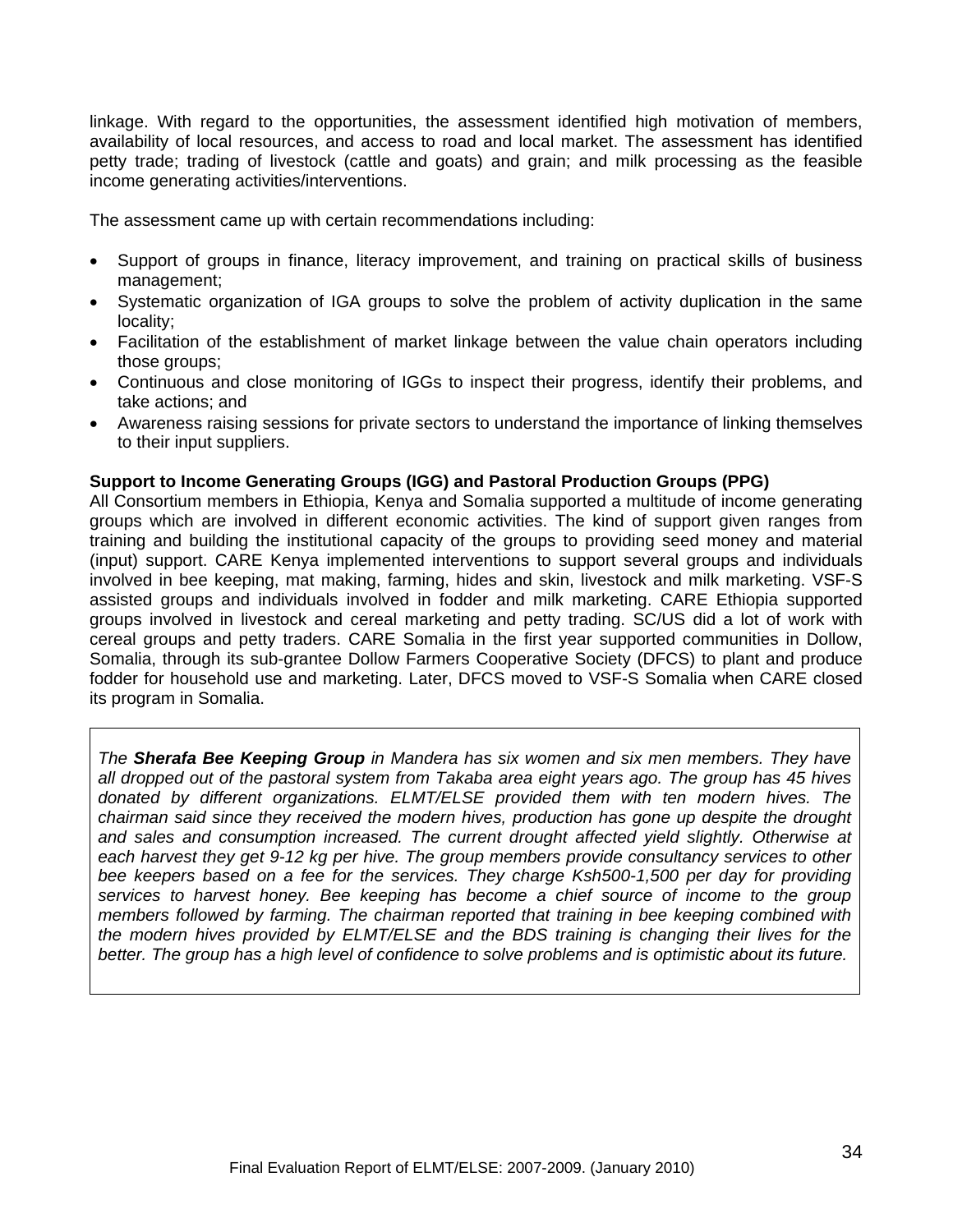linkage. With regard to the opportunities, the assessment identified high motivation of members, availability of local resources, and access to road and local market. The assessment has identified petty trade; trading of livestock (cattle and goats) and grain; and milk processing as the feasible income generating activities/interventions.

The assessment came up with certain recommendations including:

- Support of groups in finance, literacy improvement, and training on practical skills of business management;
- Systematic organization of IGA groups to solve the problem of activity duplication in the same locality;
- Facilitation of the establishment of market linkage between the value chain operators including those groups;
- Continuous and close monitoring of IGGs to inspect their progress, identify their problems, and take actions; and
- Awareness raising sessions for private sectors to understand the importance of linking themselves to their input suppliers.

**Support to Income Generating Groups (IGG) and Pastoral Production Groups (PPG)**

All Consortium members in Ethiopia, Kenya and Somalia supported a multitude of income generating groups which are involved in different economic activities. The kind of support given ranges from training and building the institutional capacity of the groups to providing seed money and material (input) support. CARE Kenya implemented interventions to support several groups and individuals involved in bee keeping, mat making, farming, hides and skin, livestock and milk marketing. VSF-S assisted groups and individuals involved in fodder and milk marketing. CARE Ethiopia supported groups involved in livestock and cereal marketing and petty trading. SC/US did a lot of work with cereal groups and petty traders. CARE Somalia in the first year supported communities in Dollow, Somalia, through its sub-grantee Dollow Farmers Cooperative Society (DFCS) to plant and produce fodder for household use and marketing. Later, DFCS moved to VSF-S Somalia when CARE closed its program in Somalia.

*The **Sherafa Bee Keeping Group** in Mandera has six women and six men members. They have all dropped out of the pastoral system from Takaba area eight years ago. The group has 45 hives donated by different organizations. ELMT/ELSE provided them with ten modern hives. The chairman said since they received the modern hives, production has gone up despite the drought and sales and consumption increased. The current drought affected yield slightly. Otherwise at each harvest they get 9-12 kg per hive. The group members provide consultancy services to other bee keepers based on a fee for the services. They charge Ksh500-1,500 per day for providing services to harvest honey. Bee keeping has become a chief source of income to the group members followed by farming. The chairman reported that training in bee keeping combined with the modern hives provided by ELMT/ELSE and the BDS training is changing their lives for the better. The group has a high level of confidence to solve problems and is optimistic about its future.*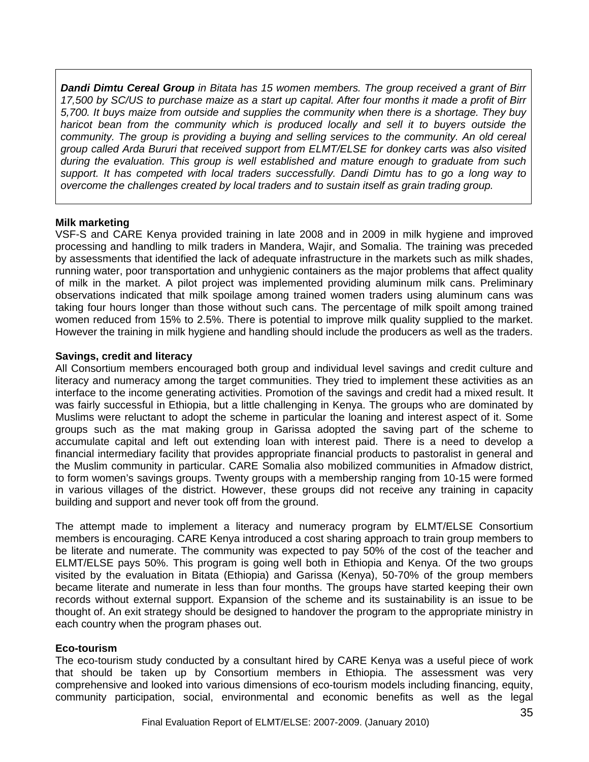***Dandi Dimtu Cereal Group** in Bitata has 15 women members. The group received a grant of Birr 17,500 by SC/US to purchase maize as a start up capital. After four months it made a profit of Birr 5,700. It buys maize from outside and supplies the community when there is a shortage. They buy haricot bean from the community which is produced locally and sell it to buyers outside the community. The group is providing a buying and selling services to the community. An old cereal group called Arda Bururi that received support from ELMT/ELSE for donkey carts was also visited during the evaluation. This group is well established and mature enough to graduate from such support. It has competed with local traders successfully. Dandi Dimtu has to go a long way to overcome the challenges created by local traders and to sustain itself as grain trading group.*

**Milk marketing**

VSF-S and CARE Kenya provided training in late 2008 and in 2009 in milk hygiene and improved processing and handling to milk traders in Mandera, Wajir, and Somalia. The training was preceded by assessments that identified the lack of adequate infrastructure in the markets such as milk shades, running water, poor transportation and unhygienic containers as the major problems that affect quality of milk in the market. A pilot project was implemented providing aluminum milk cans. Preliminary observations indicated that milk spoilage among trained women traders using aluminum cans was taking four hours longer than those without such cans. The percentage of milk spoilt among trained women reduced from 15% to 2.5%. There is potential to improve milk quality supplied to the market. However the training in milk hygiene and handling should include the producers as well as the traders.

**Savings, credit and literacy**

All Consortium members encouraged both group and individual level savings and credit culture and literacy and numeracy among the target communities. They tried to implement these activities as an interface to the income generating activities. Promotion of the savings and credit had a mixed result. It was fairly successful in Ethiopia, but a little challenging in Kenya. The groups who are dominated by Muslims were reluctant to adopt the scheme in particular the loaning and interest aspect of it. Some groups such as the mat making group in Garissa adopted the saving part of the scheme to accumulate capital and left out extending loan with interest paid. There is a need to develop a financial intermediary facility that provides appropriate financial products to pastoralist in general and the Muslim community in particular. CARE Somalia also mobilized communities in Afmadow district, to form women's savings groups. Twenty groups with a membership ranging from 10-15 were formed in various villages of the district. However, these groups did not receive any training in capacity building and support and never took off from the ground.

The attempt made to implement a literacy and numeracy program by ELMT/ELSE Consortium members is encouraging. CARE Kenya introduced a cost sharing approach to train group members to be literate and numerate. The community was expected to pay 50% of the cost of the teacher and ELMT/ELSE pays 50%. This program is going well both in Ethiopia and Kenya. Of the two groups visited by the evaluation in Bitata (Ethiopia) and Garissa (Kenya), 50-70% of the group members became literate and numerate in less than four months. The groups have started keeping their own records without external support. Expansion of the scheme and its sustainability is an issue to be thought of. An exit strategy should be designed to handover the program to the appropriate ministry in each country when the program phases out.

**Eco-tourism**

The eco-tourism study conducted by a consultant hired by CARE Kenya was a useful piece of work that should be taken up by Consortium members in Ethiopia. The assessment was very comprehensive and looked into various dimensions of eco-tourism models including financing, equity, community participation, social, environmental and economic benefits as well as the legal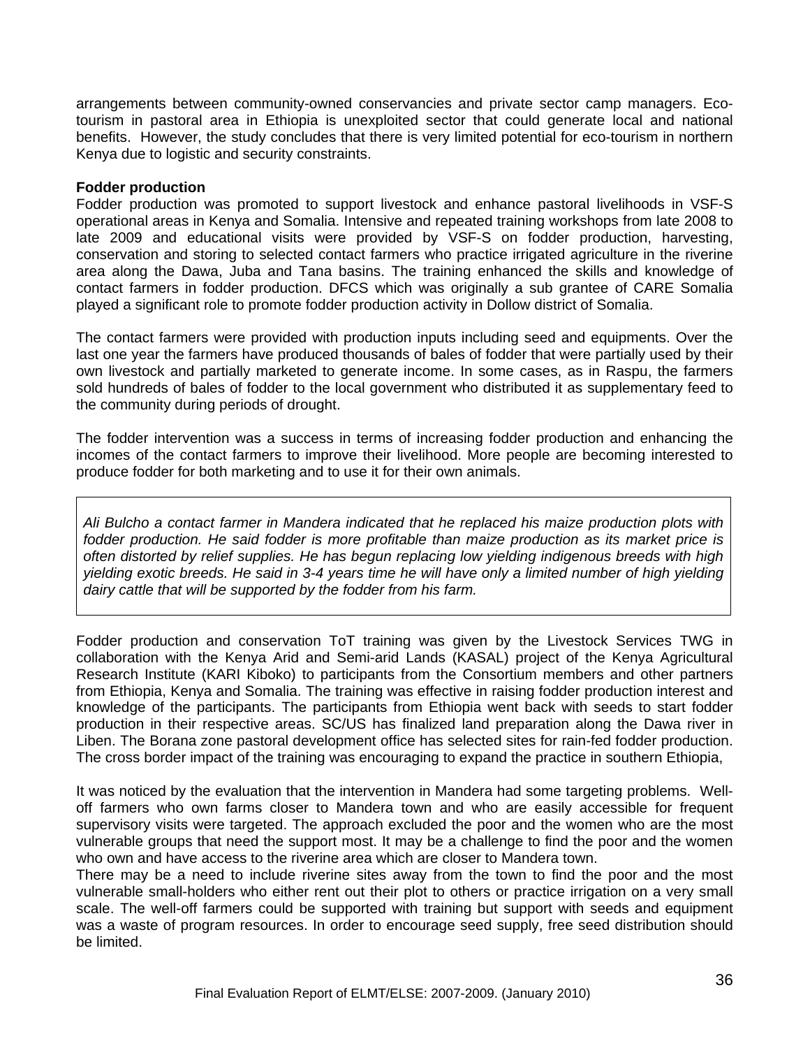arrangements between community-owned conservancies and private sector camp managers. Eco-tourism in pastoral area in Ethiopia is unexploited sector that could generate local and national benefits. However, the study concludes that there is very limited potential for eco-tourism in northern Kenya due to logistic and security constraints.

**Fodder production**

Fodder production was promoted to support livestock and enhance pastoral livelihoods in VSF-S operational areas in Kenya and Somalia. Intensive and repeated training workshops from late 2008 to late 2009 and educational visits were provided by VSF-S on fodder production, harvesting, conservation and storing to selected contact farmers who practice irrigated agriculture in the riverine area along the Dawa, Juba and Tana basins. The training enhanced the skills and knowledge of contact farmers in fodder production. DFCS which was originally a sub grantee of CARE Somalia played a significant role to promote fodder production activity in Dollow district of Somalia.

The contact farmers were provided with production inputs including seed and equipments. Over the last one year the farmers have produced thousands of bales of fodder that were partially used by their own livestock and partially marketed to generate income. In some cases, as in Raspu, the farmers sold hundreds of bales of fodder to the local government who distributed it as supplementary feed to the community during periods of drought.

The fodder intervention was a success in terms of increasing fodder production and enhancing the incomes of the contact farmers to improve their livelihood. More people are becoming interested to produce fodder for both marketing and to use it for their own animals.

> *Ali Bulcho a contact farmer in Mandera indicated that he replaced his maize production plots with fodder production. He said fodder is more profitable than maize production as its market price is often distorted by relief supplies. He has begun replacing low yielding indigenous breeds with high yielding exotic breeds. He said in 3-4 years time he will have only a limited number of high yielding dairy cattle that will be supported by the fodder from his farm.*

Fodder production and conservation ToT training was given by the Livestock Services TWG in collaboration with the Kenya Arid and Semi-arid Lands (KASAL) project of the Kenya Agricultural Research Institute (KARI Kiboko) to participants from the Consortium members and other partners from Ethiopia, Kenya and Somalia. The training was effective in raising fodder production interest and knowledge of the participants. The participants from Ethiopia went back with seeds to start fodder production in their respective areas. SC/US has finalized land preparation along the Dawa river in Liben. The Borana zone pastoral development office has selected sites for rain-fed fodder production. The cross border impact of the training was encouraging to expand the practice in southern Ethiopia,

It was noticed by the evaluation that the intervention in Mandera had some targeting problems. Well-off farmers who own farms closer to Mandera town and who are easily accessible for frequent supervisory visits were targeted. The approach excluded the poor and the women who are the most vulnerable groups that need the support most. It may be a challenge to find the poor and the women who own and have access to the riverine area which are closer to Mandera town.

There may be a need to include riverine sites away from the town to find the poor and the most vulnerable small-holders who either rent out their plot to others or practice irrigation on a very small scale. The well-off farmers could be supported with training but support with seeds and equipment was a waste of program resources. In order to encourage seed supply, free seed distribution should be limited.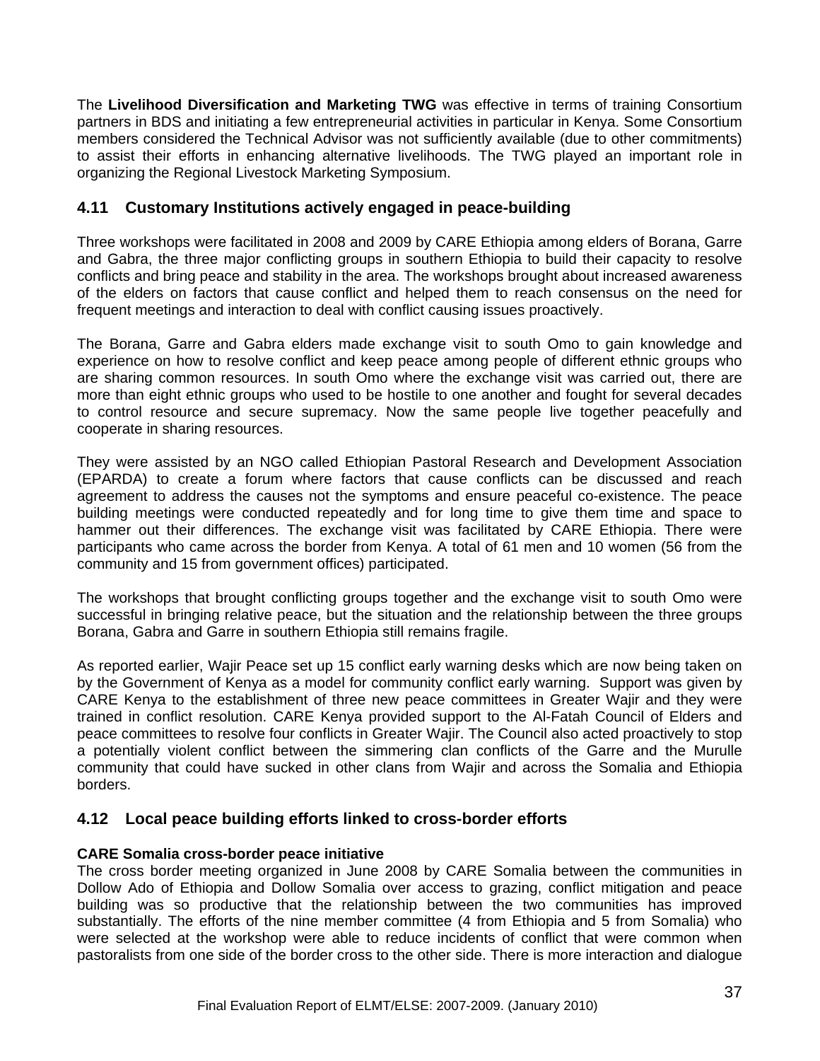The **Livelihood Diversification and Marketing TWG** was effective in terms of training Consortium partners in BDS and initiating a few entrepreneurial activities in particular in Kenya. Some Consortium members considered the Technical Advisor was not sufficiently available (due to other commitments) to assist their efforts in enhancing alternative livelihoods. The TWG played an important role in organizing the Regional Livestock Marketing Symposium.

## 4.11 Customary Institutions actively engaged in peace-building

Three workshops were facilitated in 2008 and 2009 by CARE Ethiopia among elders of Borana, Garre and Gabra, the three major conflicting groups in southern Ethiopia to build their capacity to resolve conflicts and bring peace and stability in the area. The workshops brought about increased awareness of the elders on factors that cause conflict and helped them to reach consensus on the need for frequent meetings and interaction to deal with conflict causing issues proactively.

The Borana, Garre and Gabra elders made exchange visit to south Omo to gain knowledge and experience on how to resolve conflict and keep peace among people of different ethnic groups who are sharing common resources. In south Omo where the exchange visit was carried out, there are more than eight ethnic groups who used to be hostile to one another and fought for several decades to control resource and secure supremacy. Now the same people live together peacefully and cooperate in sharing resources.

They were assisted by an NGO called Ethiopian Pastoral Research and Development Association (EPARDA) to create a forum where factors that cause conflicts can be discussed and reach agreement to address the causes not the symptoms and ensure peaceful co-existence. The peace building meetings were conducted repeatedly and for long time to give them time and space to hammer out their differences. The exchange visit was facilitated by CARE Ethiopia. There were participants who came across the border from Kenya. A total of 61 men and 10 women (56 from the community and 15 from government offices) participated.

The workshops that brought conflicting groups together and the exchange visit to south Omo were successful in bringing relative peace, but the situation and the relationship between the three groups Borana, Gabra and Garre in southern Ethiopia still remains fragile.

As reported earlier, Wajir Peace set up 15 conflict early warning desks which are now being taken on by the Government of Kenya as a model for community conflict early warning. Support was given by CARE Kenya to the establishment of three new peace committees in Greater Wajir and they were trained in conflict resolution. CARE Kenya provided support to the Al-Fatah Council of Elders and peace committees to resolve four conflicts in Greater Wajir. The Council also acted proactively to stop a potentially violent conflict between the simmering clan conflicts of the Garre and the Murulle community that could have sucked in other clans from Wajir and across the Somalia and Ethiopia borders.

## 4.12 Local peace building efforts linked to cross-border efforts

**CARE Somalia cross-border peace initiative**

The cross border meeting organized in June 2008 by CARE Somalia between the communities in Dollow Ado of Ethiopia and Dollow Somalia over access to grazing, conflict mitigation and peace building was so productive that the relationship between the two communities has improved substantially. The efforts of the nine member committee (4 from Ethiopia and 5 from Somalia) who were selected at the workshop were able to reduce incidents of conflict that were common when pastoralists from one side of the border cross to the other side. There is more interaction and dialogue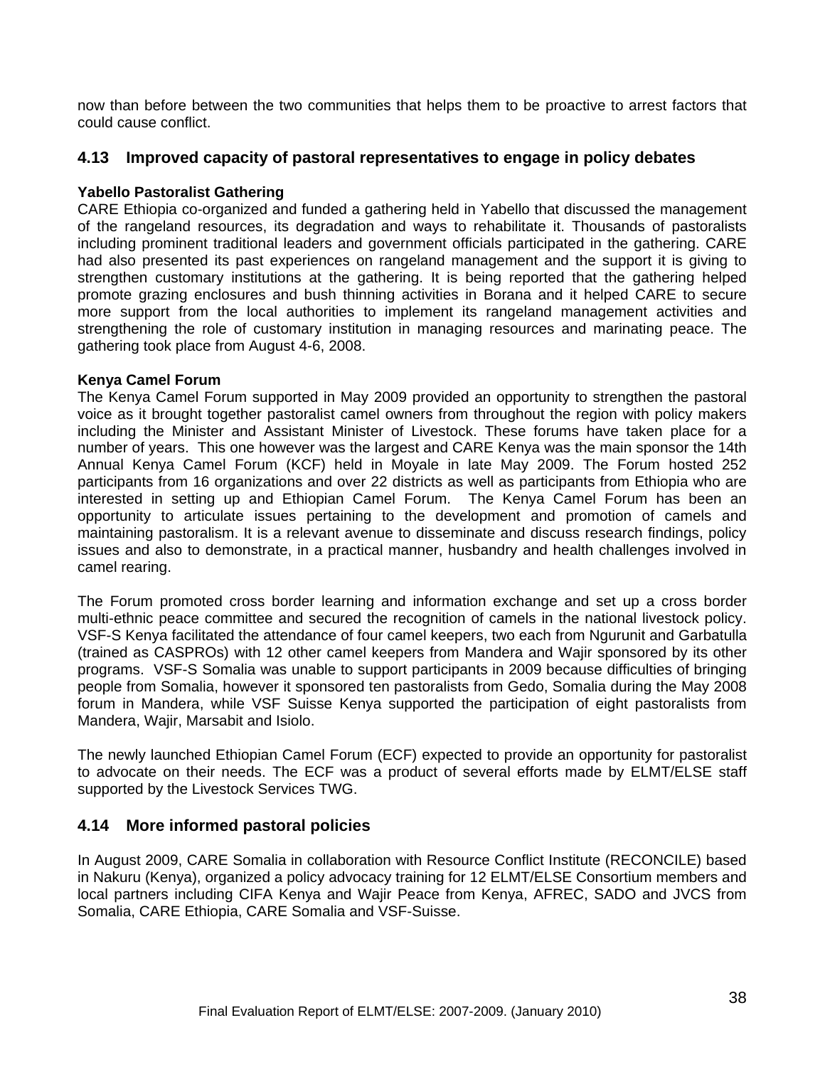now than before between the two communities that helps them to be proactive to arrest factors that could cause conflict.

## 4.13 Improved capacity of pastoral representatives to engage in policy debates

**Yabello Pastoralist Gathering**

CARE Ethiopia co-organized and funded a gathering held in Yabello that discussed the management of the rangeland resources, its degradation and ways to rehabilitate it. Thousands of pastoralists including prominent traditional leaders and government officials participated in the gathering. CARE had also presented its past experiences on rangeland management and the support it is giving to strengthen customary institutions at the gathering. It is being reported that the gathering helped promote grazing enclosures and bush thinning activities in Borana and it helped CARE to secure more support from the local authorities to implement its rangeland management activities and strengthening the role of customary institution in managing resources and marinating peace. The gathering took place from August 4-6, 2008.

**Kenya Camel Forum**

The Kenya Camel Forum supported in May 2009 provided an opportunity to strengthen the pastoral voice as it brought together pastoralist camel owners from throughout the region with policy makers including the Minister and Assistant Minister of Livestock. These forums have taken place for a number of years. This one however was the largest and CARE Kenya was the main sponsor the 14th Annual Kenya Camel Forum (KCF) held in Moyale in late May 2009. The Forum hosted 252 participants from 16 organizations and over 22 districts as well as participants from Ethiopia who are interested in setting up and Ethiopian Camel Forum. The Kenya Camel Forum has been an opportunity to articulate issues pertaining to the development and promotion of camels and maintaining pastoralism. It is a relevant avenue to disseminate and discuss research findings, policy issues and also to demonstrate, in a practical manner, husbandry and health challenges involved in camel rearing.

The Forum promoted cross border learning and information exchange and set up a cross border multi-ethnic peace committee and secured the recognition of camels in the national livestock policy. VSF-S Kenya facilitated the attendance of four camel keepers, two each from Ngurunit and Garbatulla (trained as CASPROs) with 12 other camel keepers from Mandera and Wajir sponsored by its other programs. VSF-S Somalia was unable to support participants in 2009 because difficulties of bringing people from Somalia, however it sponsored ten pastoralists from Gedo, Somalia during the May 2008 forum in Mandera, while VSF Suisse Kenya supported the participation of eight pastoralists from Mandera, Wajir, Marsabit and Isiolo.

The newly launched Ethiopian Camel Forum (ECF) expected to provide an opportunity for pastoralist to advocate on their needs. The ECF was a product of several efforts made by ELMT/ELSE staff supported by the Livestock Services TWG.

## 4.14 More informed pastoral policies

In August 2009, CARE Somalia in collaboration with Resource Conflict Institute (RECONCILE) based in Nakuru (Kenya), organized a policy advocacy training for 12 ELMT/ELSE Consortium members and local partners including CIFA Kenya and Wajir Peace from Kenya, AFREC, SADO and JVCS from Somalia, CARE Ethiopia, CARE Somalia and VSF-Suisse.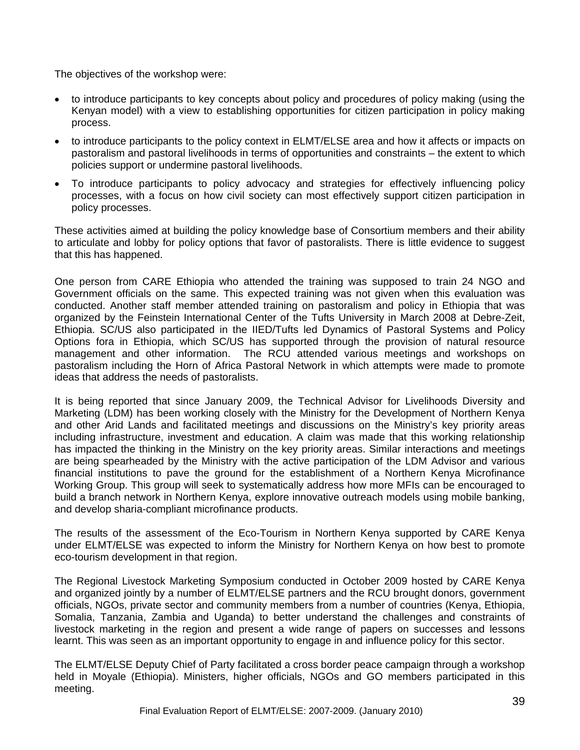The objectives of the workshop were:

- to introduce participants to key concepts about policy and procedures of policy making (using the Kenyan model) with a view to establishing opportunities for citizen participation in policy making process.
- to introduce participants to the policy context in ELMT/ELSE area and how it affects or impacts on pastoralism and pastoral livelihoods in terms of opportunities and constraints – the extent to which policies support or undermine pastoral livelihoods.
- To introduce participants to policy advocacy and strategies for effectively influencing policy processes, with a focus on how civil society can most effectively support citizen participation in policy processes.

These activities aimed at building the policy knowledge base of Consortium members and their ability to articulate and lobby for policy options that favor of pastoralists. There is little evidence to suggest that this has happened.

One person from CARE Ethiopia who attended the training was supposed to train 24 NGO and Government officials on the same. This expected training was not given when this evaluation was conducted. Another staff member attended training on pastoralism and policy in Ethiopia that was organized by the Feinstein International Center of the Tufts University in March 2008 at Debre-Zeit, Ethiopia. SC/US also participated in the IIED/Tufts led Dynamics of Pastoral Systems and Policy Options fora in Ethiopia, which SC/US has supported through the provision of natural resource management and other information. The RCU attended various meetings and workshops on pastoralism including the Horn of Africa Pastoral Network in which attempts were made to promote ideas that address the needs of pastoralists.

It is being reported that since January 2009, the Technical Advisor for Livelihoods Diversity and Marketing (LDM) has been working closely with the Ministry for the Development of Northern Kenya and other Arid Lands and facilitated meetings and discussions on the Ministry's key priority areas including infrastructure, investment and education. A claim was made that this working relationship has impacted the thinking in the Ministry on the key priority areas. Similar interactions and meetings are being spearheaded by the Ministry with the active participation of the LDM Advisor and various financial institutions to pave the ground for the establishment of a Northern Kenya Microfinance Working Group. This group will seek to systematically address how more MFIs can be encouraged to build a branch network in Northern Kenya, explore innovative outreach models using mobile banking, and develop sharia-compliant microfinance products.

The results of the assessment of the Eco-Tourism in Northern Kenya supported by CARE Kenya under ELMT/ELSE was expected to inform the Ministry for Northern Kenya on how best to promote eco-tourism development in that region.

The Regional Livestock Marketing Symposium conducted in October 2009 hosted by CARE Kenya and organized jointly by a number of ELMT/ELSE partners and the RCU brought donors, government officials, NGOs, private sector and community members from a number of countries (Kenya, Ethiopia, Somalia, Tanzania, Zambia and Uganda) to better understand the challenges and constraints of livestock marketing in the region and present a wide range of papers on successes and lessons learnt. This was seen as an important opportunity to engage in and influence policy for this sector.

The ELMT/ELSE Deputy Chief of Party facilitated a cross border peace campaign through a workshop held in Moyale (Ethiopia). Ministers, higher officials, NGOs and GO members participated in this meeting.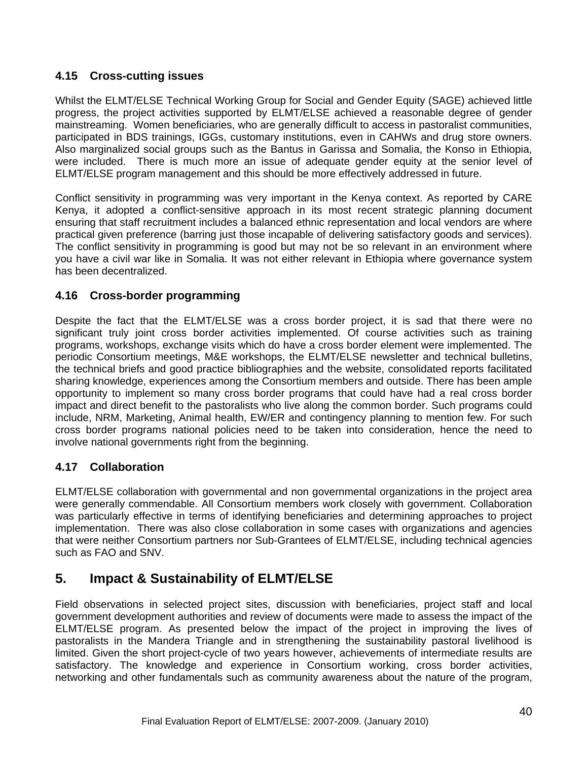### 4.15 Cross-cutting issues

Whilst the ELMT/ELSE Technical Working Group for Social and Gender Equity (SAGE) achieved little progress, the project activities supported by ELMT/ELSE achieved a reasonable degree of gender mainstreaming. Women beneficiaries, who are generally difficult to access in pastoralist communities, participated in BDS trainings, IGGs, customary institutions, even in CAHWs and drug store owners. Also marginalized social groups such as the Bantus in Garissa and Somalia, the Konso in Ethiopia, were included. There is much more an issue of adequate gender equity at the senior level of ELMT/ELSE program management and this should be more effectively addressed in future.

Conflict sensitivity in programming was very important in the Kenya context. As reported by CARE Kenya, it adopted a conflict-sensitive approach in its most recent strategic planning document ensuring that staff recruitment includes a balanced ethnic representation and local vendors are where practical given preference (barring just those incapable of delivering satisfactory goods and services). The conflict sensitivity in programming is good but may not be so relevant in an environment where you have a civil war like in Somalia. It was not either relevant in Ethiopia where governance system has been decentralized.

### 4.16 Cross-border programming

Despite the fact that the ELMT/ELSE was a cross border project, it is sad that there were no significant truly joint cross border activities implemented. Of course activities such as training programs, workshops, exchange visits which do have a cross border element were implemented. The periodic Consortium meetings, M&E workshops, the ELMT/ELSE newsletter and technical bulletins, the technical briefs and good practice bibliographies and the website, consolidated reports facilitated sharing knowledge, experiences among the Consortium members and outside. There has been ample opportunity to implement so many cross border programs that could have had a real cross border impact and direct benefit to the pastoralists who live along the common border. Such programs could include, NRM, Marketing, Animal health, EW/ER and contingency planning to mention few. For such cross border programs national policies need to be taken into consideration, hence the need to involve national governments right from the beginning.

### 4.17 Collaboration

ELMT/ELSE collaboration with governmental and non governmental organizations in the project area were generally commendable. All Consortium members work closely with government. Collaboration was particularly effective in terms of identifying beneficiaries and determining approaches to project implementation. There was also close collaboration in some cases with organizations and agencies that were neither Consortium partners nor Sub-Grantees of ELMT/ELSE, including technical agencies such as FAO and SNV.

## 5. Impact & Sustainability of ELMT/ELSE

Field observations in selected project sites, discussion with beneficiaries, project staff and local government development authorities and review of documents were made to assess the impact of the ELMT/ELSE program. As presented below the impact of the project in improving the lives of pastoralists in the Mandera Triangle and in strengthening the sustainability pastoral livelihood is limited. Given the short project-cycle of two years however, achievements of intermediate results are satisfactory. The knowledge and experience in Consortium working, cross border activities, networking and other fundamentals such as community awareness about the nature of the program,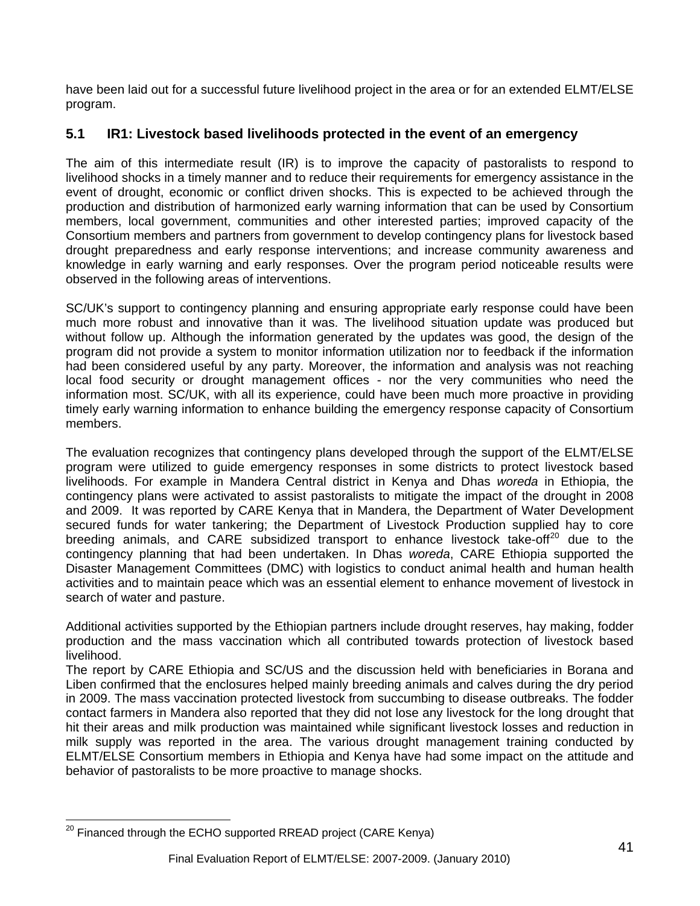have been laid out for a successful future livelihood project in the area or for an extended ELMT/ELSE program.

## 5.1 IR1: Livestock based livelihoods protected in the event of an emergency

The aim of this intermediate result (IR) is to improve the capacity of pastoralists to respond to livelihood shocks in a timely manner and to reduce their requirements for emergency assistance in the event of drought, economic or conflict driven shocks. This is expected to be achieved through the production and distribution of harmonized early warning information that can be used by Consortium members, local government, communities and other interested parties; improved capacity of the Consortium members and partners from government to develop contingency plans for livestock based drought preparedness and early response interventions; and increase community awareness and knowledge in early warning and early responses. Over the program period noticeable results were observed in the following areas of interventions.

SC/UK's support to contingency planning and ensuring appropriate early response could have been much more robust and innovative than it was. The livelihood situation update was produced but without follow up. Although the information generated by the updates was good, the design of the program did not provide a system to monitor information utilization nor to feedback if the information had been considered useful by any party. Moreover, the information and analysis was not reaching local food security or drought management offices - nor the very communities who need the information most. SC/UK, with all its experience, could have been much more proactive in providing timely early warning information to enhance building the emergency response capacity of Consortium members.

The evaluation recognizes that contingency plans developed through the support of the ELMT/ELSE program were utilized to guide emergency responses in some districts to protect livestock based livelihoods. For example in Mandera Central district in Kenya and Dhas *woreda* in Ethiopia, the contingency plans were activated to assist pastoralists to mitigate the impact of the drought in 2008 and 2009. It was reported by CARE Kenya that in Mandera, the Department of Water Development secured funds for water tankering; the Department of Livestock Production supplied hay to core breeding animals, and CARE subsidized transport to enhance livestock take-off[20] due to the contingency planning that had been undertaken. In Dhas *woreda*, CARE Ethiopia supported the Disaster Management Committees (DMC) with logistics to conduct animal health and human health activities and to maintain peace which was an essential element to enhance movement of livestock in search of water and pasture.

Additional activities supported by the Ethiopian partners include drought reserves, hay making, fodder production and the mass vaccination which all contributed towards protection of livestock based livelihood.

The report by CARE Ethiopia and SC/US and the discussion held with beneficiaries in Borana and Liben confirmed that the enclosures helped mainly breeding animals and calves during the dry period in 2009. The mass vaccination protected livestock from succumbing to disease outbreaks. The fodder contact farmers in Mandera also reported that they did not lose any livestock for the long drought that hit their areas and milk production was maintained while significant livestock losses and reduction in milk supply was reported in the area. The various drought management training conducted by ELMT/ELSE Consortium members in Ethiopia and Kenya have had some impact on the attitude and behavior of pastoralists to be more proactive to manage shocks.

[20] Financed through the ECHO supported RREAD project (CARE Kenya)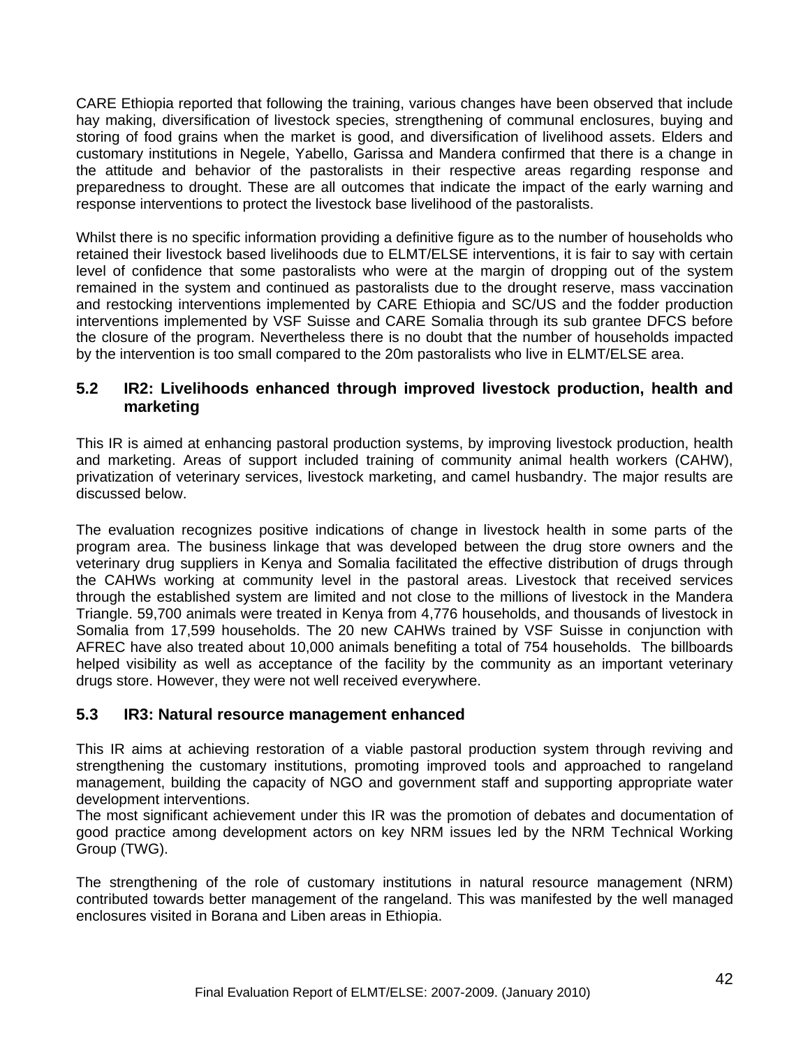CARE Ethiopia reported that following the training, various changes have been observed that include hay making, diversification of livestock species, strengthening of communal enclosures, buying and storing of food grains when the market is good, and diversification of livelihood assets. Elders and customary institutions in Negele, Yabello, Garissa and Mandera confirmed that there is a change in the attitude and behavior of the pastoralists in their respective areas regarding response and preparedness to drought. These are all outcomes that indicate the impact of the early warning and response interventions to protect the livestock base livelihood of the pastoralists.

Whilst there is no specific information providing a definitive figure as to the number of households who retained their livestock based livelihoods due to ELMT/ELSE interventions, it is fair to say with certain level of confidence that some pastoralists who were at the margin of dropping out of the system remained in the system and continued as pastoralists due to the drought reserve, mass vaccination and restocking interventions implemented by CARE Ethiopia and SC/US and the fodder production interventions implemented by VSF Suisse and CARE Somalia through its sub grantee DFCS before the closure of the program. Nevertheless there is no doubt that the number of households impacted by the intervention is too small compared to the 20m pastoralists who live in ELMT/ELSE area.

## 5.2 IR2: Livelihoods enhanced through improved livestock production, health and marketing

This IR is aimed at enhancing pastoral production systems, by improving livestock production, health and marketing. Areas of support included training of community animal health workers (CAHW), privatization of veterinary services, livestock marketing, and camel husbandry. The major results are discussed below.

The evaluation recognizes positive indications of change in livestock health in some parts of the program area. The business linkage that was developed between the drug store owners and the veterinary drug suppliers in Kenya and Somalia facilitated the effective distribution of drugs through the CAHWs working at community level in the pastoral areas. Livestock that received services through the established system are limited and not close to the millions of livestock in the Mandera Triangle. 59,700 animals were treated in Kenya from 4,776 households, and thousands of livestock in Somalia from 17,599 households. The 20 new CAHWs trained by VSF Suisse in conjunction with AFREC have also treated about 10,000 animals benefiting a total of 754 households. The billboards helped visibility as well as acceptance of the facility by the community as an important veterinary drugs store. However, they were not well received everywhere.

## 5.3 IR3: Natural resource management enhanced

This IR aims at achieving restoration of a viable pastoral production system through reviving and strengthening the customary institutions, promoting improved tools and approached to rangeland management, building the capacity of NGO and government staff and supporting appropriate water development interventions.
The most significant achievement under this IR was the promotion of debates and documentation of good practice among development actors on key NRM issues led by the NRM Technical Working Group (TWG).

The strengthening of the role of customary institutions in natural resource management (NRM) contributed towards better management of the rangeland. This was manifested by the well managed enclosures visited in Borana and Liben areas in Ethiopia.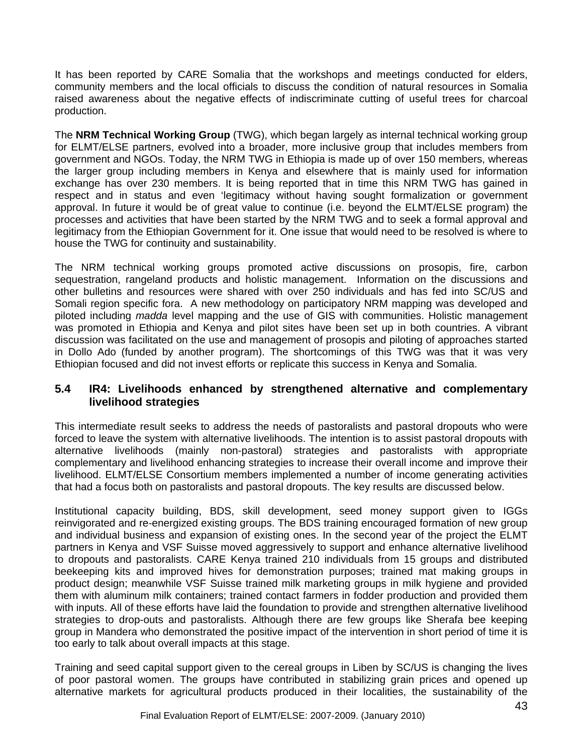It has been reported by CARE Somalia that the workshops and meetings conducted for elders, community members and the local officials to discuss the condition of natural resources in Somalia raised awareness about the negative effects of indiscriminate cutting of useful trees for charcoal production.

The **NRM Technical Working Group** (TWG), which began largely as internal technical working group for ELMT/ELSE partners, evolved into a broader, more inclusive group that includes members from government and NGOs. Today, the NRM TWG in Ethiopia is made up of over 150 members, whereas the larger group including members in Kenya and elsewhere that is mainly used for information exchange has over 230 members. It is being reported that in time this NRM TWG has gained in respect and in status and even 'legitimacy without having sought formalization or government approval. In future it would be of great value to continue (i.e. beyond the ELMT/ELSE program) the processes and activities that have been started by the NRM TWG and to seek a formal approval and legitimacy from the Ethiopian Government for it. One issue that would need to be resolved is where to house the TWG for continuity and sustainability.

The NRM technical working groups promoted active discussions on prosopis, fire, carbon sequestration, rangeland products and holistic management. Information on the discussions and other bulletins and resources were shared with over 250 individuals and has fed into SC/US and Somali region specific fora. A new methodology on participatory NRM mapping was developed and piloted including *madda* level mapping and the use of GIS with communities. Holistic management was promoted in Ethiopia and Kenya and pilot sites have been set up in both countries. A vibrant discussion was facilitated on the use and management of prosopis and piloting of approaches started in Dollo Ado (funded by another program). The shortcomings of this TWG was that it was very Ethiopian focused and did not invest efforts or replicate this success in Kenya and Somalia.

### 5.4 IR4: Livelihoods enhanced by strengthened alternative and complementary livelihood strategies

This intermediate result seeks to address the needs of pastoralists and pastoral dropouts who were forced to leave the system with alternative livelihoods. The intention is to assist pastoral dropouts with alternative livelihoods (mainly non-pastoral) strategies and pastoralists with appropriate complementary and livelihood enhancing strategies to increase their overall income and improve their livelihood. ELMT/ELSE Consortium members implemented a number of income generating activities that had a focus both on pastoralists and pastoral dropouts. The key results are discussed below.

Institutional capacity building, BDS, skill development, seed money support given to IGGs reinvigorated and re-energized existing groups. The BDS training encouraged formation of new group and individual business and expansion of existing ones. In the second year of the project the ELMT partners in Kenya and VSF Suisse moved aggressively to support and enhance alternative livelihood to dropouts and pastoralists. CARE Kenya trained 210 individuals from 15 groups and distributed beekeeping kits and improved hives for demonstration purposes; trained mat making groups in product design; meanwhile VSF Suisse trained milk marketing groups in milk hygiene and provided them with aluminum milk containers; trained contact farmers in fodder production and provided them with inputs. All of these efforts have laid the foundation to provide and strengthen alternative livelihood strategies to drop-outs and pastoralists. Although there are few groups like Sherafa bee keeping group in Mandera who demonstrated the positive impact of the intervention in short period of time it is too early to talk about overall impacts at this stage.

Training and seed capital support given to the cereal groups in Liben by SC/US is changing the lives of poor pastoral women. The groups have contributed in stabilizing grain prices and opened up alternative markets for agricultural products produced in their localities, the sustainability of the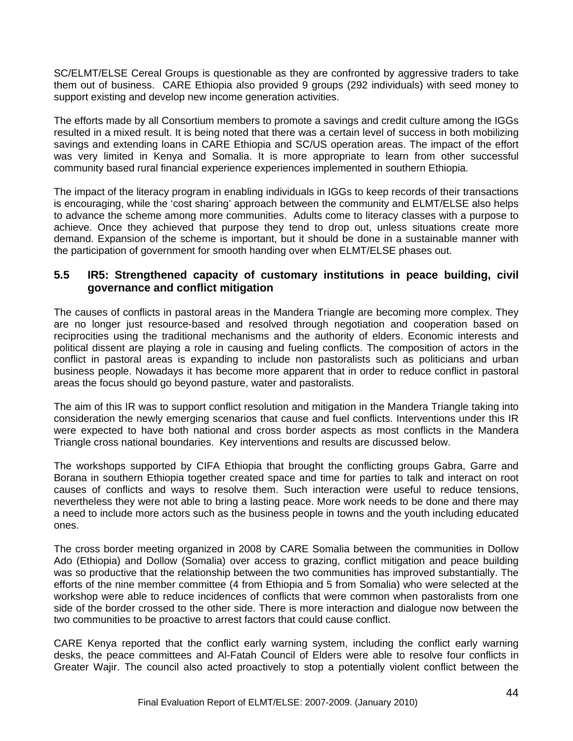SC/ELMT/ELSE Cereal Groups is questionable as they are confronted by aggressive traders to take them out of business. CARE Ethiopia also provided 9 groups (292 individuals) with seed money to support existing and develop new income generation activities.

The efforts made by all Consortium members to promote a savings and credit culture among the IGGs resulted in a mixed result. It is being noted that there was a certain level of success in both mobilizing savings and extending loans in CARE Ethiopia and SC/US operation areas. The impact of the effort was very limited in Kenya and Somalia. It is more appropriate to learn from other successful community based rural financial experience experiences implemented in southern Ethiopia.

The impact of the literacy program in enabling individuals in IGGs to keep records of their transactions is encouraging, while the 'cost sharing' approach between the community and ELMT/ELSE also helps to advance the scheme among more communities. Adults come to literacy classes with a purpose to achieve. Once they achieved that purpose they tend to drop out, unless situations create more demand. Expansion of the scheme is important, but it should be done in a sustainable manner with the participation of government for smooth handing over when ELMT/ELSE phases out.

### 5.5 IR5: Strengthened capacity of customary institutions in peace building, civil governance and conflict mitigation

The causes of conflicts in pastoral areas in the Mandera Triangle are becoming more complex. They are no longer just resource-based and resolved through negotiation and cooperation based on reciprocities using the traditional mechanisms and the authority of elders. Economic interests and political dissent are playing a role in causing and fueling conflicts. The composition of actors in the conflict in pastoral areas is expanding to include non pastoralists such as politicians and urban business people. Nowadays it has become more apparent that in order to reduce conflict in pastoral areas the focus should go beyond pasture, water and pastoralists.

The aim of this IR was to support conflict resolution and mitigation in the Mandera Triangle taking into consideration the newly emerging scenarios that cause and fuel conflicts. Interventions under this IR were expected to have both national and cross border aspects as most conflicts in the Mandera Triangle cross national boundaries. Key interventions and results are discussed below.

The workshops supported by CIFA Ethiopia that brought the conflicting groups Gabra, Garre and Borana in southern Ethiopia together created space and time for parties to talk and interact on root causes of conflicts and ways to resolve them. Such interaction were useful to reduce tensions, nevertheless they were not able to bring a lasting peace. More work needs to be done and there may a need to include more actors such as the business people in towns and the youth including educated ones.

The cross border meeting organized in 2008 by CARE Somalia between the communities in Dollow Ado (Ethiopia) and Dollow (Somalia) over access to grazing, conflict mitigation and peace building was so productive that the relationship between the two communities has improved substantially. The efforts of the nine member committee (4 from Ethiopia and 5 from Somalia) who were selected at the workshop were able to reduce incidences of conflicts that were common when pastoralists from one side of the border crossed to the other side. There is more interaction and dialogue now between the two communities to be proactive to arrest factors that could cause conflict.

CARE Kenya reported that the conflict early warning system, including the conflict early warning desks, the peace committees and Al-Fatah Council of Elders were able to resolve four conflicts in Greater Wajir. The council also acted proactively to stop a potentially violent conflict between the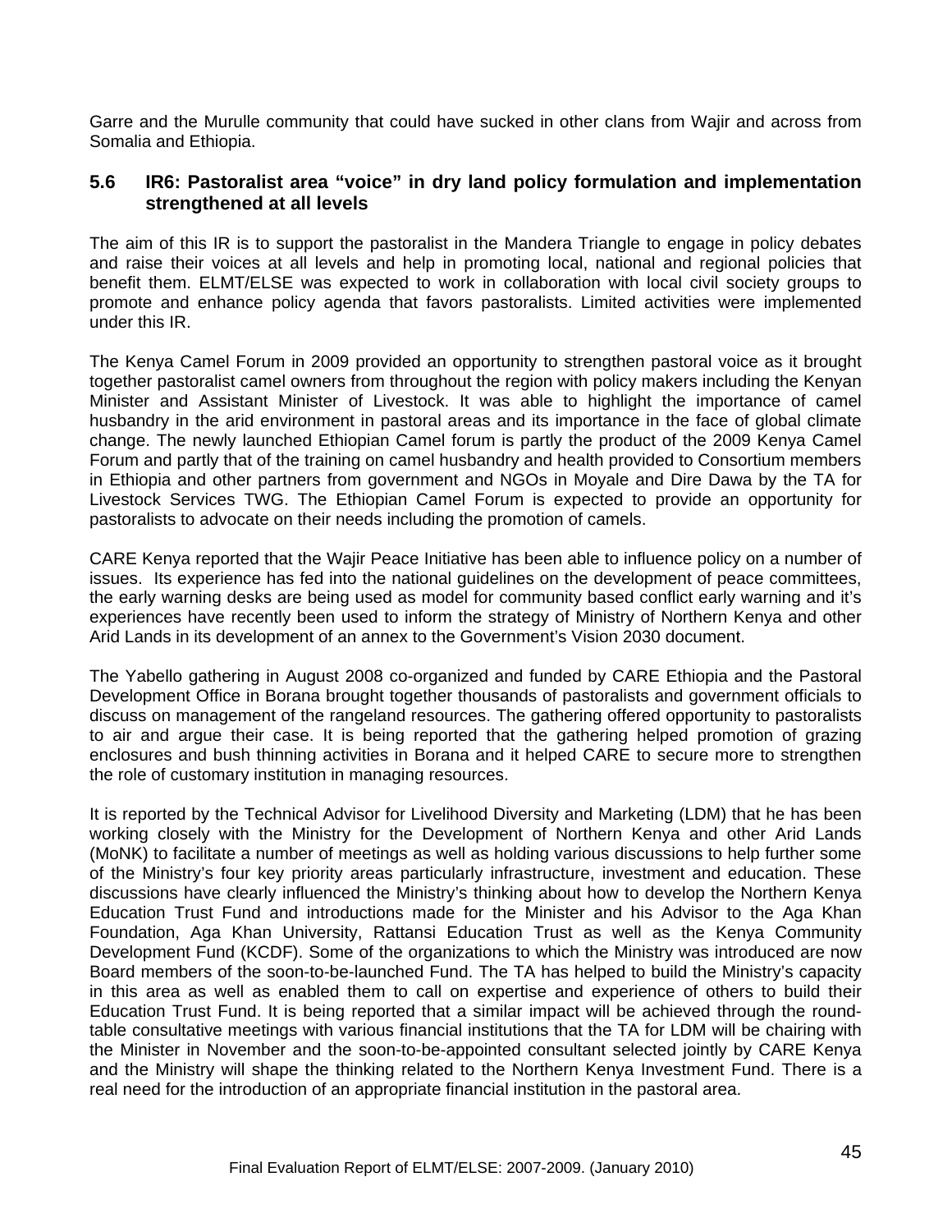Garre and the Murulle community that could have sucked in other clans from Wajir and across from Somalia and Ethiopia.

### 5.6 IR6: Pastoralist area "voice" in dry land policy formulation and implementation strengthened at all levels

The aim of this IR is to support the pastoralist in the Mandera Triangle to engage in policy debates and raise their voices at all levels and help in promoting local, national and regional policies that benefit them. ELMT/ELSE was expected to work in collaboration with local civil society groups to promote and enhance policy agenda that favors pastoralists. Limited activities were implemented under this IR.

The Kenya Camel Forum in 2009 provided an opportunity to strengthen pastoral voice as it brought together pastoralist camel owners from throughout the region with policy makers including the Kenyan Minister and Assistant Minister of Livestock. It was able to highlight the importance of camel husbandry in the arid environment in pastoral areas and its importance in the face of global climate change. The newly launched Ethiopian Camel forum is partly the product of the 2009 Kenya Camel Forum and partly that of the training on camel husbandry and health provided to Consortium members in Ethiopia and other partners from government and NGOs in Moyale and Dire Dawa by the TA for Livestock Services TWG. The Ethiopian Camel Forum is expected to provide an opportunity for pastoralists to advocate on their needs including the promotion of camels.

CARE Kenya reported that the Wajir Peace Initiative has been able to influence policy on a number of issues. Its experience has fed into the national guidelines on the development of peace committees, the early warning desks are being used as model for community based conflict early warning and it's experiences have recently been used to inform the strategy of Ministry of Northern Kenya and other Arid Lands in its development of an annex to the Government's Vision 2030 document.

The Yabello gathering in August 2008 co-organized and funded by CARE Ethiopia and the Pastoral Development Office in Borana brought together thousands of pastoralists and government officials to discuss on management of the rangeland resources. The gathering offered opportunity to pastoralists to air and argue their case. It is being reported that the gathering helped promotion of grazing enclosures and bush thinning activities in Borana and it helped CARE to secure more to strengthen the role of customary institution in managing resources.

It is reported by the Technical Advisor for Livelihood Diversity and Marketing (LDM) that he has been working closely with the Ministry for the Development of Northern Kenya and other Arid Lands (MoNK) to facilitate a number of meetings as well as holding various discussions to help further some of the Ministry's four key priority areas particularly infrastructure, investment and education. These discussions have clearly influenced the Ministry's thinking about how to develop the Northern Kenya Education Trust Fund and introductions made for the Minister and his Advisor to the Aga Khan Foundation, Aga Khan University, Rattansi Education Trust as well as the Kenya Community Development Fund (KCDF). Some of the organizations to which the Ministry was introduced are now Board members of the soon-to-be-launched Fund. The TA has helped to build the Ministry's capacity in this area as well as enabled them to call on expertise and experience of others to build their Education Trust Fund. It is being reported that a similar impact will be achieved through the round-table consultative meetings with various financial institutions that the TA for LDM will be chairing with the Minister in November and the soon-to-be-appointed consultant selected jointly by CARE Kenya and the Ministry will shape the thinking related to the Northern Kenya Investment Fund. There is a real need for the introduction of an appropriate financial institution in the pastoral area.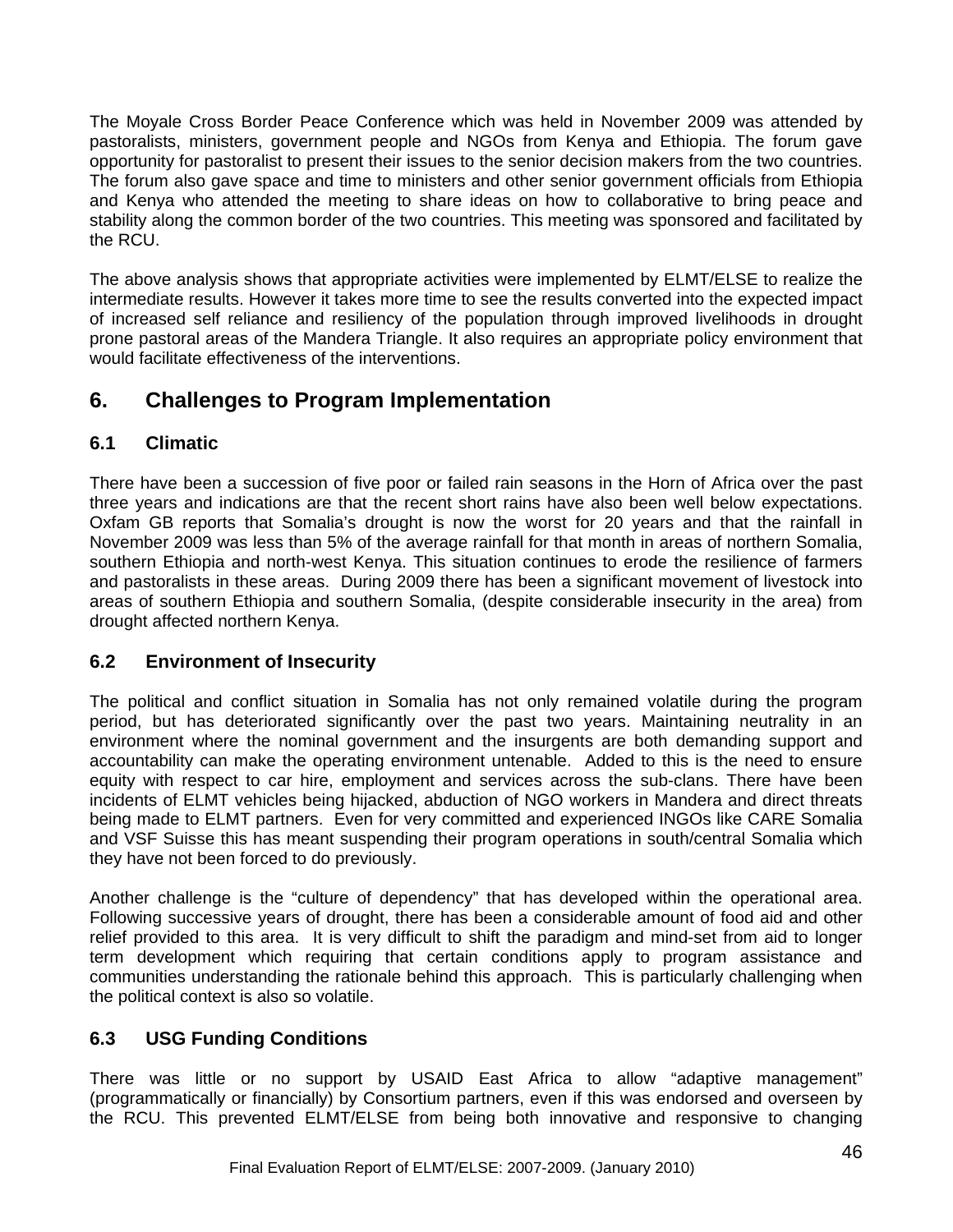The Moyale Cross Border Peace Conference which was held in November 2009 was attended by pastoralists, ministers, government people and NGOs from Kenya and Ethiopia. The forum gave opportunity for pastoralist to present their issues to the senior decision makers from the two countries. The forum also gave space and time to ministers and other senior government officials from Ethiopia and Kenya who attended the meeting to share ideas on how to collaborative to bring peace and stability along the common border of the two countries. This meeting was sponsored and facilitated by the RCU.

The above analysis shows that appropriate activities were implemented by ELMT/ELSE to realize the intermediate results. However it takes more time to see the results converted into the expected impact of increased self reliance and resiliency of the population through improved livelihoods in drought prone pastoral areas of the Mandera Triangle. It also requires an appropriate policy environment that would facilitate effectiveness of the interventions.

## 6. Challenges to Program Implementation

### 6.1 Climatic

There have been a succession of five poor or failed rain seasons in the Horn of Africa over the past three years and indications are that the recent short rains have also been well below expectations. Oxfam GB reports that Somalia's drought is now the worst for 20 years and that the rainfall in November 2009 was less than 5% of the average rainfall for that month in areas of northern Somalia, southern Ethiopia and north-west Kenya. This situation continues to erode the resilience of farmers and pastoralists in these areas. During 2009 there has been a significant movement of livestock into areas of southern Ethiopia and southern Somalia, (despite considerable insecurity in the area) from drought affected northern Kenya.

### 6.2 Environment of Insecurity

The political and conflict situation in Somalia has not only remained volatile during the program period, but has deteriorated significantly over the past two years. Maintaining neutrality in an environment where the nominal government and the insurgents are both demanding support and accountability can make the operating environment untenable. Added to this is the need to ensure equity with respect to car hire, employment and services across the sub-clans. There have been incidents of ELMT vehicles being hijacked, abduction of NGO workers in Mandera and direct threats being made to ELMT partners. Even for very committed and experienced INGOs like CARE Somalia and VSF Suisse this has meant suspending their program operations in south/central Somalia which they have not been forced to do previously.

Another challenge is the "culture of dependency" that has developed within the operational area. Following successive years of drought, there has been a considerable amount of food aid and other relief provided to this area. It is very difficult to shift the paradigm and mind-set from aid to longer term development which requiring that certain conditions apply to program assistance and communities understanding the rationale behind this approach. This is particularly challenging when the political context is also so volatile.

### 6.3 USG Funding Conditions

There was little or no support by USAID East Africa to allow "adaptive management" (programmatically or financially) by Consortium partners, even if this was endorsed and overseen by the RCU. This prevented ELMT/ELSE from being both innovative and responsive to changing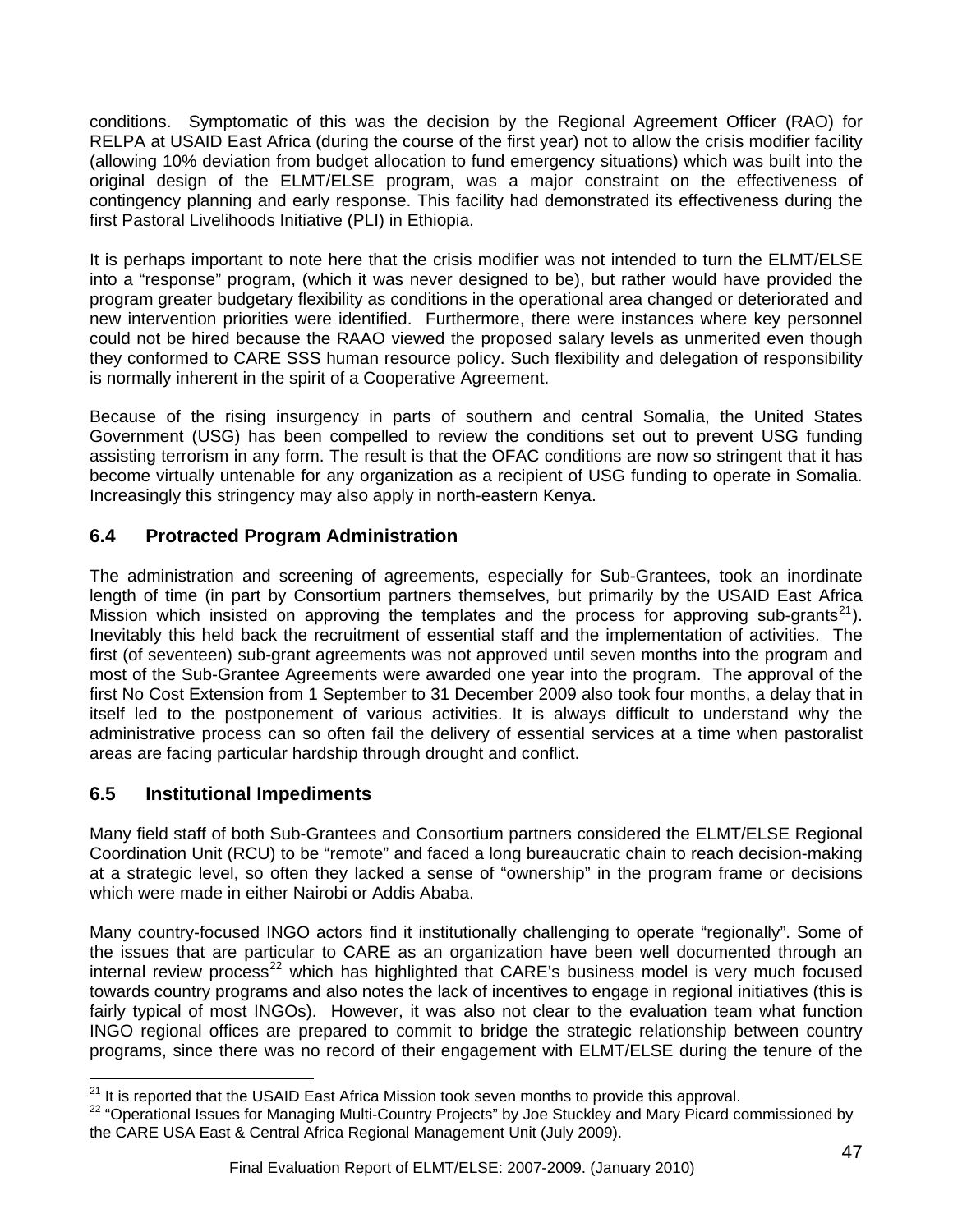conditions. Symptomatic of this was the decision by the Regional Agreement Officer (RAO) for RELPA at USAID East Africa (during the course of the first year) not to allow the crisis modifier facility (allowing 10% deviation from budget allocation to fund emergency situations) which was built into the original design of the ELMT/ELSE program, was a major constraint on the effectiveness of contingency planning and early response. This facility had demonstrated its effectiveness during the first Pastoral Livelihoods Initiative (PLI) in Ethiopia.

It is perhaps important to note here that the crisis modifier was not intended to turn the ELMT/ELSE into a "response" program, (which it was never designed to be), but rather would have provided the program greater budgetary flexibility as conditions in the operational area changed or deteriorated and new intervention priorities were identified. Furthermore, there were instances where key personnel could not be hired because the RAAO viewed the proposed salary levels as unmerited even though they conformed to CARE SSS human resource policy. Such flexibility and delegation of responsibility is normally inherent in the spirit of a Cooperative Agreement.

Because of the rising insurgency in parts of southern and central Somalia, the United States Government (USG) has been compelled to review the conditions set out to prevent USG funding assisting terrorism in any form. The result is that the OFAC conditions are now so stringent that it has become virtually untenable for any organization as a recipient of USG funding to operate in Somalia. Increasingly this stringency may also apply in north-eastern Kenya.

## 6.4 Protracted Program Administration

The administration and screening of agreements, especially for Sub-Grantees, took an inordinate length of time (in part by Consortium partners themselves, but primarily by the USAID East Africa Mission which insisted on approving the templates and the process for approving sub-grants[21]). Inevitably this held back the recruitment of essential staff and the implementation of activities. The first (of seventeen) sub-grant agreements was not approved until seven months into the program and most of the Sub-Grantee Agreements were awarded one year into the program. The approval of the first No Cost Extension from 1 September to 31 December 2009 also took four months, a delay that in itself led to the postponement of various activities. It is always difficult to understand why the administrative process can so often fail the delivery of essential services at a time when pastoralist areas are facing particular hardship through drought and conflict.

## 6.5 Institutional Impediments

Many field staff of both Sub-Grantees and Consortium partners considered the ELMT/ELSE Regional Coordination Unit (RCU) to be "remote" and faced a long bureaucratic chain to reach decision-making at a strategic level, so often they lacked a sense of "ownership" in the program frame or decisions which were made in either Nairobi or Addis Ababa.

Many country-focused INGO actors find it institutionally challenging to operate "regionally". Some of the issues that are particular to CARE as an organization have been well documented through an internal review process[22] which has highlighted that CARE's business model is very much focused towards country programs and also notes the lack of incentives to engage in regional initiatives (this is fairly typical of most INGOs). However, it was also not clear to the evaluation team what function INGO regional offices are prepared to commit to bridge the strategic relationship between country programs, since there was no record of their engagement with ELMT/ELSE during the tenure of the

[21] It is reported that the USAID East Africa Mission took seven months to provide this approval.

[22] "Operational Issues for Managing Multi-Country Projects" by Joe Stuckley and Mary Picard commissioned by the CARE USA East & Central Africa Regional Management Unit (July 2009).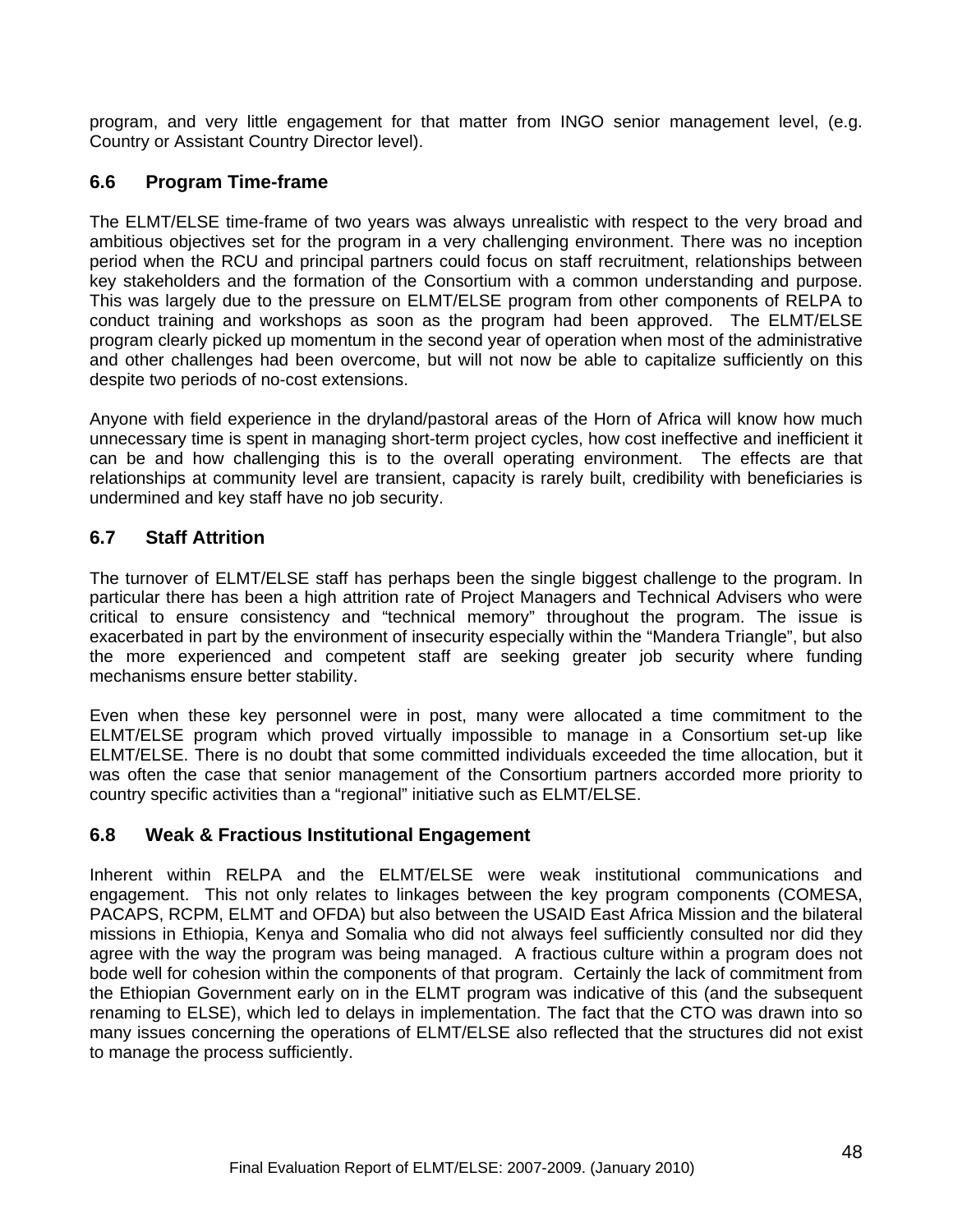program, and very little engagement for that matter from INGO senior management level, (e.g. Country or Assistant Country Director level).

## 6.6 Program Time-frame

The ELMT/ELSE time-frame of two years was always unrealistic with respect to the very broad and ambitious objectives set for the program in a very challenging environment. There was no inception period when the RCU and principal partners could focus on staff recruitment, relationships between key stakeholders and the formation of the Consortium with a common understanding and purpose. This was largely due to the pressure on ELMT/ELSE program from other components of RELPA to conduct training and workshops as soon as the program had been approved. The ELMT/ELSE program clearly picked up momentum in the second year of operation when most of the administrative and other challenges had been overcome, but will not now be able to capitalize sufficiently on this despite two periods of no-cost extensions.

Anyone with field experience in the dryland/pastoral areas of the Horn of Africa will know how much unnecessary time is spent in managing short-term project cycles, how cost ineffective and inefficient it can be and how challenging this is to the overall operating environment. The effects are that relationships at community level are transient, capacity is rarely built, credibility with beneficiaries is undermined and key staff have no job security.

## 6.7 Staff Attrition

The turnover of ELMT/ELSE staff has perhaps been the single biggest challenge to the program. In particular there has been a high attrition rate of Project Managers and Technical Advisers who were critical to ensure consistency and "technical memory" throughout the program. The issue is exacerbated in part by the environment of insecurity especially within the "Mandera Triangle", but also the more experienced and competent staff are seeking greater job security where funding mechanisms ensure better stability.

Even when these key personnel were in post, many were allocated a time commitment to the ELMT/ELSE program which proved virtually impossible to manage in a Consortium set-up like ELMT/ELSE. There is no doubt that some committed individuals exceeded the time allocation, but it was often the case that senior management of the Consortium partners accorded more priority to country specific activities than a "regional" initiative such as ELMT/ELSE.

## 6.8 Weak & Fractious Institutional Engagement

Inherent within RELPA and the ELMT/ELSE were weak institutional communications and engagement. This not only relates to linkages between the key program components (COMESA, PACAPS, RCPM, ELMT and OFDA) but also between the USAID East Africa Mission and the bilateral missions in Ethiopia, Kenya and Somalia who did not always feel sufficiently consulted nor did they agree with the way the program was being managed. A fractious culture within a program does not bode well for cohesion within the components of that program. Certainly the lack of commitment from the Ethiopian Government early on in the ELMT program was indicative of this (and the subsequent renaming to ELSE), which led to delays in implementation. The fact that the CTO was drawn into so many issues concerning the operations of ELMT/ELSE also reflected that the structures did not exist to manage the process sufficiently.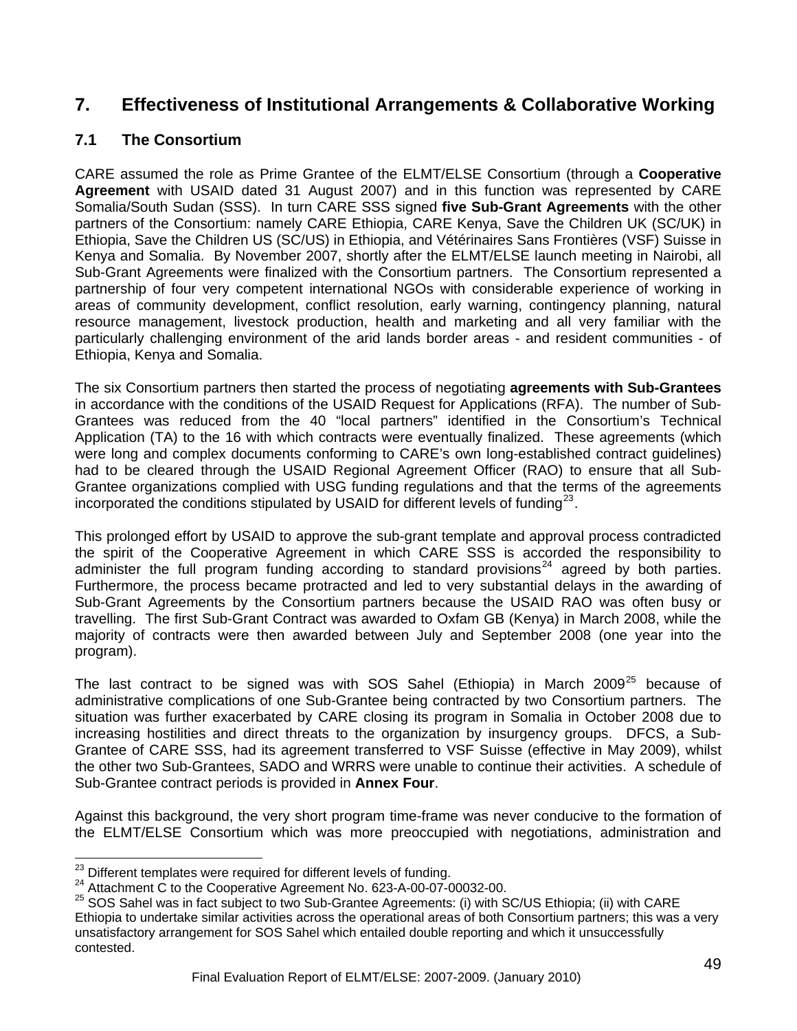## 7. Effectiveness of Institutional Arrangements & Collaborative Working

### 7.1 The Consortium

CARE assumed the role as Prime Grantee of the ELMT/ELSE Consortium (through a **Cooperative Agreement** with USAID dated 31 August 2007) and in this function was represented by CARE Somalia/South Sudan (SSS). In turn CARE SSS signed **five Sub-Grant Agreements** with the other partners of the Consortium: namely CARE Ethiopia, CARE Kenya, Save the Children UK (SC/UK) in Ethiopia, Save the Children US (SC/US) in Ethiopia, and Vétérinaires Sans Frontières (VSF) Suisse in Kenya and Somalia. By November 2007, shortly after the ELMT/ELSE launch meeting in Nairobi, all Sub-Grant Agreements were finalized with the Consortium partners. The Consortium represented a partnership of four very competent international NGOs with considerable experience of working in areas of community development, conflict resolution, early warning, contingency planning, natural resource management, livestock production, health and marketing and all very familiar with the particularly challenging environment of the arid lands border areas - and resident communities - of Ethiopia, Kenya and Somalia.

The six Consortium partners then started the process of negotiating **agreements with Sub-Grantees** in accordance with the conditions of the USAID Request for Applications (RFA). The number of Sub-Grantees was reduced from the 40 "local partners" identified in the Consortium's Technical Application (TA) to the 16 with which contracts were eventually finalized. These agreements (which were long and complex documents conforming to CARE's own long-established contract guidelines) had to be cleared through the USAID Regional Agreement Officer (RAO) to ensure that all Sub-Grantee organizations complied with USG funding regulations and that the terms of the agreements incorporated the conditions stipulated by USAID for different levels of funding[23].

This prolonged effort by USAID to approve the sub-grant template and approval process contradicted the spirit of the Cooperative Agreement in which CARE SSS is accorded the responsibility to administer the full program funding according to standard provisions[24] agreed by both parties. Furthermore, the process became protracted and led to very substantial delays in the awarding of Sub-Grant Agreements by the Consortium partners because the USAID RAO was often busy or travelling. The first Sub-Grant Contract was awarded to Oxfam GB (Kenya) in March 2008, while the majority of contracts were then awarded between July and September 2008 (one year into the program).

The last contract to be signed was with SOS Sahel (Ethiopia) in March 2009[25] because of administrative complications of one Sub-Grantee being contracted by two Consortium partners. The situation was further exacerbated by CARE closing its program in Somalia in October 2008 due to increasing hostilities and direct threats to the organization by insurgency groups. DFCS, a Sub-Grantee of CARE SSS, had its agreement transferred to VSF Suisse (effective in May 2009), whilst the other two Sub-Grantees, SADO and WRRS were unable to continue their activities. A schedule of Sub-Grantee contract periods is provided in **Annex Four**.

Against this background, the very short program time-frame was never conducive to the formation of the ELMT/ELSE Consortium which was more preoccupied with negotiations, administration and

---

[23] Different templates were required for different levels of funding.

[24] Attachment C to the Cooperative Agreement No. 623-A-00-07-00032-00.

[25] SOS Sahel was in fact subject to two Sub-Grantee Agreements: (i) with SC/US Ethiopia; (ii) with CARE Ethiopia to undertake similar activities across the operational areas of both Consortium partners; this was a very unsatisfactory arrangement for SOS Sahel which entailed double reporting and which it unsuccessfully contested.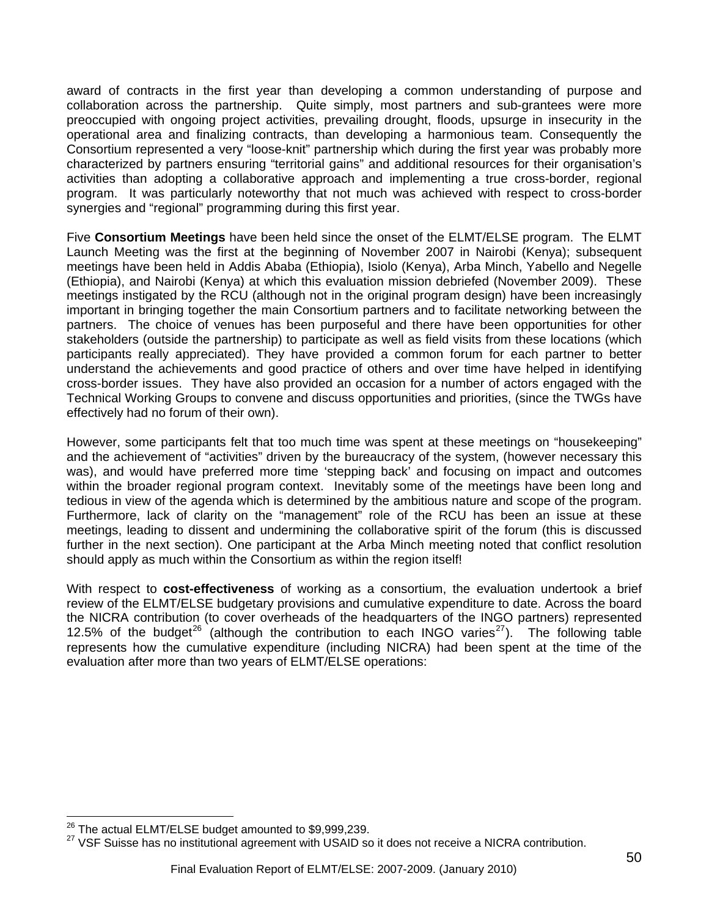award of contracts in the first year than developing a common understanding of purpose and collaboration across the partnership. Quite simply, most partners and sub-grantees were more preoccupied with ongoing project activities, prevailing drought, floods, upsurge in insecurity in the operational area and finalizing contracts, than developing a harmonious team. Consequently the Consortium represented a very "loose-knit" partnership which during the first year was probably more characterized by partners ensuring "territorial gains" and additional resources for their organisation's activities than adopting a collaborative approach and implementing a true cross-border, regional program. It was particularly noteworthy that not much was achieved with respect to cross-border synergies and "regional" programming during this first year.

Five **Consortium Meetings** have been held since the onset of the ELMT/ELSE program. The ELMT Launch Meeting was the first at the beginning of November 2007 in Nairobi (Kenya); subsequent meetings have been held in Addis Ababa (Ethiopia), Isiolo (Kenya), Arba Minch, Yabello and Negelle (Ethiopia), and Nairobi (Kenya) at which this evaluation mission debriefed (November 2009). These meetings instigated by the RCU (although not in the original program design) have been increasingly important in bringing together the main Consortium partners and to facilitate networking between the partners. The choice of venues has been purposeful and there have been opportunities for other stakeholders (outside the partnership) to participate as well as field visits from these locations (which participants really appreciated). They have provided a common forum for each partner to better understand the achievements and good practice of others and over time have helped in identifying cross-border issues. They have also provided an occasion for a number of actors engaged with the Technical Working Groups to convene and discuss opportunities and priorities, (since the TWGs have effectively had no forum of their own).

However, some participants felt that too much time was spent at these meetings on "housekeeping" and the achievement of "activities" driven by the bureaucracy of the system, (however necessary this was), and would have preferred more time 'stepping back' and focusing on impact and outcomes within the broader regional program context. Inevitably some of the meetings have been long and tedious in view of the agenda which is determined by the ambitious nature and scope of the program. Furthermore, lack of clarity on the "management" role of the RCU has been an issue at these meetings, leading to dissent and undermining the collaborative spirit of the forum (this is discussed further in the next section). One participant at the Arba Minch meeting noted that conflict resolution should apply as much within the Consortium as within the region itself!

With respect to **cost-effectiveness** of working as a consortium, the evaluation undertook a brief review of the ELMT/ELSE budgetary provisions and cumulative expenditure to date. Across the board the NICRA contribution (to cover overheads of the headquarters of the INGO partners) represented 12.5% of the budget[26] (although the contribution to each INGO varies[27]). The following table represents how the cumulative expenditure (including NICRA) had been spent at the time of the evaluation after more than two years of ELMT/ELSE operations:

[26] The actual ELMT/ELSE budget amounted to $9,999,239.

[27] VSF Suisse has no institutional agreement with USAID so it does not receive a NICRA contribution.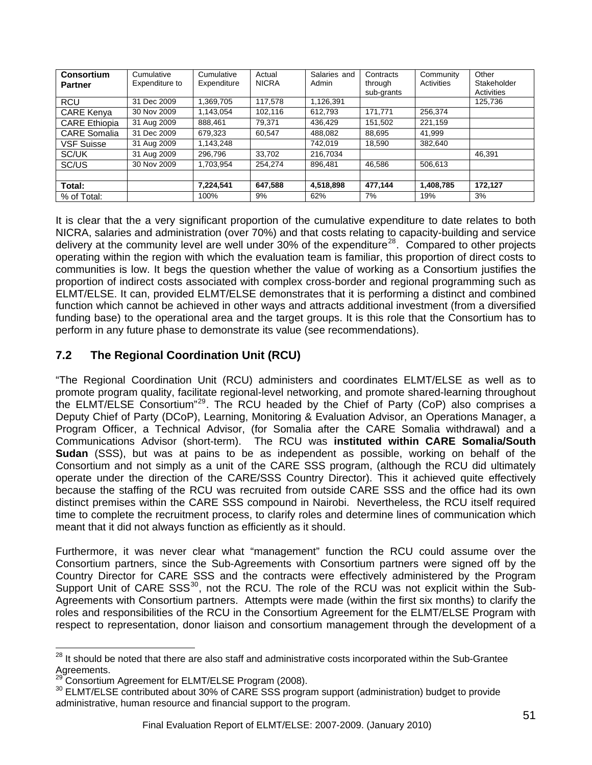| Consortium Partner | Cumulative Expenditure to | Cumulative Expenditure | Actual NICRA | Salaries and Admin | Contracts through sub-grants | Community Activities | Other Stakeholder Activities |
|---|---|---|---|---|---|---|---|
| RCU | 31 Dec 2009 | 1,369,705 | 117,578 | 1,126,391 | | | 125,736 |
| CARE Kenya | 30 Nov 2009 | 1,143,054 | 102,116 | 612,793 | 171,771 | 256,374 | |
| CARE Ethiopia | 31 Aug 2009 | 888,461 | 79,371 | 436,429 | 151,502 | 221,159 | |
| CARE Somalia | 31 Dec 2009 | 679,323 | 60,547 | 488,082 | 88,695 | 41,999 | |
| VSF Suisse | 31 Aug 2009 | 1,143,248 | | 742,019 | 18,590 | 382,640 | |
| SC/UK | 31 Aug 2009 | 296,796 | 33,702 | 216,7034 | | | 46,391 |
| SC/US | 30 Nov 2009 | 1,703,954 | 254,274 | 896,481 | 46,586 | 506,613 | |
| | | | | | | | |
| **Total:** | | **7,224,541** | **647,588** | **4,518,898** | **477,144** | **1,408,785** | **172,127** |
| % of Total: | | 100% | 9% | 62% | 7% | 19% | 3% |

It is clear that the a very significant proportion of the cumulative expenditure to date relates to both NICRA, salaries and administration (over 70%) and that costs relating to capacity-building and service delivery at the community level are well under 30% of the expenditure[28]. Compared to other projects operating within the region with which the evaluation team is familiar, this proportion of direct costs to communities is low. It begs the question whether the value of working as a Consortium justifies the proportion of indirect costs associated with complex cross-border and regional programming such as ELMT/ELSE. It can, provided ELMT/ELSE demonstrates that it is performing a distinct and combined function which cannot be achieved in other ways and attracts additional investment (from a diversified funding base) to the operational area and the target groups. It is this role that the Consortium has to perform in any future phase to demonstrate its value (see recommendations).

## 7.2 The Regional Coordination Unit (RCU)

"The Regional Coordination Unit (RCU) administers and coordinates ELMT/ELSE as well as to promote program quality, facilitate regional-level networking, and promote shared-learning throughout the ELMT/ELSE Consortium"[29]. The RCU headed by the Chief of Party (CoP) also comprises a Deputy Chief of Party (DCoP), Learning, Monitoring & Evaluation Advisor, an Operations Manager, a Program Officer, a Technical Advisor, (for Somalia after the CARE Somalia withdrawal) and a Communications Advisor (short-term). The RCU was **instituted within CARE Somalia/South Sudan** (SSS), but was at pains to be as independent as possible, working on behalf of the Consortium and not simply as a unit of the CARE SSS program, (although the RCU did ultimately operate under the direction of the CARE/SSS Country Director). This it achieved quite effectively because the staffing of the RCU was recruited from outside CARE SSS and the office had its own distinct premises within the CARE SSS compound in Nairobi. Nevertheless, the RCU itself required time to complete the recruitment process, to clarify roles and determine lines of communication which meant that it did not always function as efficiently as it should.

Furthermore, it was never clear what "management" function the RCU could assume over the Consortium partners, since the Sub-Agreements with Consortium partners were signed off by the Country Director for CARE SSS and the contracts were effectively administered by the Program Support Unit of CARE SSS[30], not the RCU. The role of the RCU was not explicit within the Sub-Agreements with Consortium partners. Attempts were made (within the first six months) to clarify the roles and responsibilities of the RCU in the Consortium Agreement for the ELMT/ELSE Program with respect to representation, donor liaison and consortium management through the development of a

---

[28] It should be noted that there are also staff and administrative costs incorporated within the Sub-Grantee Agreements.

[29] Consortium Agreement for ELMT/ELSE Program (2008).

[30] ELMT/ELSE contributed about 30% of CARE SSS program support (administration) budget to provide administrative, human resource and financial support to the program.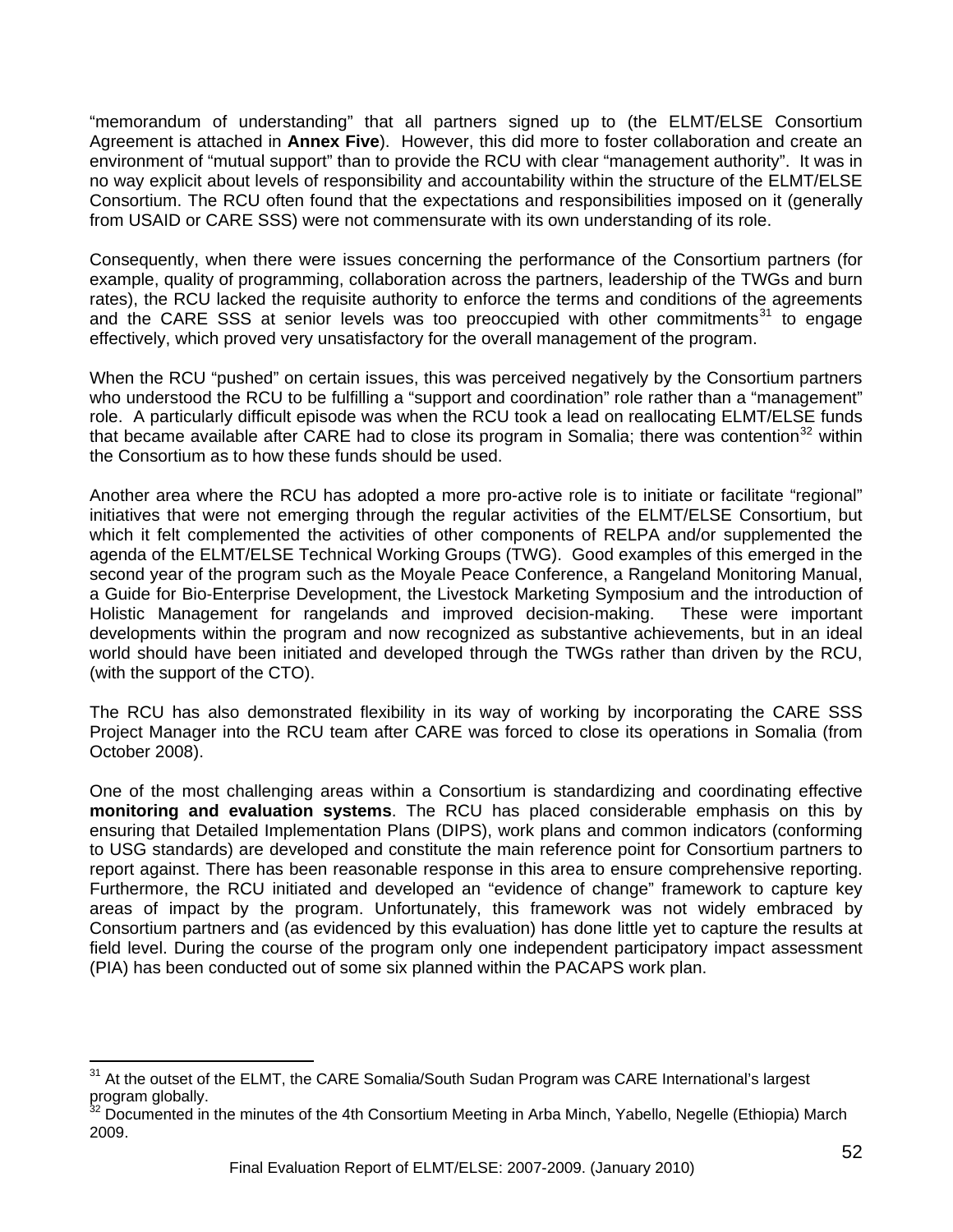"memorandum of understanding" that all partners signed up to (the ELMT/ELSE Consortium Agreement is attached in **Annex Five**). However, this did more to foster collaboration and create an environment of "mutual support" than to provide the RCU with clear "management authority". It was in no way explicit about levels of responsibility and accountability within the structure of the ELMT/ELSE Consortium. The RCU often found that the expectations and responsibilities imposed on it (generally from USAID or CARE SSS) were not commensurate with its own understanding of its role.

Consequently, when there were issues concerning the performance of the Consortium partners (for example, quality of programming, collaboration across the partners, leadership of the TWGs and burn rates), the RCU lacked the requisite authority to enforce the terms and conditions of the agreements and the CARE SSS at senior levels was too preoccupied with other commitments[31] to engage effectively, which proved very unsatisfactory for the overall management of the program.

When the RCU "pushed" on certain issues, this was perceived negatively by the Consortium partners who understood the RCU to be fulfilling a "support and coordination" role rather than a "management" role. A particularly difficult episode was when the RCU took a lead on reallocating ELMT/ELSE funds that became available after CARE had to close its program in Somalia; there was contention[32] within the Consortium as to how these funds should be used.

Another area where the RCU has adopted a more pro-active role is to initiate or facilitate "regional" initiatives that were not emerging through the regular activities of the ELMT/ELSE Consortium, but which it felt complemented the activities of other components of RELPA and/or supplemented the agenda of the ELMT/ELSE Technical Working Groups (TWG). Good examples of this emerged in the second year of the program such as the Moyale Peace Conference, a Rangeland Monitoring Manual, a Guide for Bio-Enterprise Development, the Livestock Marketing Symposium and the introduction of Holistic Management for rangelands and improved decision-making. These were important developments within the program and now recognized as substantive achievements, but in an ideal world should have been initiated and developed through the TWGs rather than driven by the RCU, (with the support of the CTO).

The RCU has also demonstrated flexibility in its way of working by incorporating the CARE SSS Project Manager into the RCU team after CARE was forced to close its operations in Somalia (from October 2008).

One of the most challenging areas within a Consortium is standardizing and coordinating effective **monitoring and evaluation systems**. The RCU has placed considerable emphasis on this by ensuring that Detailed Implementation Plans (DIPS), work plans and common indicators (conforming to USG standards) are developed and constitute the main reference point for Consortium partners to report against. There has been reasonable response in this area to ensure comprehensive reporting. Furthermore, the RCU initiated and developed an "evidence of change" framework to capture key areas of impact by the program. Unfortunately, this framework was not widely embraced by Consortium partners and (as evidenced by this evaluation) has done little yet to capture the results at field level. During the course of the program only one independent participatory impact assessment (PIA) has been conducted out of some six planned within the PACAPS work plan.

---

[31] At the outset of the ELMT, the CARE Somalia/South Sudan Program was CARE International's largest program globally.

[32] Documented in the minutes of the 4th Consortium Meeting in Arba Minch, Yabello, Negelle (Ethiopia) March 2009.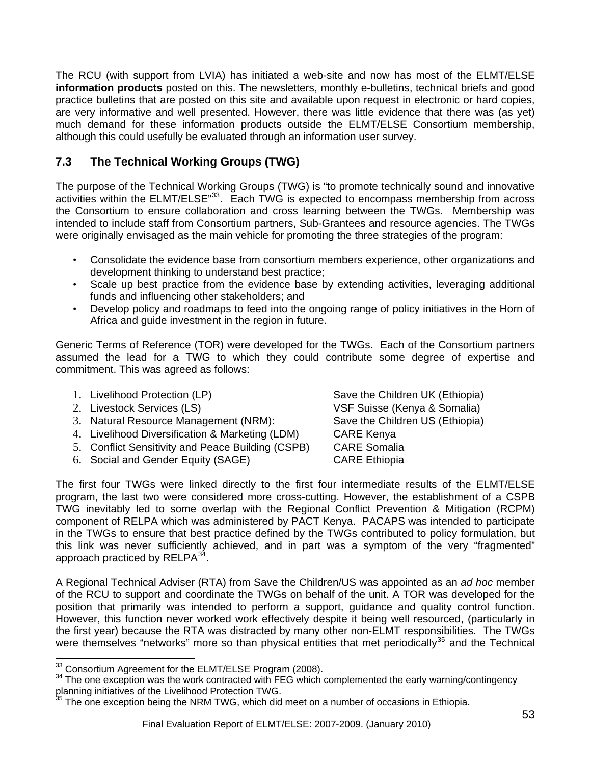The RCU (with support from LVIA) has initiated a web-site and now has most of the ELMT/ELSE **information products** posted on this. The newsletters, monthly e-bulletins, technical briefs and good practice bulletins that are posted on this site and available upon request in electronic or hard copies, are very informative and well presented. However, there was little evidence that there was (as yet) much demand for these information products outside the ELMT/ELSE Consortium membership, although this could usefully be evaluated through an information user survey.

## 7.3 The Technical Working Groups (TWG)

The purpose of the Technical Working Groups (TWG) is "to promote technically sound and innovative activities within the ELMT/ELSE"[33]. Each TWG is expected to encompass membership from across the Consortium to ensure collaboration and cross learning between the TWGs. Membership was intended to include staff from Consortium partners, Sub-Grantees and resource agencies. The TWGs were originally envisaged as the main vehicle for promoting the three strategies of the program:

- Consolidate the evidence base from consortium members experience, other organizations and development thinking to understand best practice;
- Scale up best practice from the evidence base by extending activities, leveraging additional funds and influencing other stakeholders; and
- Develop policy and roadmaps to feed into the ongoing range of policy initiatives in the Horn of Africa and guide investment in the region in future.

Generic Terms of Reference (TOR) were developed for the TWGs. Each of the Consortium partners assumed the lead for a TWG to which they could contribute some degree of expertise and commitment. This was agreed as follows:

| | |
|---|---|
| 1. Livelihood Protection (LP) | Save the Children UK (Ethiopia) |
| 2. Livestock Services (LS) | VSF Suisse (Kenya & Somalia) |
| 3. Natural Resource Management (NRM): | Save the Children US (Ethiopia) |
| 4. Livelihood Diversification & Marketing (LDM) | CARE Kenya |
| 5. Conflict Sensitivity and Peace Building (CSPB) | CARE Somalia |
| 6. Social and Gender Equity (SAGE) | CARE Ethiopia |

The first four TWGs were linked directly to the first four intermediate results of the ELMT/ELSE program, the last two were considered more cross-cutting. However, the establishment of a CSPB TWG inevitably led to some overlap with the Regional Conflict Prevention & Mitigation (RCPM) component of RELPA which was administered by PACT Kenya. PACAPS was intended to participate in the TWGs to ensure that best practice defined by the TWGs contributed to policy formulation, but this link was never sufficiently achieved, and in part was a symptom of the very "fragmented" approach practiced by RELPA[34].

A Regional Technical Adviser (RTA) from Save the Children/US was appointed as an *ad hoc* member of the RCU to support and coordinate the TWGs on behalf of the unit. A TOR was developed for the position that primarily was intended to perform a support, guidance and quality control function. However, this function never worked work effectively despite it being well resourced, (particularly in the first year) because the RTA was distracted by many other non-ELMT responsibilities. The TWGs were themselves "networks" more so than physical entities that met periodically[35] and the Technical

---

[33] Consortium Agreement for the ELMT/ELSE Program (2008).

[34] The one exception was the work contracted with FEG which complemented the early warning/contingency planning initiatives of the Livelihood Protection TWG.

[35] The one exception being the NRM TWG, which did meet on a number of occasions in Ethiopia.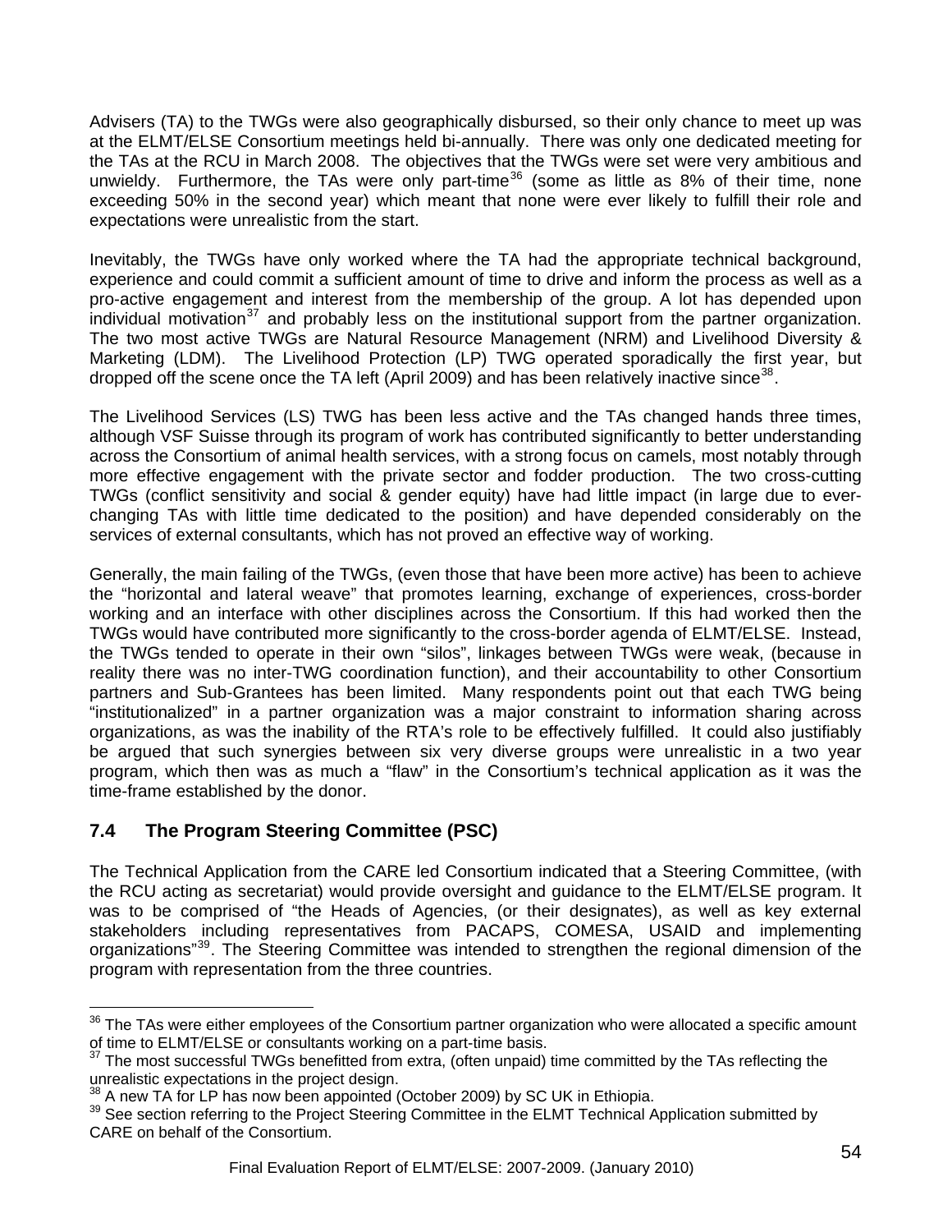Advisers (TA) to the TWGs were also geographically disbursed, so their only chance to meet up was at the ELMT/ELSE Consortium meetings held bi-annually. There was only one dedicated meeting for the TAs at the RCU in March 2008. The objectives that the TWGs were set were very ambitious and unwieldy. Furthermore, the TAs were only part-time[36] (some as little as 8% of their time, none exceeding 50% in the second year) which meant that none were ever likely to fulfill their role and expectations were unrealistic from the start.

Inevitably, the TWGs have only worked where the TA had the appropriate technical background, experience and could commit a sufficient amount of time to drive and inform the process as well as a pro-active engagement and interest from the membership of the group. A lot has depended upon individual motivation[37] and probably less on the institutional support from the partner organization. The two most active TWGs are Natural Resource Management (NRM) and Livelihood Diversity & Marketing (LDM). The Livelihood Protection (LP) TWG operated sporadically the first year, but dropped off the scene once the TA left (April 2009) and has been relatively inactive since[38].

The Livelihood Services (LS) TWG has been less active and the TAs changed hands three times, although VSF Suisse through its program of work has contributed significantly to better understanding across the Consortium of animal health services, with a strong focus on camels, most notably through more effective engagement with the private sector and fodder production. The two cross-cutting TWGs (conflict sensitivity and social & gender equity) have had little impact (in large due to ever-changing TAs with little time dedicated to the position) and have depended considerably on the services of external consultants, which has not proved an effective way of working.

Generally, the main failing of the TWGs, (even those that have been more active) has been to achieve the "horizontal and lateral weave" that promotes learning, exchange of experiences, cross-border working and an interface with other disciplines across the Consortium. If this had worked then the TWGs would have contributed more significantly to the cross-border agenda of ELMT/ELSE. Instead, the TWGs tended to operate in their own "silos", linkages between TWGs were weak, (because in reality there was no inter-TWG coordination function), and their accountability to other Consortium partners and Sub-Grantees has been limited. Many respondents point out that each TWG being "institutionalized" in a partner organization was a major constraint to information sharing across organizations, as was the inability of the RTA's role to be effectively fulfilled. It could also justifiably be argued that such synergies between six very diverse groups were unrealistic in a two year program, which then was as much a "flaw" in the Consortium's technical application as it was the time-frame established by the donor.

## 7.4 The Program Steering Committee (PSC)

The Technical Application from the CARE led Consortium indicated that a Steering Committee, (with the RCU acting as secretariat) would provide oversight and guidance to the ELMT/ELSE program. It was to be comprised of "the Heads of Agencies, (or their designates), as well as key external stakeholders including representatives from PACAPS, COMESA, USAID and implementing organizations"[39]. The Steering Committee was intended to strengthen the regional dimension of the program with representation from the three countries.

---

[36] The TAs were either employees of the Consortium partner organization who were allocated a specific amount of time to ELMT/ELSE or consultants working on a part-time basis.

[37] The most successful TWGs benefitted from extra, (often unpaid) time committed by the TAs reflecting the unrealistic expectations in the project design.

[38] A new TA for LP has now been appointed (October 2009) by SC UK in Ethiopia.

[39] See section referring to the Project Steering Committee in the ELMT Technical Application submitted by CARE on behalf of the Consortium.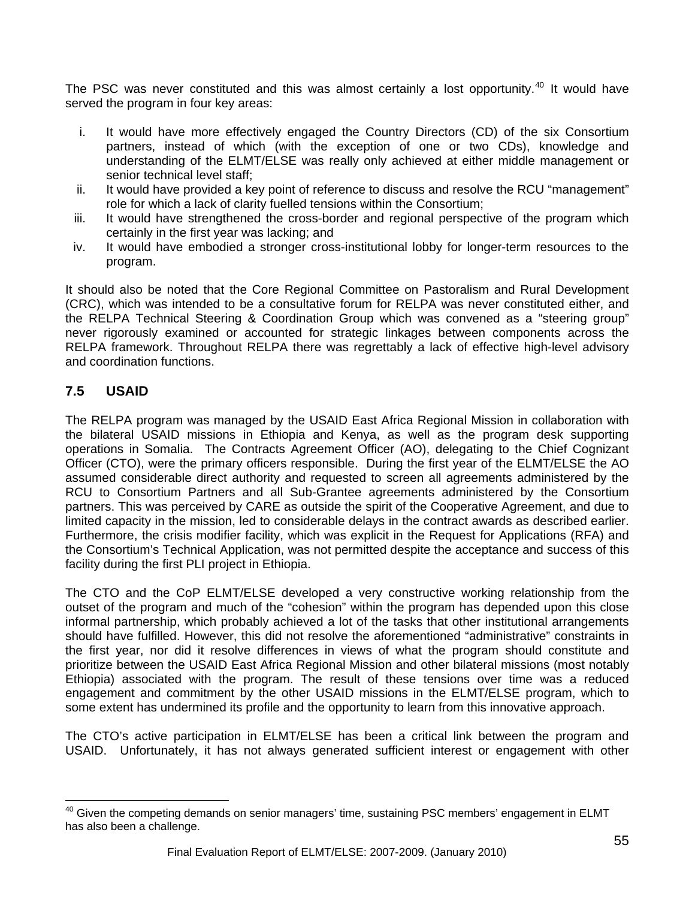The PSC was never constituted and this was almost certainly a lost opportunity.[40] It would have served the program in four key areas:

i. It would have more effectively engaged the Country Directors (CD) of the six Consortium partners, instead of which (with the exception of one or two CDs), knowledge and understanding of the ELMT/ELSE was really only achieved at either middle management or senior technical level staff;
ii. It would have provided a key point of reference to discuss and resolve the RCU "management" role for which a lack of clarity fuelled tensions within the Consortium;
iii. It would have strengthened the cross-border and regional perspective of the program which certainly in the first year was lacking; and
iv. It would have embodied a stronger cross-institutional lobby for longer-term resources to the program.

It should also be noted that the Core Regional Committee on Pastoralism and Rural Development (CRC), which was intended to be a consultative forum for RELPA was never constituted either, and the RELPA Technical Steering & Coordination Group which was convened as a "steering group" never rigorously examined or accounted for strategic linkages between components across the RELPA framework. Throughout RELPA there was regrettably a lack of effective high-level advisory and coordination functions.

## 7.5 USAID

The RELPA program was managed by the USAID East Africa Regional Mission in collaboration with the bilateral USAID missions in Ethiopia and Kenya, as well as the program desk supporting operations in Somalia. The Contracts Agreement Officer (AO), delegating to the Chief Cognizant Officer (CTO), were the primary officers responsible. During the first year of the ELMT/ELSE the AO assumed considerable direct authority and requested to screen all agreements administered by the RCU to Consortium Partners and all Sub-Grantee agreements administered by the Consortium partners. This was perceived by CARE as outside the spirit of the Cooperative Agreement, and due to limited capacity in the mission, led to considerable delays in the contract awards as described earlier. Furthermore, the crisis modifier facility, which was explicit in the Request for Applications (RFA) and the Consortium's Technical Application, was not permitted despite the acceptance and success of this facility during the first PLI project in Ethiopia.

The CTO and the CoP ELMT/ELSE developed a very constructive working relationship from the outset of the program and much of the "cohesion" within the program has depended upon this close informal partnership, which probably achieved a lot of the tasks that other institutional arrangements should have fulfilled. However, this did not resolve the aforementioned "administrative" constraints in the first year, nor did it resolve differences in views of what the program should constitute and prioritize between the USAID East Africa Regional Mission and other bilateral missions (most notably Ethiopia) associated with the program. The result of these tensions over time was a reduced engagement and commitment by the other USAID missions in the ELMT/ELSE program, which to some extent has undermined its profile and the opportunity to learn from this innovative approach.

The CTO's active participation in ELMT/ELSE has been a critical link between the program and USAID. Unfortunately, it has not always generated sufficient interest or engagement with other

---

[40] Given the competing demands on senior managers' time, sustaining PSC members' engagement in ELMT has also been a challenge.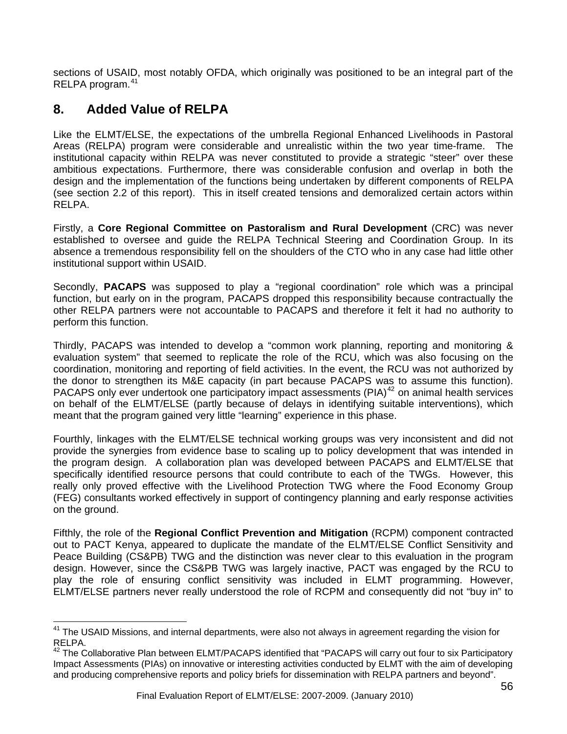sections of USAID, most notably OFDA, which originally was positioned to be an integral part of the RELPA program.[41]

## 8. Added Value of RELPA

Like the ELMT/ELSE, the expectations of the umbrella Regional Enhanced Livelihoods in Pastoral Areas (RELPA) program were considerable and unrealistic within the two year time-frame. The institutional capacity within RELPA was never constituted to provide a strategic "steer" over these ambitious expectations. Furthermore, there was considerable confusion and overlap in both the design and the implementation of the functions being undertaken by different components of RELPA (see section 2.2 of this report). This in itself created tensions and demoralized certain actors within RELPA.

Firstly, a **Core Regional Committee on Pastoralism and Rural Development** (CRC) was never established to oversee and guide the RELPA Technical Steering and Coordination Group. In its absence a tremendous responsibility fell on the shoulders of the CTO who in any case had little other institutional support within USAID.

Secondly, **PACAPS** was supposed to play a "regional coordination" role which was a principal function, but early on in the program, PACAPS dropped this responsibility because contractually the other RELPA partners were not accountable to PACAPS and therefore it felt it had no authority to perform this function.

Thirdly, PACAPS was intended to develop a "common work planning, reporting and monitoring & evaluation system" that seemed to replicate the role of the RCU, which was also focusing on the coordination, monitoring and reporting of field activities. In the event, the RCU was not authorized by the donor to strengthen its M&E capacity (in part because PACAPS was to assume this function). PACAPS only ever undertook one participatory impact assessments (PIA)[42] on animal health services on behalf of the ELMT/ELSE (partly because of delays in identifying suitable interventions), which meant that the program gained very little "learning" experience in this phase.

Fourthly, linkages with the ELMT/ELSE technical working groups was very inconsistent and did not provide the synergies from evidence base to scaling up to policy development that was intended in the program design. A collaboration plan was developed between PACAPS and ELMT/ELSE that specifically identified resource persons that could contribute to each of the TWGs. However, this really only proved effective with the Livelihood Protection TWG where the Food Economy Group (FEG) consultants worked effectively in support of contingency planning and early response activities on the ground.

Fifthly, the role of the **Regional Conflict Prevention and Mitigation** (RCPM) component contracted out to PACT Kenya, appeared to duplicate the mandate of the ELMT/ELSE Conflict Sensitivity and Peace Building (CS&PB) TWG and the distinction was never clear to this evaluation in the program design. However, since the CS&PB TWG was largely inactive, PACT was engaged by the RCU to play the role of ensuring conflict sensitivity was included in ELMT programming. However, ELMT/ELSE partners never really understood the role of RCPM and consequently did not "buy in" to

---

[41] The USAID Missions, and internal departments, were also not always in agreement regarding the vision for RELPA.

[42] The Collaborative Plan between ELMT/PACAPS identified that "PACAPS will carry out four to six Participatory Impact Assessments (PIAs) on innovative or interesting activities conducted by ELMT with the aim of developing and producing comprehensive reports and policy briefs for dissemination with RELPA partners and beyond".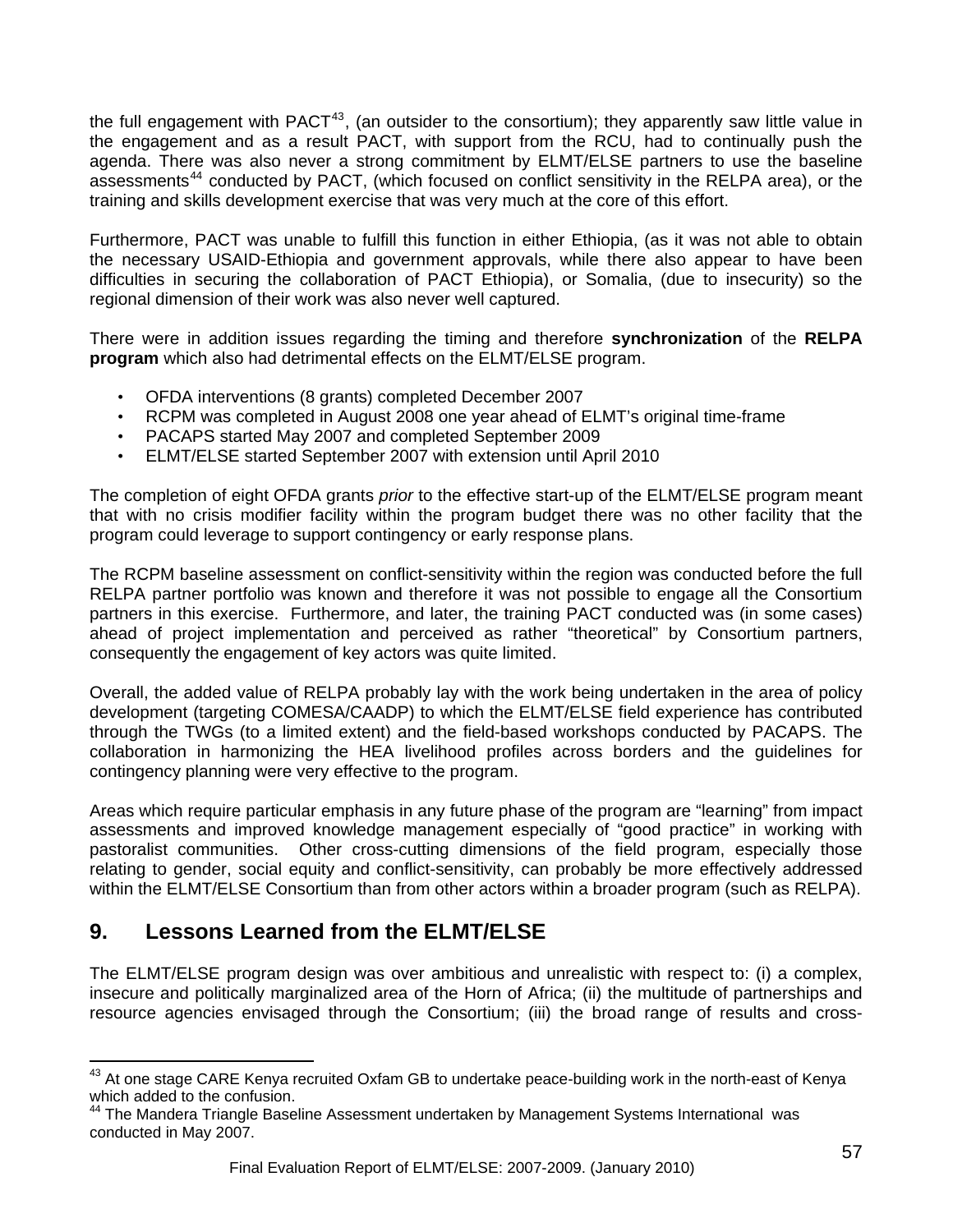the full engagement with PACT[43], (an outsider to the consortium); they apparently saw little value in the engagement and as a result PACT, with support from the RCU, had to continually push the agenda. There was also never a strong commitment by ELMT/ELSE partners to use the baseline assessments[44] conducted by PACT, (which focused on conflict sensitivity in the RELPA area), or the training and skills development exercise that was very much at the core of this effort.

Furthermore, PACT was unable to fulfill this function in either Ethiopia, (as it was not able to obtain the necessary USAID-Ethiopia and government approvals, while there also appear to have been difficulties in securing the collaboration of PACT Ethiopia), or Somalia, (due to insecurity) so the regional dimension of their work was also never well captured.

There were in addition issues regarding the timing and therefore **synchronization** of the **RELPA program** which also had detrimental effects on the ELMT/ELSE program.

- OFDA interventions (8 grants) completed December 2007
- RCPM was completed in August 2008 one year ahead of ELMT's original time-frame
- PACAPS started May 2007 and completed September 2009
- ELMT/ELSE started September 2007 with extension until April 2010

The completion of eight OFDA grants *prior* to the effective start-up of the ELMT/ELSE program meant that with no crisis modifier facility within the program budget there was no other facility that the program could leverage to support contingency or early response plans.

The RCPM baseline assessment on conflict-sensitivity within the region was conducted before the full RELPA partner portfolio was known and therefore it was not possible to engage all the Consortium partners in this exercise. Furthermore, and later, the training PACT conducted was (in some cases) ahead of project implementation and perceived as rather "theoretical" by Consortium partners, consequently the engagement of key actors was quite limited.

Overall, the added value of RELPA probably lay with the work being undertaken in the area of policy development (targeting COMESA/CAADP) to which the ELMT/ELSE field experience has contributed through the TWGs (to a limited extent) and the field-based workshops conducted by PACAPS. The collaboration in harmonizing the HEA livelihood profiles across borders and the guidelines for contingency planning were very effective to the program.

Areas which require particular emphasis in any future phase of the program are "learning" from impact assessments and improved knowledge management especially of "good practice" in working with pastoralist communities. Other cross-cutting dimensions of the field program, especially those relating to gender, social equity and conflict-sensitivity, can probably be more effectively addressed within the ELMT/ELSE Consortium than from other actors within a broader program (such as RELPA).

## 9. Lessons Learned from the ELMT/ELSE

The ELMT/ELSE program design was over ambitious and unrealistic with respect to: (i) a complex, insecure and politically marginalized area of the Horn of Africa; (ii) the multitude of partnerships and resource agencies envisaged through the Consortium; (iii) the broad range of results and cross-

---

[43] At one stage CARE Kenya recruited Oxfam GB to undertake peace-building work in the north-east of Kenya which added to the confusion.

[44] The Mandera Triangle Baseline Assessment undertaken by Management Systems International was conducted in May 2007.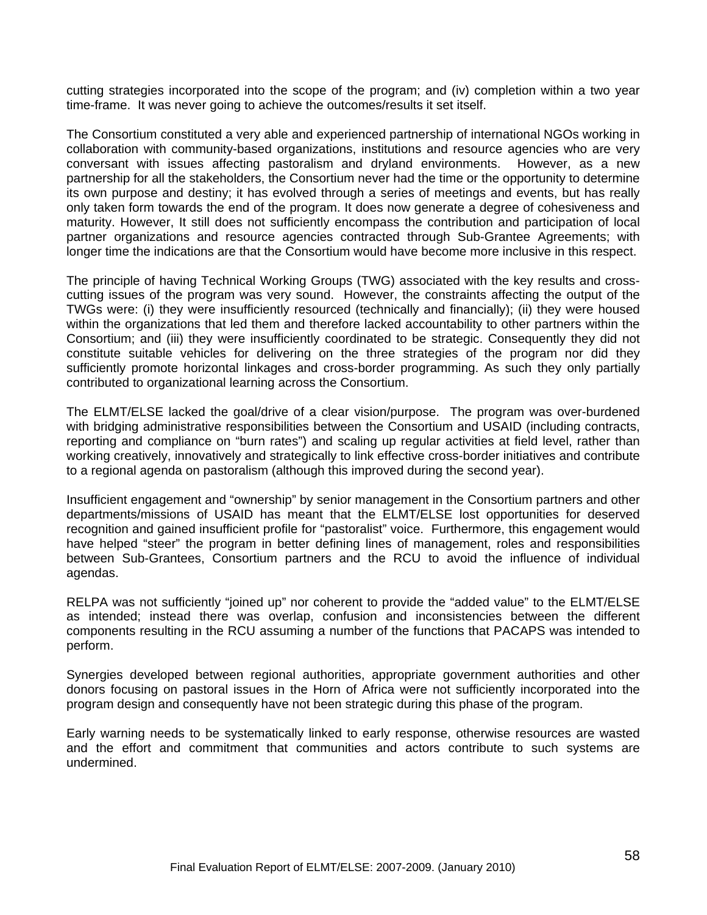cutting strategies incorporated into the scope of the program; and (iv) completion within a two year time-frame. It was never going to achieve the outcomes/results it set itself.

The Consortium constituted a very able and experienced partnership of international NGOs working in collaboration with community-based organizations, institutions and resource agencies who are very conversant with issues affecting pastoralism and dryland environments. However, as a new partnership for all the stakeholders, the Consortium never had the time or the opportunity to determine its own purpose and destiny; it has evolved through a series of meetings and events, but has really only taken form towards the end of the program. It does now generate a degree of cohesiveness and maturity. However, It still does not sufficiently encompass the contribution and participation of local partner organizations and resource agencies contracted through Sub-Grantee Agreements; with longer time the indications are that the Consortium would have become more inclusive in this respect.

The principle of having Technical Working Groups (TWG) associated with the key results and cross-cutting issues of the program was very sound. However, the constraints affecting the output of the TWGs were: (i) they were insufficiently resourced (technically and financially); (ii) they were housed within the organizations that led them and therefore lacked accountability to other partners within the Consortium; and (iii) they were insufficiently coordinated to be strategic. Consequently they did not constitute suitable vehicles for delivering on the three strategies of the program nor did they sufficiently promote horizontal linkages and cross-border programming. As such they only partially contributed to organizational learning across the Consortium.

The ELMT/ELSE lacked the goal/drive of a clear vision/purpose. The program was over-burdened with bridging administrative responsibilities between the Consortium and USAID (including contracts, reporting and compliance on "burn rates") and scaling up regular activities at field level, rather than working creatively, innovatively and strategically to link effective cross-border initiatives and contribute to a regional agenda on pastoralism (although this improved during the second year).

Insufficient engagement and "ownership" by senior management in the Consortium partners and other departments/missions of USAID has meant that the ELMT/ELSE lost opportunities for deserved recognition and gained insufficient profile for "pastoralist" voice. Furthermore, this engagement would have helped "steer" the program in better defining lines of management, roles and responsibilities between Sub-Grantees, Consortium partners and the RCU to avoid the influence of individual agendas.

RELPA was not sufficiently "joined up" nor coherent to provide the "added value" to the ELMT/ELSE as intended; instead there was overlap, confusion and inconsistencies between the different components resulting in the RCU assuming a number of the functions that PACAPS was intended to perform.

Synergies developed between regional authorities, appropriate government authorities and other donors focusing on pastoral issues in the Horn of Africa were not sufficiently incorporated into the program design and consequently have not been strategic during this phase of the program.

Early warning needs to be systematically linked to early response, otherwise resources are wasted and the effort and commitment that communities and actors contribute to such systems are undermined.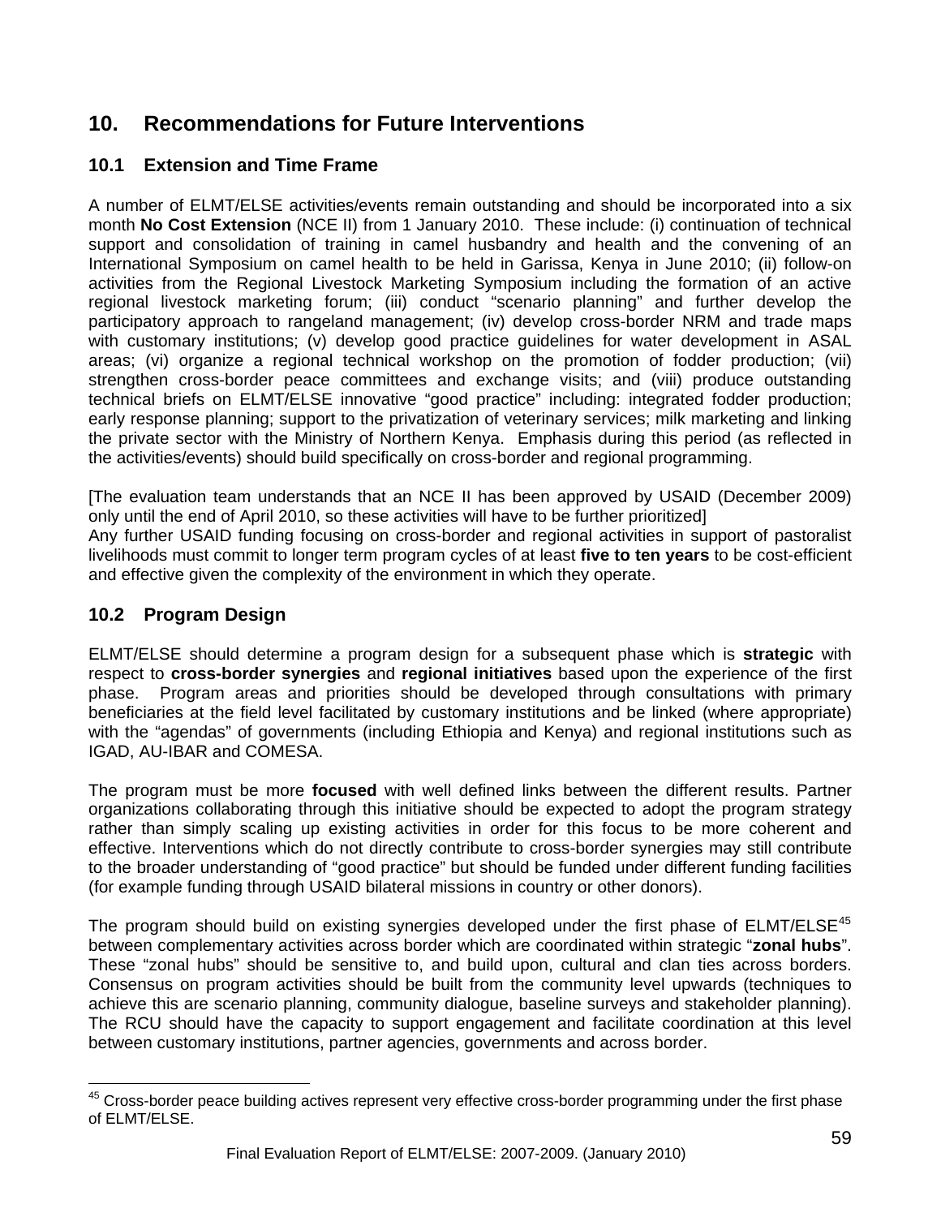# 10. Recommendations for Future Interventions

## 10.1 Extension and Time Frame

A number of ELMT/ELSE activities/events remain outstanding and should be incorporated into a six month **No Cost Extension** (NCE II) from 1 January 2010. These include: (i) continuation of technical support and consolidation of training in camel husbandry and health and the convening of an International Symposium on camel health to be held in Garissa, Kenya in June 2010; (ii) follow-on activities from the Regional Livestock Marketing Symposium including the formation of an active regional livestock marketing forum; (iii) conduct "scenario planning" and further develop the participatory approach to rangeland management; (iv) develop cross-border NRM and trade maps with customary institutions; (v) develop good practice guidelines for water development in ASAL areas; (vi) organize a regional technical workshop on the promotion of fodder production; (vii) strengthen cross-border peace committees and exchange visits; and (viii) produce outstanding technical briefs on ELMT/ELSE innovative "good practice" including: integrated fodder production; early response planning; support to the privatization of veterinary services; milk marketing and linking the private sector with the Ministry of Northern Kenya. Emphasis during this period (as reflected in the activities/events) should build specifically on cross-border and regional programming.

[The evaluation team understands that an NCE II has been approved by USAID (December 2009) only until the end of April 2010, so these activities will have to be further prioritized]

Any further USAID funding focusing on cross-border and regional activities in support of pastoralist livelihoods must commit to longer term program cycles of at least **five to ten years** to be cost-efficient and effective given the complexity of the environment in which they operate.

## 10.2 Program Design

ELMT/ELSE should determine a program design for a subsequent phase which is **strategic** with respect to **cross-border synergies** and **regional initiatives** based upon the experience of the first phase. Program areas and priorities should be developed through consultations with primary beneficiaries at the field level facilitated by customary institutions and be linked (where appropriate) with the "agendas" of governments (including Ethiopia and Kenya) and regional institutions such as IGAD, AU-IBAR and COMESA.

The program must be more **focused** with well defined links between the different results. Partner organizations collaborating through this initiative should be expected to adopt the program strategy rather than simply scaling up existing activities in order for this focus to be more coherent and effective. Interventions which do not directly contribute to cross-border synergies may still contribute to the broader understanding of "good practice" but should be funded under different funding facilities (for example funding through USAID bilateral missions in country or other donors).

The program should build on existing synergies developed under the first phase of ELMT/ELSE[45] between complementary activities across border which are coordinated within strategic "**zonal hubs**". These "zonal hubs" should be sensitive to, and build upon, cultural and clan ties across borders. Consensus on program activities should be built from the community level upwards (techniques to achieve this are scenario planning, community dialogue, baseline surveys and stakeholder planning). The RCU should have the capacity to support engagement and facilitate coordination at this level between customary institutions, partner agencies, governments and across border.

[45] Cross-border peace building actives represent very effective cross-border programming under the first phase of ELMT/ELSE.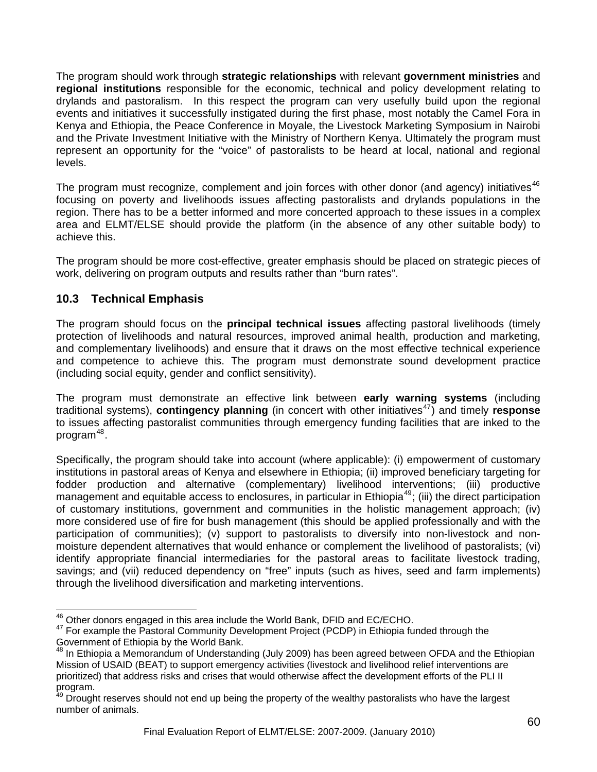The program should work through **strategic relationships** with relevant **government ministries** and **regional institutions** responsible for the economic, technical and policy development relating to drylands and pastoralism. In this respect the program can very usefully build upon the regional events and initiatives it successfully instigated during the first phase, most notably the Camel Fora in Kenya and Ethiopia, the Peace Conference in Moyale, the Livestock Marketing Symposium in Nairobi and the Private Investment Initiative with the Ministry of Northern Kenya. Ultimately the program must represent an opportunity for the "voice" of pastoralists to be heard at local, national and regional levels.

The program must recognize, complement and join forces with other donor (and agency) initiatives[46] focusing on poverty and livelihoods issues affecting pastoralists and drylands populations in the region. There has to be a better informed and more concerted approach to these issues in a complex area and ELMT/ELSE should provide the platform (in the absence of any other suitable body) to achieve this.

The program should be more cost-effective, greater emphasis should be placed on strategic pieces of work, delivering on program outputs and results rather than "burn rates".

## 10.3 Technical Emphasis

The program should focus on the **principal technical issues** affecting pastoral livelihoods (timely protection of livelihoods and natural resources, improved animal health, production and marketing, and complementary livelihoods) and ensure that it draws on the most effective technical experience and competence to achieve this. The program must demonstrate sound development practice (including social equity, gender and conflict sensitivity).

The program must demonstrate an effective link between **early warning systems** (including traditional systems), **contingency planning** (in concert with other initiatives[47]) and timely **response** to issues affecting pastoralist communities through emergency funding facilities that are inked to the program[48].

Specifically, the program should take into account (where applicable): (i) empowerment of customary institutions in pastoral areas of Kenya and elsewhere in Ethiopia; (ii) improved beneficiary targeting for fodder production and alternative (complementary) livelihood interventions; (iii) productive management and equitable access to enclosures, in particular in Ethiopia[49]; (iii) the direct participation of customary institutions, government and communities in the holistic management approach; (iv) more considered use of fire for bush management (this should be applied professionally and with the participation of communities); (v) support to pastoralists to diversify into non-livestock and non-moisture dependent alternatives that would enhance or complement the livelihood of pastoralists; (vi) identify appropriate financial intermediaries for the pastoral areas to facilitate livestock trading, savings; and (vii) reduced dependency on "free" inputs (such as hives, seed and farm implements) through the livelihood diversification and marketing interventions.

---

[46] Other donors engaged in this area include the World Bank, DFID and EC/ECHO.

[47] For example the Pastoral Community Development Project (PCDP) in Ethiopia funded through the Government of Ethiopia by the World Bank.

[48] In Ethiopia a Memorandum of Understanding (July 2009) has been agreed between OFDA and the Ethiopian Mission of USAID (BEAT) to support emergency activities (livestock and livelihood relief interventions are prioritized) that address risks and crises that would otherwise affect the development efforts of the PLI II program.

[49] Drought reserves should not end up being the property of the wealthy pastoralists who have the largest number of animals.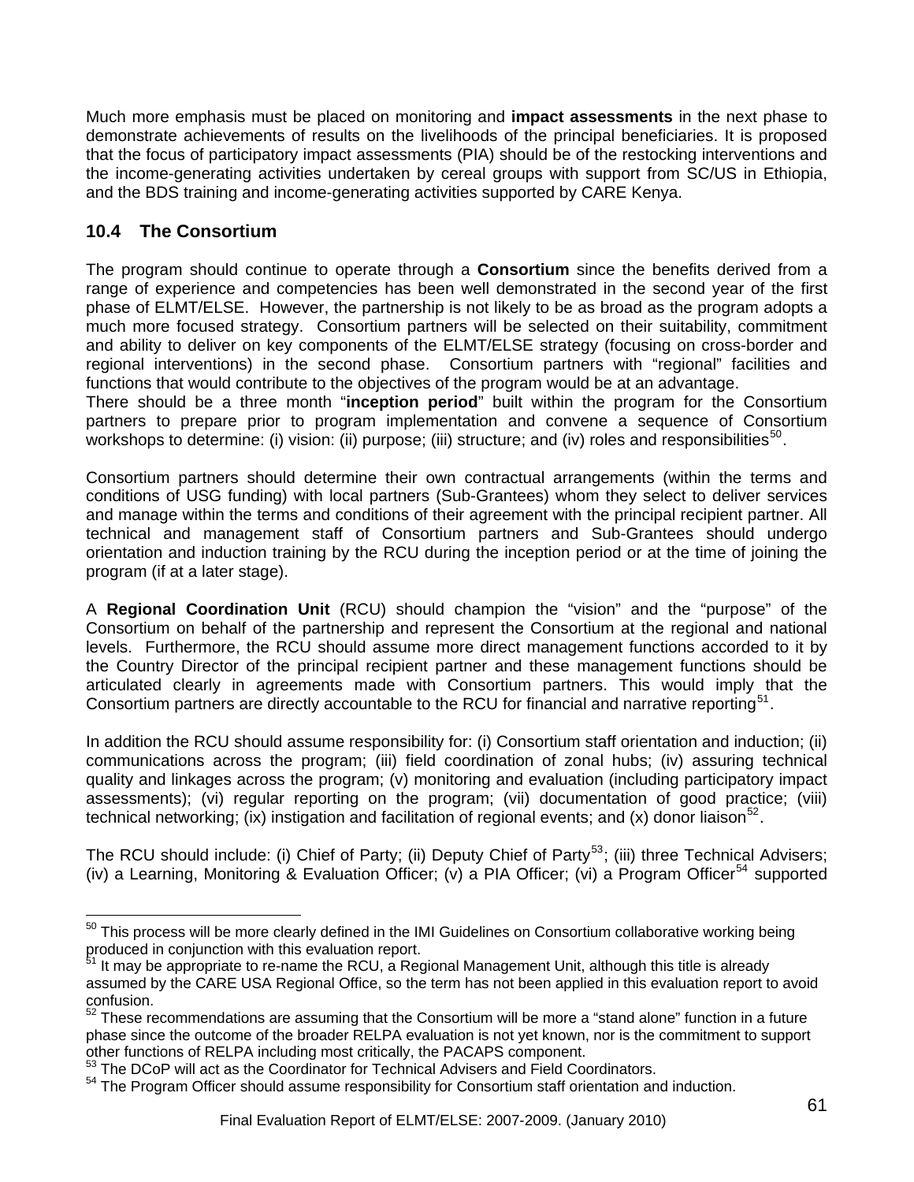Much more emphasis must be placed on monitoring and **impact assessments** in the next phase to demonstrate achievements of results on the livelihoods of the principal beneficiaries. It is proposed that the focus of participatory impact assessments (PIA) should be of the restocking interventions and the income-generating activities undertaken by cereal groups with support from SC/US in Ethiopia, and the BDS training and income-generating activities supported by CARE Kenya.

## 10.4 The Consortium

The program should continue to operate through a **Consortium** since the benefits derived from a range of experience and competencies has been well demonstrated in the second year of the first phase of ELMT/ELSE. However, the partnership is not likely to be as broad as the program adopts a much more focused strategy. Consortium partners will be selected on their suitability, commitment and ability to deliver on key components of the ELMT/ELSE strategy (focusing on cross-border and regional interventions) in the second phase. Consortium partners with "regional" facilities and functions that would contribute to the objectives of the program would be at an advantage.
There should be a three month "**inception period**" built within the program for the Consortium partners to prepare prior to program implementation and convene a sequence of Consortium workshops to determine: (i) vision: (ii) purpose; (iii) structure; and (iv) roles and responsibilities[50].

Consortium partners should determine their own contractual arrangements (within the terms and conditions of USG funding) with local partners (Sub-Grantees) whom they select to deliver services and manage within the terms and conditions of their agreement with the principal recipient partner. All technical and management staff of Consortium partners and Sub-Grantees should undergo orientation and induction training by the RCU during the inception period or at the time of joining the program (if at a later stage).

A **Regional Coordination Unit** (RCU) should champion the "vision" and the "purpose" of the Consortium on behalf of the partnership and represent the Consortium at the regional and national levels. Furthermore, the RCU should assume more direct management functions accorded to it by the Country Director of the principal recipient partner and these management functions should be articulated clearly in agreements made with Consortium partners. This would imply that the Consortium partners are directly accountable to the RCU for financial and narrative reporting[51].

In addition the RCU should assume responsibility for: (i) Consortium staff orientation and induction; (ii) communications across the program; (iii) field coordination of zonal hubs; (iv) assuring technical quality and linkages across the program; (v) monitoring and evaluation (including participatory impact assessments); (vi) regular reporting on the program; (vii) documentation of good practice; (viii) technical networking; (ix) instigation and facilitation of regional events; and (x) donor liaison[52].

The RCU should include: (i) Chief of Party; (ii) Deputy Chief of Party[53]; (iii) three Technical Advisers; (iv) a Learning, Monitoring & Evaluation Officer; (v) a PIA Officer; (vi) a Program Officer[54] supported

---

[50] This process will be more clearly defined in the IMI Guidelines on Consortium collaborative working being produced in conjunction with this evaluation report.

[51] It may be appropriate to re-name the RCU, a Regional Management Unit, although this title is already assumed by the CARE USA Regional Office, so the term has not been applied in this evaluation report to avoid confusion.

[52] These recommendations are assuming that the Consortium will be more a "stand alone" function in a future phase since the outcome of the broader RELPA evaluation is not yet known, nor is the commitment to support other functions of RELPA including most critically, the PACAPS component.

[53] The DCoP will act as the Coordinator for Technical Advisers and Field Coordinators.

[54] The Program Officer should assume responsibility for Consortium staff orientation and induction.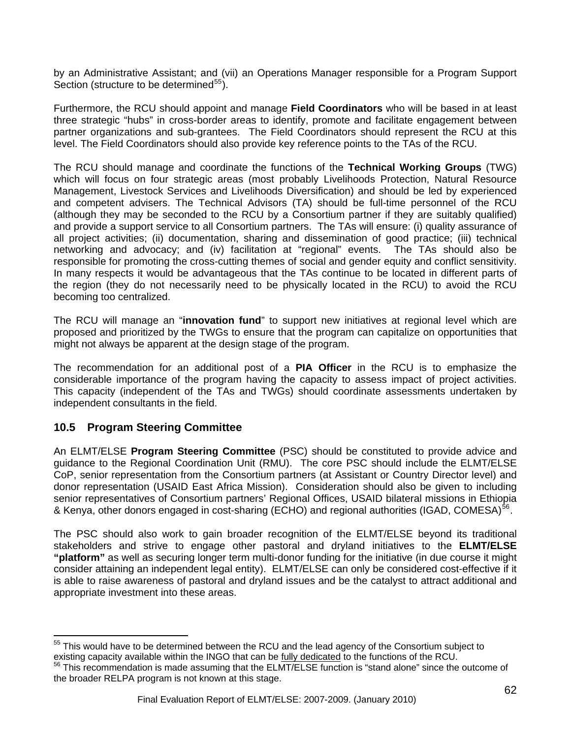by an Administrative Assistant; and (vii) an Operations Manager responsible for a Program Support Section (structure to be determined[55]).

Furthermore, the RCU should appoint and manage **Field Coordinators** who will be based in at least three strategic "hubs" in cross-border areas to identify, promote and facilitate engagement between partner organizations and sub-grantees. The Field Coordinators should represent the RCU at this level. The Field Coordinators should also provide key reference points to the TAs of the RCU.

The RCU should manage and coordinate the functions of the **Technical Working Groups** (TWG) which will focus on four strategic areas (most probably Livelihoods Protection, Natural Resource Management, Livestock Services and Livelihoods Diversification) and should be led by experienced and competent advisers. The Technical Advisors (TA) should be full-time personnel of the RCU (although they may be seconded to the RCU by a Consortium partner if they are suitably qualified) and provide a support service to all Consortium partners. The TAs will ensure: (i) quality assurance of all project activities; (ii) documentation, sharing and dissemination of good practice; (iii) technical networking and advocacy; and (iv) facilitation at "regional" events. The TAs should also be responsible for promoting the cross-cutting themes of social and gender equity and conflict sensitivity. In many respects it would be advantageous that the TAs continue to be located in different parts of the region (they do not necessarily need to be physically located in the RCU) to avoid the RCU becoming too centralized.

The RCU will manage an "**innovation fund**" to support new initiatives at regional level which are proposed and prioritized by the TWGs to ensure that the program can capitalize on opportunities that might not always be apparent at the design stage of the program.

The recommendation for an additional post of a **PIA Officer** in the RCU is to emphasize the considerable importance of the program having the capacity to assess impact of project activities. This capacity (independent of the TAs and TWGs) should coordinate assessments undertaken by independent consultants in the field.

## 10.5 Program Steering Committee

An ELMT/ELSE **Program Steering Committee** (PSC) should be constituted to provide advice and guidance to the Regional Coordination Unit (RMU). The core PSC should include the ELMT/ELSE CoP, senior representation from the Consortium partners (at Assistant or Country Director level) and donor representation (USAID East Africa Mission). Consideration should also be given to including senior representatives of Consortium partners' Regional Offices, USAID bilateral missions in Ethiopia & Kenya, other donors engaged in cost-sharing (ECHO) and regional authorities (IGAD, COMESA)[56].

The PSC should also work to gain broader recognition of the ELMT/ELSE beyond its traditional stakeholders and strive to engage other pastoral and dryland initiatives to the **ELMT/ELSE "platform"** as well as securing longer term multi-donor funding for the initiative (in due course it might consider attaining an independent legal entity). ELMT/ELSE can only be considered cost-effective if it is able to raise awareness of pastoral and dryland issues and be the catalyst to attract additional and appropriate investment into these areas.

---

[55] This would have to be determined between the RCU and the lead agency of the Consortium subject to existing capacity available within the INGO that can be fully dedicated to the functions of the RCU.

[56] This recommendation is made assuming that the ELMT/ELSE function is "stand alone" since the outcome of the broader RELPA program is not known at this stage.